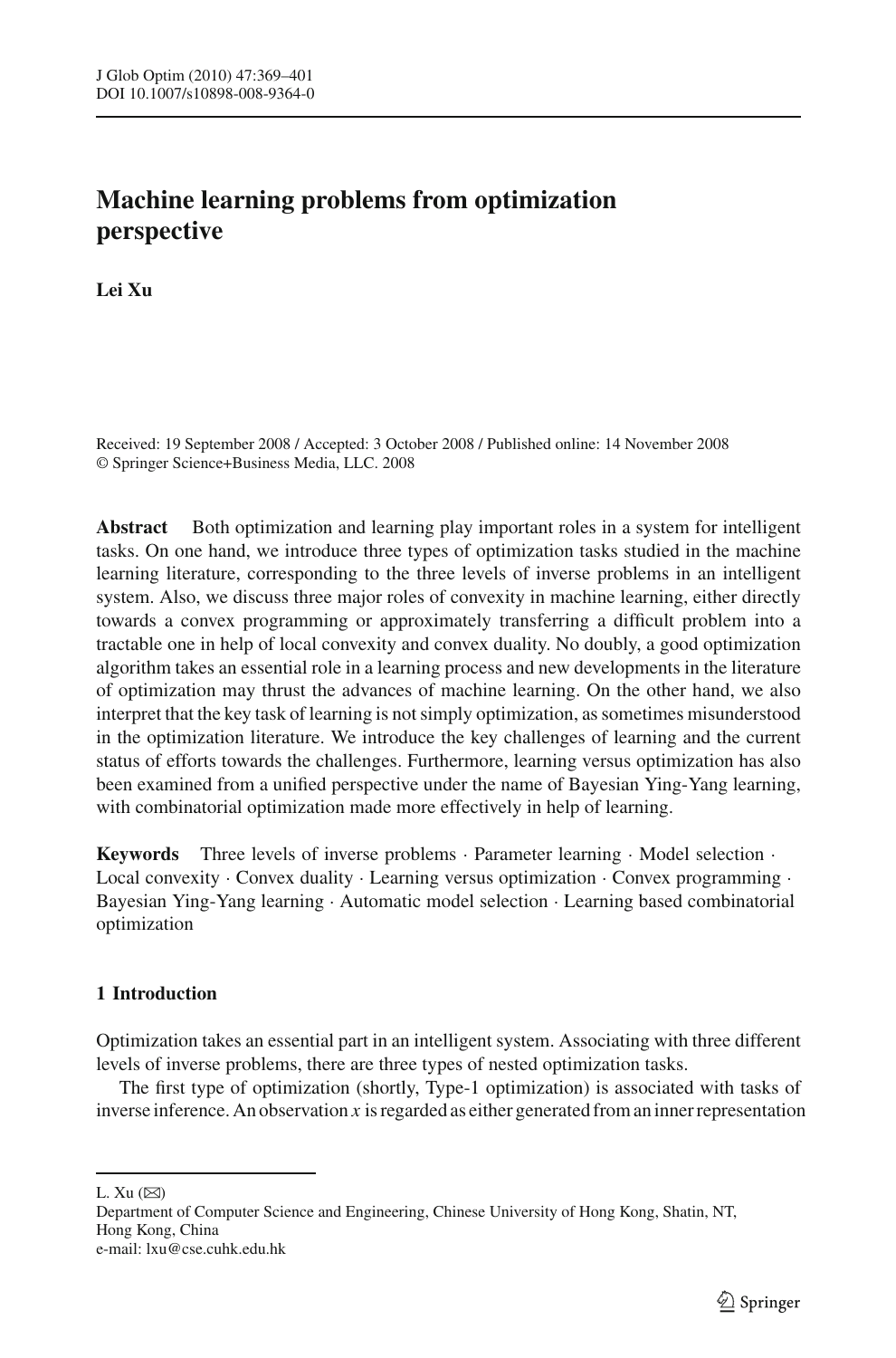# Machine learning problems from optimization perspective

**Lei Xu**

Received: 19 September 2008 / Accepted: 3 October 2008 / Published online: 14 November 2008
© Springer Science+Business Media, LLC. 2008

**Abstract** Both optimization and learning play important roles in a system for intelligent tasks. On one hand, we introduce three types of optimization tasks studied in the machine learning literature, corresponding to the three levels of inverse problems in an intelligent system. Also, we discuss three major roles of convexity in machine learning, either directly towards a convex programming or approximately transferring a difficult problem into a tractable one in help of local convexity and convex duality. No doubly, a good optimization algorithm takes an essential role in a learning process and new developments in the literature of optimization may thrust the advances of machine learning. On the other hand, we also interpret that the key task of learning is not simply optimization, as sometimes misunderstood in the optimization literature. We introduce the key challenges of learning and the current status of efforts towards the challenges. Furthermore, learning versus optimization has also been examined from a unified perspective under the name of Bayesian Ying-Yang learning, with combinatorial optimization made more effectively in help of learning.

**Keywords** Three levels of inverse problems · Parameter learning · Model selection · Local convexity · Convex duality · Learning versus optimization · Convex programming · Bayesian Ying-Yang learning · Automatic model selection · Learning based combinatorial optimization

## 1 Introduction

Optimization takes an essential part in an intelligent system. Associating with three different levels of inverse problems, there are three types of nested optimization tasks.

The first type of optimization (shortly, Type-1 optimization) is associated with tasks of inverse inference. An observation $x$ is regarded as either generated from an inner representation

L. Xu (✉)
Department of Computer Science and Engineering, Chinese University of Hong Kong, Shatin, NT, Hong Kong, China
e-mail: lxu@cse.cuhk.edu.hk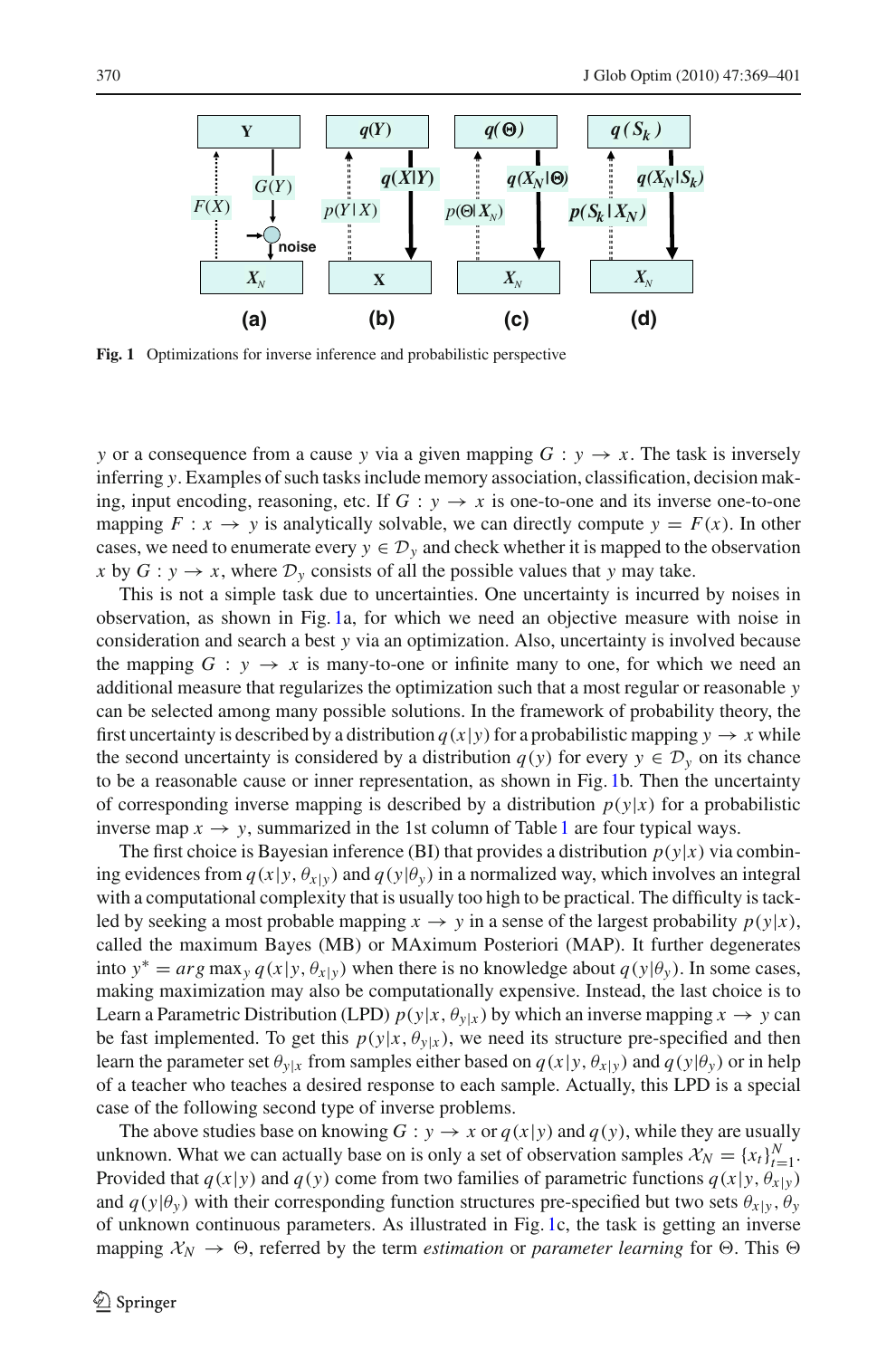**Fig. 1** Optimizations for inverse inference and probabilistic perspective

$y$ or a consequence from a cause $y$ via a given mapping $G : y \to x$. The task is inversely inferring $y$. Examples of such tasks include memory association, classification, decision making, input encoding, reasoning, etc. If $G : y \to x$ is one-to-one and its inverse one-to-one mapping $F : x \to y$ is analytically solvable, we can directly compute $y = F(x)$. In other cases, we need to enumerate every $y \in \mathcal{D}_y$ and check whether it is mapped to the observation $x$ by $G : y \to x$, where $\mathcal{D}_y$ consists of all the possible values that $y$ may take.

This is not a simple task due to uncertainties. One uncertainty is incurred by noises in observation, as shown in Fig. 1a, for which we need an objective measure with noise in consideration and search a best $y$ via an optimization. Also, uncertainty is involved because the mapping $G : y \to x$ is many-to-one or infinite many to one, for which we need an additional measure that regularizes the optimization such that a most regular or reasonable $y$ can be selected among many possible solutions. In the framework of probability theory, the first uncertainty is described by a distribution $q(x|y)$ for a probabilistic mapping $y \to x$ while the second uncertainty is considered by a distribution $q(y)$ for every $y \in \mathcal{D}_y$ on its chance to be a reasonable cause or inner representation, as shown in Fig. 1b. Then the uncertainty of corresponding inverse mapping is described by a distribution $p(y|x)$ for a probabilistic inverse map $x \to y$, summarized in the 1st column of Table 1 are four typical ways.

The first choice is Bayesian inference (BI) that provides a distribution $p(y|x)$ via combining evidences from $q(x|y, \theta_{x|y})$ and $q(y|\theta_y)$ in a normalized way, which involves an integral with a computational complexity that is usually too high to be practical. The difficulty is tackled by seeking a most probable mapping $x \to y$ in a sense of the largest probability $p(y|x)$, called the maximum Bayes (MB) or MAximum Posteriori (MAP). It further degenerates into $y^* = arg\max_y q(x|y, \theta_{x|y})$ when there is no knowledge about $q(y|\theta_y)$. In some cases, making maximization may also be computationally expensive. Instead, the last choice is to Learn a Parametric Distribution (LPD) $p(y|x, \theta_{y|x})$ by which an inverse mapping $x \to y$ can be fast implemented. To get this $p(y|x, \theta_{y|x})$, we need its structure pre-specified and then learn the parameter set $\theta_{y|x}$ from samples either based on $q(x|y, \theta_{x|y})$ and $q(y|\theta_y)$ or in help of a teacher who teaches a desired response to each sample. Actually, this LPD is a special case of the following second type of inverse problems.

The above studies base on knowing $G : y \to x$ or $q(x|y)$ and $q(y)$, while they are usually unknown. What we can actually base on is only a set of observation samples $\mathcal{X}_N = \{x_t\}_{t=1}^N$. Provided that $q(x|y)$ and $q(y)$ come from two families of parametric functions $q(x|y, \theta_{x|y})$ and $q(y|\theta_y)$ with their corresponding function structures pre-specified but two sets $\theta_{x|y}, \theta_y$ of unknown continuous parameters. As illustrated in Fig. 1c, the task is getting an inverse mapping $\mathcal{X}_N \to \Theta$, referred by the term *estimation* or *parameter learning* for $\Theta$. This $\Theta$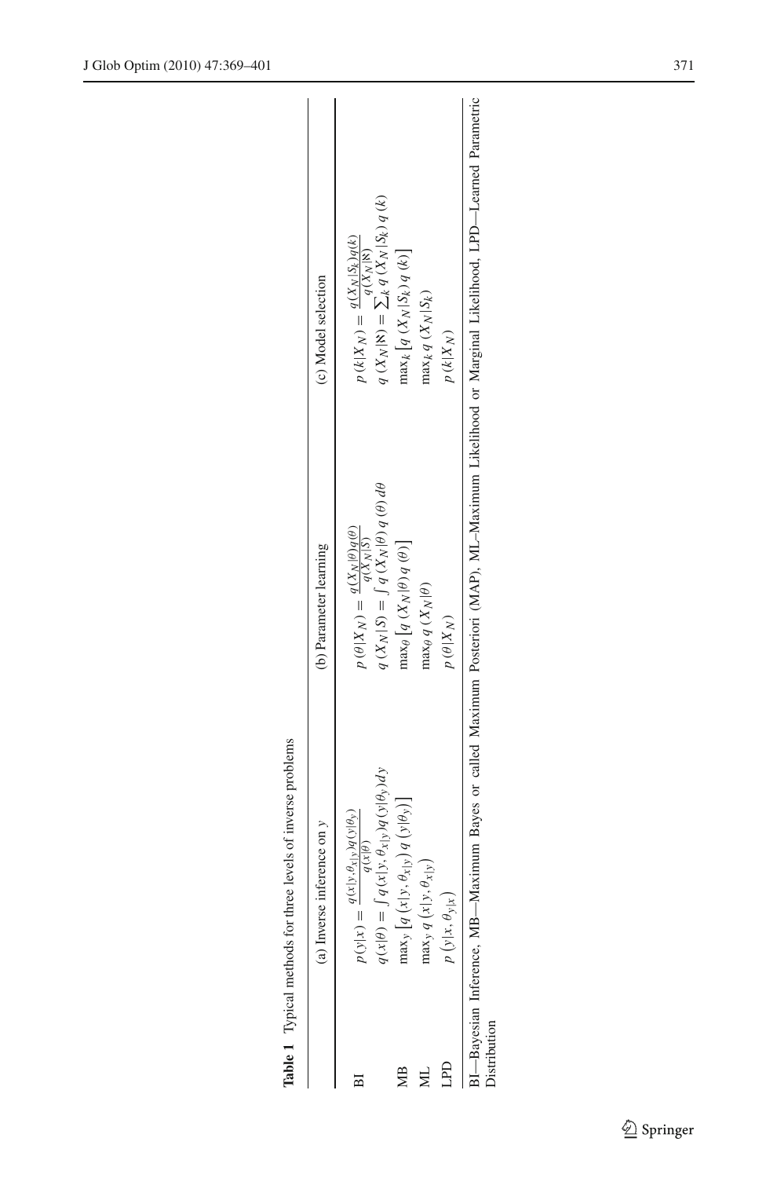**Table 1** Typical methods for three levels of inverse problems

| | (a) Inverse inference on $y$ | (b) Parameter learning | (c) Model selection |
|---|---|---|---|
| BI | $p(y\|x) = \frac{q(x\|y,\theta_{x\|y})q(y\|\theta_y)}{q(x\|\theta)}$ | $p(\theta\|X_N) = \frac{q(X_N\|\theta)q(\theta)}{q(X_N\|S)}$ | $p(k\|X_N) = \frac{q(X_N\|S_k)q(k)}{q(X_N\|\aleph)}$ |
| | $q(x\|\theta) = \int q(x\|y,\theta_{x\|y})q(y\|\theta_y)dy$ | $q(X_N\|S) = \int q(X_N\|\theta)\, q(\theta)\, d\theta$ | $q(X_N\|\aleph) = \sum_k q(X_N\|S_k)\, q(k)$ |
| MB | $\max_y [q(x\|y,\theta_{x\|y})\, q(y\|\theta_y)]$ | $\max_\theta [q(X_N\|\theta)\, q(\theta)]$ | $\max_k [q(X_N\|S_k)\, q(k)]$ |
| ML | $\max_y q(x\|y,\theta_{x\|y})$ | $\max_\theta q(X_N\|\theta)$ | $\max_k q(X_N\|S_k)$ |
| LPD | $p(y\|x,\theta_{y\|x})$ | $p(\theta\|X_N)$ | $p(k\|X_N)$ |

BI—Bayesian Inference, MB—Maximum Bayes or called Maximum Posteriori (MAP), ML–Maximum Likelihood or Marginal Likelihood, LPD—Learned Parametric Distribution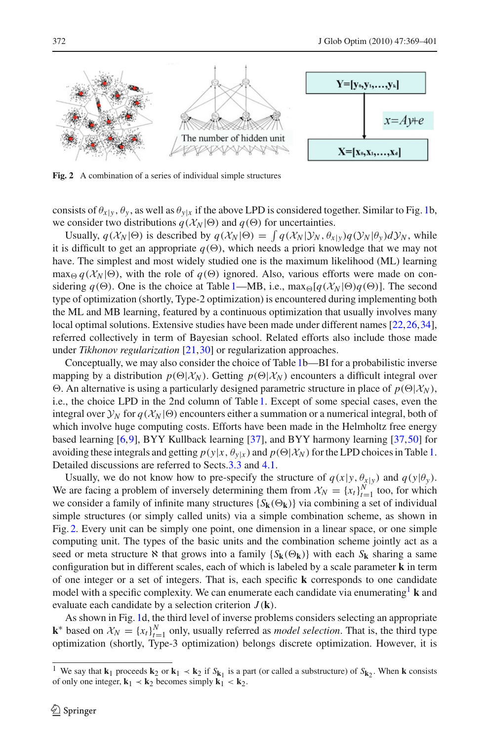**Fig. 2** A combination of a series of individual simple structures

consists of $\theta_{x|y}$, $\theta_y$, as well as $\theta_{y|x}$ if the above LPD is considered together. Similar to Fig. 1b, we consider two distributions $q(\mathcal{X}_N|\Theta)$ and $q(\Theta)$ for uncertainties.

Usually, $q(\mathcal{X}_N|\Theta)$ is described by $q(\mathcal{X}_N|\Theta) = \int q(\mathcal{X}_N|\mathcal{Y}_N, \theta_{x|y})q(\mathcal{Y}_N|\theta_y)d\mathcal{Y}_N$, while it is difficult to get an appropriate $q(\Theta)$, which needs a priori knowledge that we may not have. The simplest and most widely studied one is the maximum likelihood (ML) learning $\max_\Theta q(\mathcal{X}_N|\Theta)$, with the role of $q(\Theta)$ ignored. Also, various efforts were made on considering $q(\Theta)$. One is the choice at Table 1—MB, i.e., $\max_\Theta[q(\mathcal{X}_N|\Theta)q(\Theta)]$. The second type of optimization (shortly, Type-2 optimization) is encountered during implementing both the ML and MB learning, featured by a continuous optimization that usually involves many local optimal solutions. Extensive studies have been made under different names [22,26,34], referred collectively in term of Bayesian school. Related efforts also include those made under *Tikhonov regularization* [21,30] or regularization approaches.

Conceptually, we may also consider the choice of Table 1b—BI for a probabilistic inverse mapping by a distribution $p(\Theta|\mathcal{X}_N)$. Getting $p(\Theta|\mathcal{X}_N)$ encounters a difficult integral over $\Theta$. An alternative is using a particularly designed parametric structure in place of $p(\Theta|\mathcal{X}_N)$, i.e., the choice LPD in the 2nd column of Table 1. Except of some special cases, even the integral over $\mathcal{Y}_N$ for $q(\mathcal{X}_N|\Theta)$ encounters either a summation or a numerical integral, both of which involve huge computing costs. Efforts have been made in the Helmholtz free energy based learning [6,9], BYY Kullback learning [37], and BYY harmony learning [37,50] for avoiding these integrals and getting $p(y|x, \theta_{y|x})$ and $p(\Theta|\mathcal{X}_N)$ for the LPD choices in Table 1. Detailed discussions are referred to Sects. 3.3 and 4.1.

Usually, we do not know how to pre-specify the structure of $q(x|y, \theta_{x|y})$ and $q(y|\theta_y)$. We are facing a problem of inversely determining them from $\mathcal{X}_N = \{x_t\}_{t=1}^N$ too, for which we consider a family of infinite many structures $\{S_{\mathbf{k}}(\Theta_{\mathbf{k}})\}$ via combining a set of individual simple structures (or simply called units) via a simple combination scheme, as shown in Fig. 2. Every unit can be simply one point, one dimension in a linear space, or one simple computing unit. The types of the basic units and the combination scheme jointly act as a seed or meta structure $\aleph$ that grows into a family $\{S_{\mathbf{k}}(\Theta_{\mathbf{k}})\}$ with each $S_{\mathbf{k}}$ sharing a same configuration but in different scales, each of which is labeled by a scale parameter $\mathbf{k}$ in term of one integer or a set of integers. That is, each specific $\mathbf{k}$ corresponds to one candidate model with a specific complexity. We can enumerate each candidate via enumerating[1] $\mathbf{k}$ and evaluate each candidate by a selection criterion $J(\mathbf{k})$.

As shown in Fig. 1d, the third level of inverse problems considers selecting an appropriate $\mathbf{k}^*$ based on $\mathcal{X}_N = \{x_t\}_{t=1}^N$ only, usually referred as *model selection*. That is, the third type optimization (shortly, Type-3 optimization) belongs discrete optimization. However, it is

---

[1] We say that $\mathbf{k}_1$ proceeds $\mathbf{k}_2$ or $\mathbf{k}_1 \prec \mathbf{k}_2$ if $S_{\mathbf{k}_1}$ is a part (or called a substructure) of $S_{\mathbf{k}_2}$. When $\mathbf{k}$ consists of only one integer, $\mathbf{k}_1 \prec \mathbf{k}_2$ becomes simply $\mathbf{k}_1 < \mathbf{k}_2$.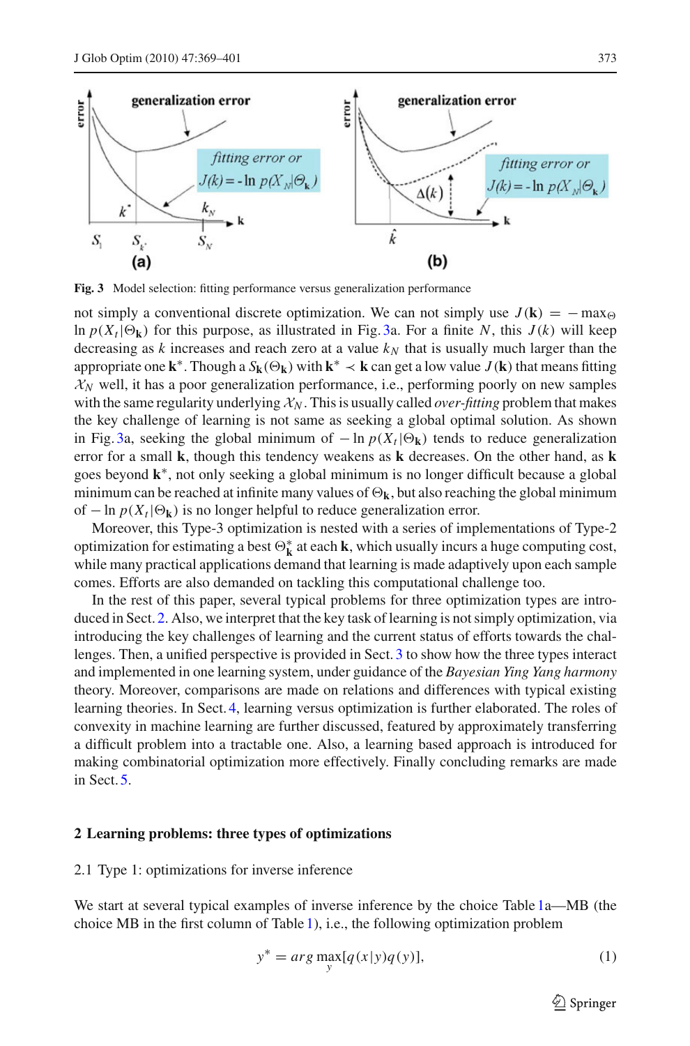Fig. 3 Model selection: fitting performance versus generalization performance

not simply a conventional discrete optimization. We can not simply use $J(\mathbf{k}) = -\max_{\Theta} \ln p(X_t|\Theta_{\mathbf{k}})$ for this purpose, as illustrated in Fig. 3a. For a finite $N$, this $J(k)$ will keep decreasing as $k$ increases and reach zero at a value $k_N$ that is usually much larger than the appropriate one $\mathbf{k}^*$. Though a $S_{\mathbf{k}}(\Theta_{\mathbf{k}})$ with $\mathbf{k}^* \prec \mathbf{k}$ can get a low value $J(\mathbf{k})$ that means fitting $\mathcal{X}_N$ well, it has a poor generalization performance, i.e., performing poorly on new samples with the same regularity underlying $\mathcal{X}_N$. This is usually called *over-fitting* problem that makes the key challenge of learning is not same as seeking a global optimal solution. As shown in Fig. 3a, seeking the global minimum of $-\ln p(X_t|\Theta_{\mathbf{k}})$ tends to reduce generalization error for a small $\mathbf{k}$, though this tendency weakens as $\mathbf{k}$ decreases. On the other hand, as $\mathbf{k}$ goes beyond $\mathbf{k}^*$, not only seeking a global minimum is no longer difficult because a global minimum can be reached at infinite many values of $\Theta_{\mathbf{k}}$, but also reaching the global minimum of $-\ln p(X_t|\Theta_{\mathbf{k}})$ is no longer helpful to reduce generalization error.

Moreover, this Type-3 optimization is nested with a series of implementations of Type-2 optimization for estimating a best $\Theta^*_{\mathbf{k}}$ at each $\mathbf{k}$, which usually incurs a huge computing cost, while many practical applications demand that learning is made adaptively upon each sample comes. Efforts are also demanded on tackling this computational challenge too.

In the rest of this paper, several typical problems for three optimization types are introduced in Sect. 2. Also, we interpret that the key task of learning is not simply optimization, via introducing the key challenges of learning and the current status of efforts towards the challenges. Then, a unified perspective is provided in Sect. 3 to show how the three types interact and implemented in one learning system, under guidance of the *Bayesian Ying Yang harmony* theory. Moreover, comparisons are made on relations and differences with typical existing learning theories. In Sect. 4, learning versus optimization is further elaborated. The roles of convexity in machine learning are further discussed, featured by approximately transferring a difficult problem into a tractable one. Also, a learning based approach is introduced for making combinatorial optimization more effectively. Finally concluding remarks are made in Sect. 5.

## 2 Learning problems: three types of optimizations

### 2.1 Type 1: optimizations for inverse inference

We start at several typical examples of inverse inference by the choice Table 1a—MB (the choice MB in the first column of Table 1), i.e., the following optimization problem

$$y^* = arg \max_{y} [q(x|y)q(y)], \tag{1}$$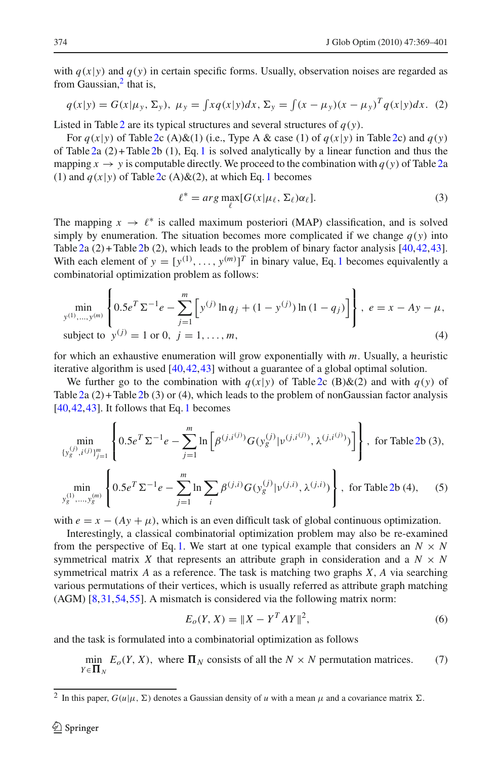with $q(x|y)$ and $q(y)$ in certain specific forms. Usually, observation noises are regarded as from Gaussian,[2] that is,

$$q(x|y) = G(x|\mu_y, \Sigma_y),\ \mu_y = \int x q(x|y)dx,\ \Sigma_y = \int (x-\mu_y)(x-\mu_y)^T q(x|y)dx. \quad (2)$$

Listed in Table 2 are its typical structures and several structures of $q(y)$.

For $q(x|y)$ of Table 2c (A)&(1) (i.e., Type A & case (1) of $q(x|y)$ in Table 2c) and $q(y)$ of Table 2a (2)+Table 2b (1), Eq. 1 is solved analytically by a linear function and thus the mapping $x \to y$ is computable directly. We proceed to the combination with $q(y)$ of Table 2a (1) and $q(x|y)$ of Table 2c (A)&(2), at which Eq. 1 becomes

$$\ell^* = arg \max_{\ell} [G(x|\mu_\ell, \Sigma_\ell)\alpha_\ell]. \quad (3)$$

The mapping $x \to \ell^*$ is called maximum posteriori (MAP) classification, and is solved simply by enumeration. The situation becomes more complicated if we change $q(y)$ into Table 2a (2)+Table 2b (2), which leads to the problem of binary factor analysis [40,42,43]. With each element of $y = [y^{(1)}, \ldots, y^{(m)}]^T$ in binary value, Eq. 1 becomes equivalently a combinatorial optimization problem as follows:

$$\min_{y^{(1)},\ldots,y^{(m)}} \left\{ 0.5 e^T \Sigma^{-1} e - \sum_{j=1}^{m} \left[ y^{(j)} \ln q_j + (1 - y^{(j)}) \ln (1 - q_j) \right] \right\},\ e = x - Ay - \mu,$$
$$\text{subject to } \ y^{(j)} = 1 \text{ or } 0,\ j = 1, \ldots, m, \quad (4)$$

for which an exhaustive enumeration will grow exponentially with $m$. Usually, a heuristic iterative algorithm is used [40,42,43] without a guarantee of a global optimal solution.

We further go to the combination with $q(x|y)$ of Table 2c (B)&(2) and with $q(y)$ of Table 2a (2)+Table 2b (3) or (4), which leads to the problem of nonGaussian factor analysis [40,42,43]. It follows that Eq. 1 becomes

$$\min_{\{y_g^{(j)}, i^{(j)}\}_{j=1}^m} \left\{ 0.5 e^T \Sigma^{-1} e - \sum_{j=1}^{m} \ln \left[ \beta^{(j,i^{(j)})} G(y_g^{(j)} | \nu^{(j,i^{(j)})}, \lambda^{(j,i^{(j)})}) \right] \right\},\ \text{for Table 2b (3)},$$

$$\min_{y_g^{(1)},\ldots,y_g^{(m)}} \left\{ 0.5 e^T \Sigma^{-1} e - \sum_{j=1}^{m} \ln \sum_i \beta^{(j,i)} G(y_g^{(j)} | \nu^{(j,i)}, \lambda^{(j,i)}) \right\},\ \text{for Table 2b (4)}, \quad (5)$$

with $e = x - (Ay + \mu)$, which is an even difficult task of global continuous optimization.

Interestingly, a classical combinatorial optimization problem may also be re-examined from the perspective of Eq. 1. We start at one typical example that considers an $N \times N$ symmetrical matrix $X$ that represents an attribute graph in consideration and a $N \times N$ symmetrical matrix $A$ as a reference. The task is matching two graphs $X$, $A$ via searching various permutations of their vertices, which is usually referred as attribute graph matching (AGM) [8,31,54,55]. A mismatch is considered via the following matrix norm:

$$E_o(Y, X) = \|X - Y^T A Y\|^2, \quad (6)$$

and the task is formulated into a combinatorial optimization as follows

$$\min_{Y \in \mathbf{\Pi}_N} E_o(Y, X),\ \text{where } \mathbf{\Pi}_N \text{ consists of all the } N \times N \text{ permutation matrices.} \quad (7)$$

[2] In this paper, $G(u|\mu, \Sigma)$ denotes a Gaussian density of $u$ with a mean $\mu$ and a covariance matrix $\Sigma$.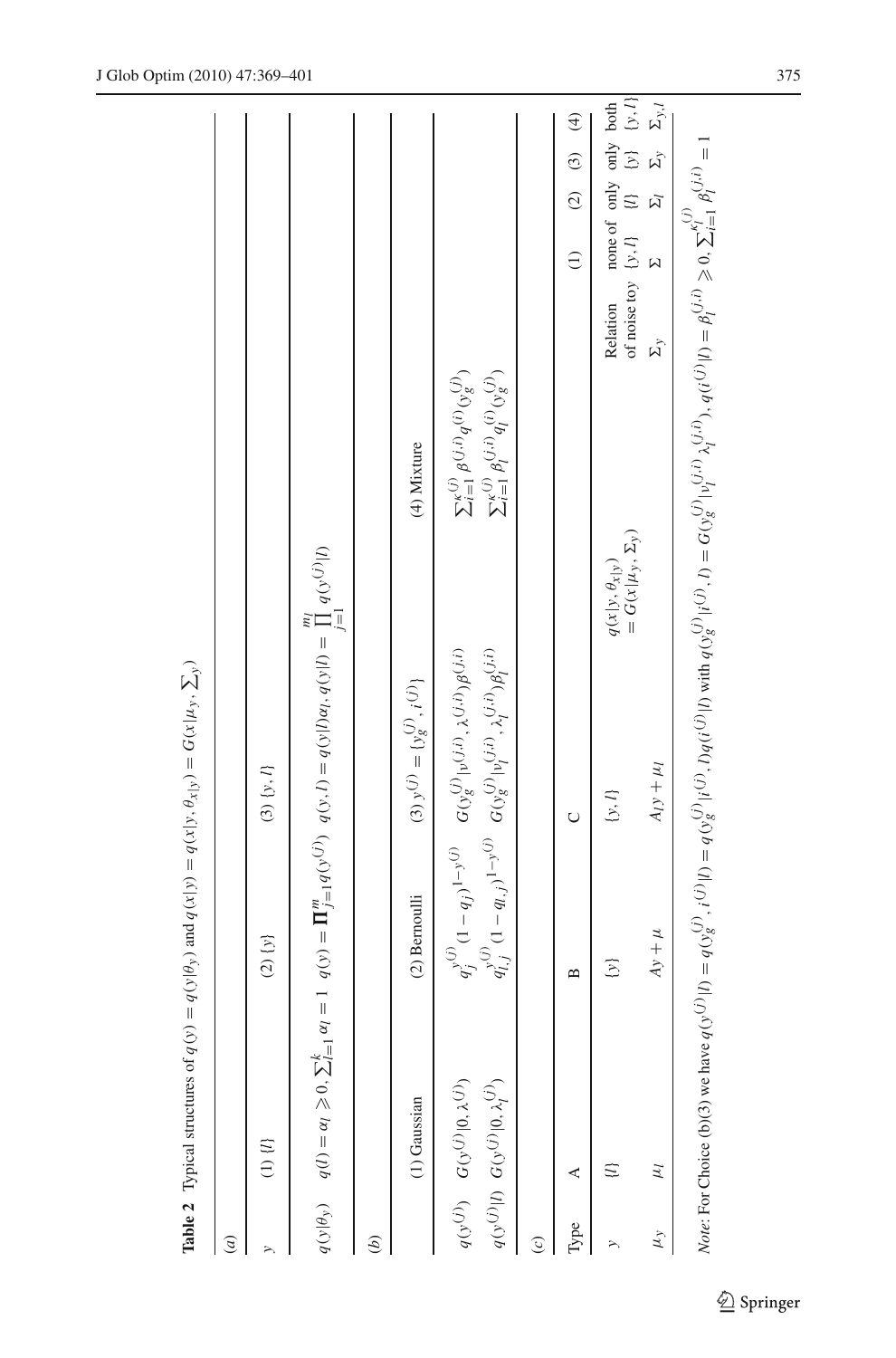**Table 2** Typical structures of $q(y) = q(y|\theta_y)$ and $q(x|y) = q(x|y, \theta_{x|y}) = G(x|\mu_y, \sum_y)$

*(a)*

| $y$ | (1) $\{l\}$ | (2) $\{y\}$ | (3) $\{y, l\}$ |
|---|---|---|---|
| $q(y\|\theta_y)$ | $q(l) = \alpha_l \geqslant 0, \sum_{l=1}^{k} \alpha_l = 1$ | $q(y) = \prod_{j=1}^{m} q(y^{(j)})$ | $q(y, l) = q(y\|l)\alpha_l, q(y\|l) = \prod_{j=1}^{m_l} q(y^{(j)}\|l)$ |

*(b)*

| | (1) Gaussian | (2) Bernoulli | (3) $y^{(j)} = \{y_g^{(j)}, i^{(j)}\}$ | (4) Mixture |
|---|---|---|---|---|
| $q(y^{(j)})$ | $G(y^{(j)}\|0, \lambda^{(j)})$ | $q_j^{y^{(j)}}(1 - q_j)^{1-y^{(j)}}$ | $G(y_g^{(j)}\|\nu^{(j,i)}, \lambda^{(j,i)})\beta^{(j,i)}$ | $\sum_{i=1}^{\kappa^{(j)}} \beta^{(j,i)} q^{(i)}(y_g^{(j)})$ |
| $q(y^{(j)}\|l)$ | $G(y^{(j)}\|0, \lambda_l^{(j)})$ | $q_{l,j}^{y^{(j)}}(1 - q_{l,j})^{1-y^{(j)}}$ | $G(y_g^{(j)}\|\nu_l^{(j,i)}, \lambda_l^{(j,i)})\beta_l^{(j,i)}$ | $\sum_{i=1}^{\kappa_l^{(j)}} \beta_l^{(j,i)} q_l^{(i)}(y_g^{(j)})$ |

*(c)*

| Type | A | B | C | | (1) | (2) | (3) | (4) |
|---|---|---|---|---|---|---|---|---|
| $y$ | $\{l\}$ | $\{y\}$ | $\{y, l\}$ | Relation of noise toy $\{y, l\}$ | none of | only $\{l\}$ | only $\{y\}$ | both $\{y, l\}$ |
| $\mu_y$ | $\mu_l$ | $Ay + \mu$ | $A_l y + \mu_l$ | $\Sigma_y$ | $\Sigma$ | $\Sigma_l$ | $\Sigma_y$ | $\Sigma_{y,l}$ |

$q(x|y, \theta_{x|y}) = G(x|\mu_y, \Sigma_y)$

*Note*: For Choice (b)(3) we have $q(y^{(j)}|l) = q(y_g^{(j)}, i^{(j)}|l) = q(y_g^{(j)}|i^{(j)}, l)q(i^{(j)}|l)$ with $q(y_g^{(j)}|i^{(j)}, l) = G(y_g^{(j)}|\nu_l^{(j,i)}, \lambda_l^{(j,i)})$, $q(i^{(j)}|l) = \beta_l^{(j,i)} = \beta_l^{(j,i)} \geqslant 0, \sum_{i=1}^{\kappa_l^{(j)}} \beta_l^{(j,i)} = 1$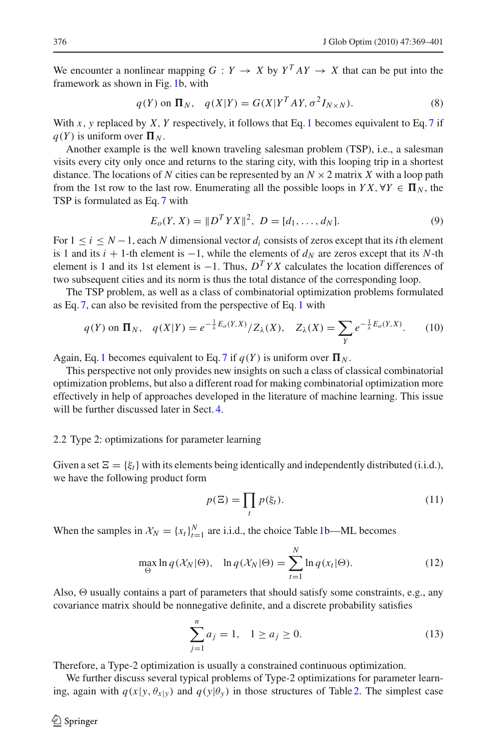We encounter a nonlinear mapping $G : Y \to X$ by $Y^T AY \to X$ that can be put into the framework as shown in Fig. 1b, with

$$q(Y) \text{ on } \mathbf{\Pi}_N, \quad q(X|Y) = G(X|Y^T AY, \sigma^2 I_{N\times N}). \tag{8}$$

With $x, y$ replaced by $X, Y$ respectively, it follows that Eq. 1 becomes equivalent to Eq. 7 if $q(Y)$ is uniform over $\mathbf{\Pi}_N$.

Another example is the well known traveling salesman problem (TSP), i.e., a salesman visits every city only once and returns to the staring city, with this looping trip in a shortest distance. The locations of $N$ cities can be represented by an $N \times 2$ matrix $X$ with a loop path from the 1st row to the last row. Enumerating all the possible loops in $YX, \forall Y \in \mathbf{\Pi}_N$, the TSP is formulated as Eq. 7 with

$$E_o(Y, X) = \|D^T YX\|^2, \ D = [d_1, \ldots, d_N]. \tag{9}$$

For $1 \le i \le N-1$, each $N$ dimensional vector $d_i$ consists of zeros except that its $i$th element is 1 and its $i+1$-th element is $-1$, while the elements of $d_N$ are zeros except that its $N$-th element is 1 and its 1st element is $-1$. Thus, $D^T YX$ calculates the location differences of two subsequent cities and its norm is thus the total distance of the corresponding loop.

The TSP problem, as well as a class of combinatorial optimization problems formulated as Eq. 7, can also be revisited from the perspective of Eq. 1 with

$$q(Y) \text{ on } \mathbf{\Pi}_N, \quad q(X|Y) = e^{-\frac{1}{\lambda}E_o(Y,X)}/Z_\lambda(X), \quad Z_\lambda(X) = \sum_Y e^{-\frac{1}{\lambda}E_o(Y,X)}. \tag{10}$$

Again, Eq. 1 becomes equivalent to Eq. 7 if $q(Y)$ is uniform over $\mathbf{\Pi}_N$.

This perspective not only provides new insights on such a class of classical combinatorial optimization problems, but also a different road for making combinatorial optimization more effectively in help of approaches developed in the literature of machine learning. This issue will be further discussed later in Sect. 4.

### 2.2 Type 2: optimizations for parameter learning

Given a set $\Xi = \{\xi_t\}$ with its elements being identically and independently distributed (i.i.d.), we have the following product form

$$p(\Xi) = \prod_t p(\xi_t). \tag{11}$$

When the samples in $\mathcal{X}_N = \{x_t\}_{t=1}^N$ are i.i.d., the choice Table 1b—ML becomes

$$\max_\Theta \ln q(\mathcal{X}_N|\Theta), \quad \ln q(\mathcal{X}_N|\Theta) = \sum_{t=1}^N \ln q(x_t|\Theta). \tag{12}$$

Also, $\Theta$ usually contains a part of parameters that should satisfy some constraints, e.g., any covariance matrix should be nonnegative definite, and a discrete probability satisfies

$$\sum_{j=1}^n a_j = 1, \quad 1 \ge a_j \ge 0. \tag{13}$$

Therefore, a Type-2 optimization is usually a constrained continuous optimization.

We further discuss several typical problems of Type-2 optimizations for parameter learning, again with $q(x|y, \theta_{x|y})$ and $q(y|\theta_y)$ in those structures of Table 2. The simplest case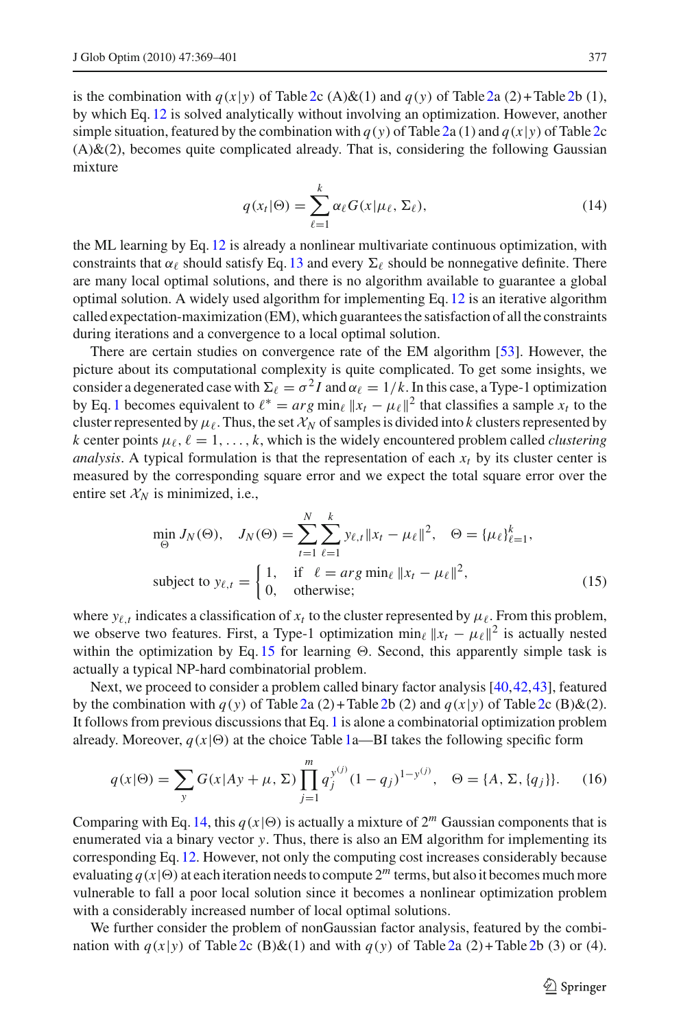is the combination with $q(x|y)$ of Table 2c (A)&(1) and $q(y)$ of Table 2a (2)+Table 2b (1), by which Eq. 12 is solved analytically without involving an optimization. However, another simple situation, featured by the combination with $q(y)$ of Table 2a (1) and $q(x|y)$ of Table 2c (A)&(2), becomes quite complicated already. That is, considering the following Gaussian mixture

$$q(x_t|\Theta) = \sum_{\ell=1}^{k} \alpha_\ell G(x|\mu_\ell, \Sigma_\ell), \tag{14}$$

the ML learning by Eq. 12 is already a nonlinear multivariate continuous optimization, with constraints that $\alpha_\ell$ should satisfy Eq. 13 and every $\Sigma_\ell$ should be nonnegative definite. There are many local optimal solutions, and there is no algorithm available to guarantee a global optimal solution. A widely used algorithm for implementing Eq. 12 is an iterative algorithm called expectation-maximization (EM), which guarantees the satisfaction of all the constraints during iterations and a convergence to a local optimal solution.

There are certain studies on convergence rate of the EM algorithm [53]. However, the picture about its computational complexity is quite complicated. To get some insights, we consider a degenerated case with $\Sigma_\ell = \sigma^2 I$ and $\alpha_\ell = 1/k$. In this case, a Type-1 optimization by Eq. 1 becomes equivalent to $\ell^* = arg\min_\ell \|x_t - \mu_\ell\|^2$ that classifies a sample $x_t$ to the cluster represented by $\mu_\ell$. Thus, the set $\mathcal{X}_N$ of samples is divided into $k$ clusters represented by $k$ center points $\mu_\ell$, $\ell = 1, \ldots, k$, which is the widely encountered problem called *clustering analysis*. A typical formulation is that the representation of each $x_t$ by its cluster center is measured by the corresponding square error and we expect the total square error over the entire set $\mathcal{X}_N$ is minimized, i.e.,

$$\min_{\Theta} J_N(\Theta), \quad J_N(\Theta) = \sum_{t=1}^{N}\sum_{\ell=1}^{k} y_{\ell,t}\|x_t - \mu_\ell\|^2, \quad \Theta = \{\mu_\ell\}_{\ell=1}^{k},$$
$$\text{subject to } y_{\ell,t} = \begin{cases} 1, & \text{if } \ \ell = arg\min_\ell \|x_t - \mu_\ell\|^2, \\ 0, & \text{otherwise;} \end{cases} \tag{15}$$

where $y_{\ell,t}$ indicates a classification of $x_t$ to the cluster represented by $\mu_\ell$. From this problem, we observe two features. First, a Type-1 optimization $\min_\ell \|x_t - \mu_\ell\|^2$ is actually nested within the optimization by Eq. 15 for learning $\Theta$. Second, this apparently simple task is actually a typical NP-hard combinatorial problem.

Next, we proceed to consider a problem called binary factor analysis [40,42,43], featured by the combination with $q(y)$ of Table 2a (2)+Table 2b (2) and $q(x|y)$ of Table 2c (B)&(2). It follows from previous discussions that Eq. 1 is alone a combinatorial optimization problem already. Moreover, $q(x|\Theta)$ at the choice Table 1a—BI takes the following specific form

$$q(x|\Theta) = \sum_{y} G(x|Ay + \mu, \Sigma) \prod_{j=1}^{m} q_j^{y^{(j)}} (1 - q_j)^{1 - y^{(j)}}, \quad \Theta = \{A, \Sigma, \{q_j\}\}. \tag{16}$$

Comparing with Eq. 14, this $q(x|\Theta)$ is actually a mixture of $2^m$ Gaussian components that is enumerated via a binary vector $y$. Thus, there is also an EM algorithm for implementing its corresponding Eq. 12. However, not only the computing cost increases considerably because evaluating $q(x|\Theta)$ at each iteration needs to compute $2^m$ terms, but also it becomes much more vulnerable to fall a poor local solution since it becomes a nonlinear optimization problem with a considerably increased number of local optimal solutions.

We further consider the problem of nonGaussian factor analysis, featured by the combination with $q(x|y)$ of Table 2c (B)&(1) and with $q(y)$ of Table 2a (2)+Table 2b (3) or (4).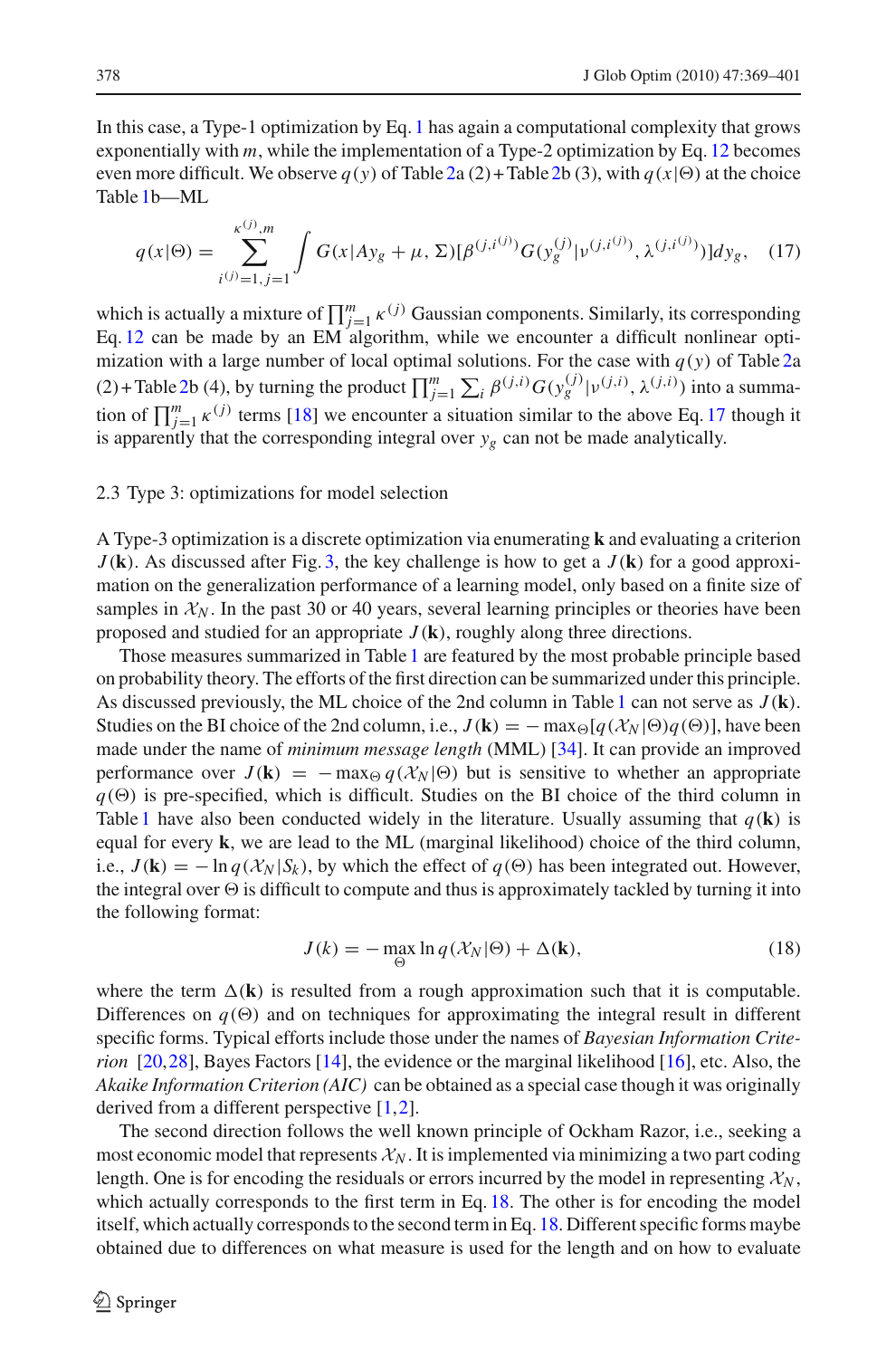In this case, a Type-1 optimization by Eq. 1 has again a computational complexity that grows exponentially with $m$, while the implementation of a Type-2 optimization by Eq. 12 becomes even more difficult. We observe $q(y)$ of Table 2a (2) + Table 2b (3), with $q(x|\Theta)$ at the choice Table 1b—ML

$$q(x|\Theta) = \sum_{i^{(j)}=1, j=1}^{\kappa^{(j)}, m} \int G(x|Ay_g + \mu, \Sigma)[\beta^{(j,i^{(j)})} G(y_g^{(j)}|\nu^{(j,i^{(j)})}, \lambda^{(j,i^{(j)})})] dy_g, \quad (17)$$

which is actually a mixture of $\prod_{j=1}^{m} \kappa^{(j)}$ Gaussian components. Similarly, its corresponding Eq. 12 can be made by an EM algorithm, while we encounter a difficult nonlinear optimization with a large number of local optimal solutions. For the case with $q(y)$ of Table 2a (2) + Table 2b (4), by turning the product $\prod_{j=1}^{m} \sum_i \beta^{(j,i)} G(y_g^{(j)}|\nu^{(j,i)}, \lambda^{(j,i)})$ into a summation of $\prod_{j=1}^{m} \kappa^{(j)}$ terms [18] we encounter a situation similar to the above Eq. 17 though it is apparently that the corresponding integral over $y_g$ can not be made analytically.

### 2.3 Type 3: optimizations for model selection

A Type-3 optimization is a discrete optimization via enumerating $\mathbf{k}$ and evaluating a criterion $J(\mathbf{k})$. As discussed after Fig. 3, the key challenge is how to get a $J(\mathbf{k})$ for a good approximation on the generalization performance of a learning model, only based on a finite size of samples in $\mathcal{X}_N$. In the past 30 or 40 years, several learning principles or theories have been proposed and studied for an appropriate $J(\mathbf{k})$, roughly along three directions.

Those measures summarized in Table 1 are featured by the most probable principle based on probability theory. The efforts of the first direction can be summarized under this principle. As discussed previously, the ML choice of the 2nd column in Table 1 can not serve as $J(\mathbf{k})$. Studies on the BI choice of the 2nd column, i.e., $J(\mathbf{k}) = -\max_\Theta[q(\mathcal{X}_N|\Theta)q(\Theta)]$, have been made under the name of *minimum message length* (MML) [34]. It can provide an improved performance over $J(\mathbf{k}) = -\max_\Theta q(\mathcal{X}_N|\Theta)$ but is sensitive to whether an appropriate $q(\Theta)$ is pre-specified, which is difficult. Studies on the BI choice of the third column in Table 1 have also been conducted widely in the literature. Usually assuming that $q(\mathbf{k})$ is equal for every $\mathbf{k}$, we are lead to the ML (marginal likelihood) choice of the third column, i.e., $J(\mathbf{k}) = -\ln q(\mathcal{X}_N|S_k)$, by which the effect of $q(\Theta)$ has been integrated out. However, the integral over $\Theta$ is difficult to compute and thus is approximately tackled by turning it into the following format:

$$J(k) = -\max_\Theta \ln q(\mathcal{X}_N|\Theta) + \Delta(\mathbf{k}), \quad (18)$$

where the term $\Delta(\mathbf{k})$ is resulted from a rough approximation such that it is computable. Differences on $q(\Theta)$ and on techniques for approximating the integral result in different specific forms. Typical efforts include those under the names of *Bayesian Information Criterion* [20,28], Bayes Factors [14], the evidence or the marginal likelihood [16], etc. Also, the *Akaike Information Criterion (AIC)* can be obtained as a special case though it was originally derived from a different perspective [1,2].

The second direction follows the well known principle of Ockham Razor, i.e., seeking a most economic model that represents $\mathcal{X}_N$. It is implemented via minimizing a two part coding length. One is for encoding the residuals or errors incurred by the model in representing $\mathcal{X}_N$, which actually corresponds to the first term in Eq. 18. The other is for encoding the model itself, which actually corresponds to the second term in Eq. 18. Different specific forms maybe obtained due to differences on what measure is used for the length and on how to evaluate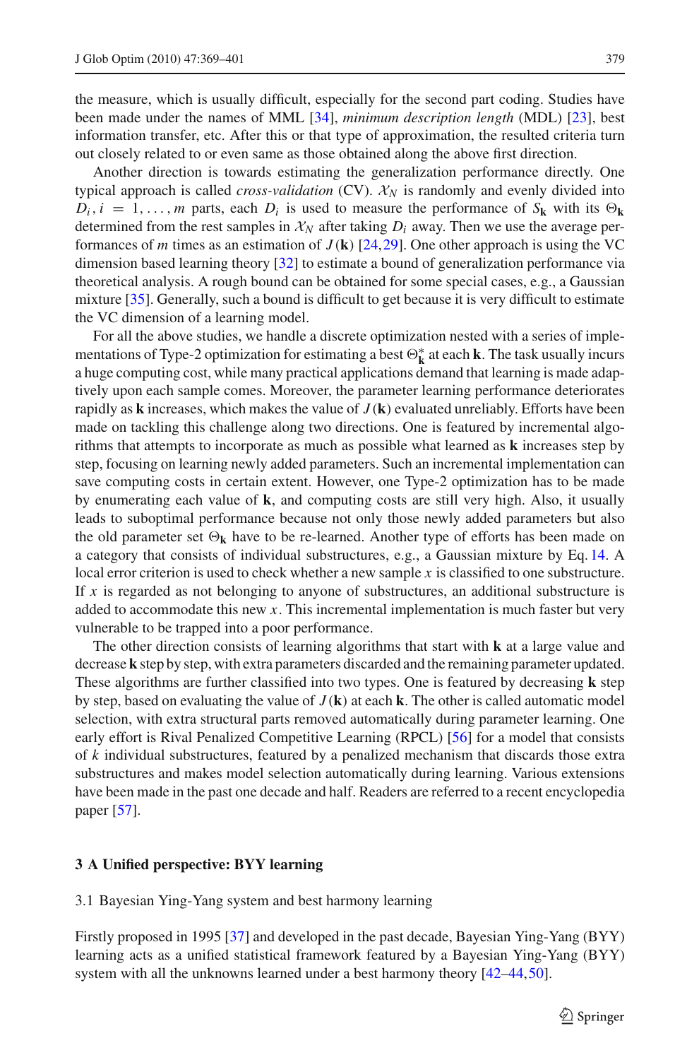the measure, which is usually difficult, especially for the second part coding. Studies have been made under the names of MML [34], *minimum description length* (MDL) [23], best information transfer, etc. After this or that type of approximation, the resulted criteria turn out closely related to or even same as those obtained along the above first direction.

Another direction is towards estimating the generalization performance directly. One typical approach is called *cross-validation* (CV). $\mathcal{X}_N$ is randomly and evenly divided into $D_i, i = 1, \ldots, m$ parts, each $D_i$ is used to measure the performance of $S_{\mathbf{k}}$ with its $\Theta_{\mathbf{k}}$ determined from the rest samples in $\mathcal{X}_N$ after taking $D_i$ away. Then we use the average performances of $m$ times as an estimation of $J(\mathbf{k})$ [24,29]. One other approach is using the VC dimension based learning theory [32] to estimate a bound of generalization performance via theoretical analysis. A rough bound can be obtained for some special cases, e.g., a Gaussian mixture [35]. Generally, such a bound is difficult to get because it is very difficult to estimate the VC dimension of a learning model.

For all the above studies, we handle a discrete optimization nested with a series of implementations of Type-2 optimization for estimating a best $\Theta^*_{\mathbf{k}}$ at each $\mathbf{k}$. The task usually incurs a huge computing cost, while many practical applications demand that learning is made adaptively upon each sample comes. Moreover, the parameter learning performance deteriorates rapidly as $\mathbf{k}$ increases, which makes the value of $J(\mathbf{k})$ evaluated unreliably. Efforts have been made on tackling this challenge along two directions. One is featured by incremental algorithms that attempts to incorporate as much as possible what learned as $\mathbf{k}$ increases step by step, focusing on learning newly added parameters. Such an incremental implementation can save computing costs in certain extent. However, one Type-2 optimization has to be made by enumerating each value of $\mathbf{k}$, and computing costs are still very high. Also, it usually leads to suboptimal performance because not only those newly added parameters but also the old parameter set $\Theta_{\mathbf{k}}$ have to be re-learned. Another type of efforts has been made on a category that consists of individual substructures, e.g., a Gaussian mixture by Eq. 14. A local error criterion is used to check whether a new sample $x$ is classified to one substructure. If $x$ is regarded as not belonging to anyone of substructures, an additional substructure is added to accommodate this new $x$. This incremental implementation is much faster but very vulnerable to be trapped into a poor performance.

The other direction consists of learning algorithms that start with $\mathbf{k}$ at a large value and decrease $\mathbf{k}$ step by step, with extra parameters discarded and the remaining parameter updated. These algorithms are further classified into two types. One is featured by decreasing $\mathbf{k}$ step by step, based on evaluating the value of $J(\mathbf{k})$ at each $\mathbf{k}$. The other is called automatic model selection, with extra structural parts removed automatically during parameter learning. One early effort is Rival Penalized Competitive Learning (RPCL) [56] for a model that consists of $k$ individual substructures, featured by a penalized mechanism that discards those extra substructures and makes model selection automatically during learning. Various extensions have been made in the past one decade and half. Readers are referred to a recent encyclopedia paper [57].

## 3 A Unified perspective: BYY learning

### 3.1 Bayesian Ying-Yang system and best harmony learning

Firstly proposed in 1995 [37] and developed in the past decade, Bayesian Ying-Yang (BYY) learning acts as a unified statistical framework featured by a Bayesian Ying-Yang (BYY) system with all the unknowns learned under a best harmony theory [42–44,50].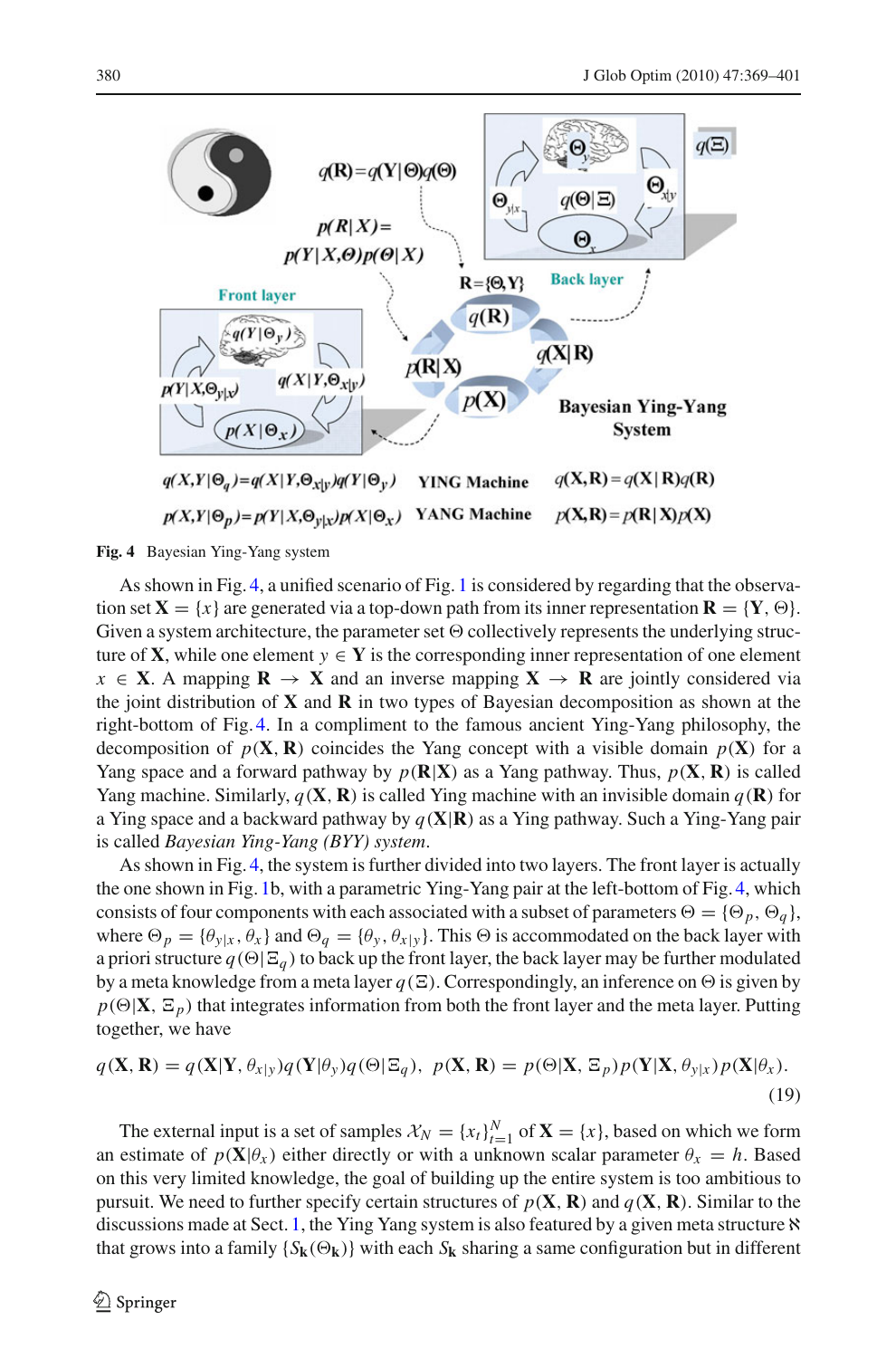Fig. 4 Bayesian Ying-Yang system

As shown in Fig. 4, a unified scenario of Fig. 1 is considered by regarding that the observation set $\mathbf{X} = \{x\}$ are generated via a top-down path from its inner representation $\mathbf{R} = \{\mathbf{Y}, \Theta\}$. Given a system architecture, the parameter set $\Theta$ collectively represents the underlying structure of $\mathbf{X}$, while one element $y \in \mathbf{Y}$ is the corresponding inner representation of one element $x \in \mathbf{X}$. A mapping $\mathbf{R} \to \mathbf{X}$ and an inverse mapping $\mathbf{X} \to \mathbf{R}$ are jointly considered via the joint distribution of $\mathbf{X}$ and $\mathbf{R}$ in two types of Bayesian decomposition as shown at the right-bottom of Fig. 4. In a compliment to the famous ancient Ying-Yang philosophy, the decomposition of $p(\mathbf{X}, \mathbf{R})$ coincides the Yang concept with a visible domain $p(\mathbf{X})$ for a Yang space and a forward pathway by $p(\mathbf{R}|\mathbf{X})$ as a Yang pathway. Thus, $p(\mathbf{X}, \mathbf{R})$ is called Yang machine. Similarly, $q(\mathbf{X}, \mathbf{R})$ is called Ying machine with an invisible domain $q(\mathbf{R})$ for a Ying space and a backward pathway by $q(\mathbf{X}|\mathbf{R})$ as a Ying pathway. Such a Ying-Yang pair is called *Bayesian Ying-Yang (BYY) system*.

As shown in Fig. 4, the system is further divided into two layers. The front layer is actually the one shown in Fig. 1b, with a parametric Ying-Yang pair at the left-bottom of Fig. 4, which consists of four components with each associated with a subset of parameters $\Theta = \{\Theta_p, \Theta_q\}$, where $\Theta_p = \{\theta_{y|x}, \theta_x\}$ and $\Theta_q = \{\theta_y, \theta_{x|y}\}$. This $\Theta$ is accommodated on the back layer with a priori structure $q(\Theta|\Xi_q)$ to back up the front layer, the back layer may be further modulated by a meta knowledge from a meta layer $q(\Xi)$. Correspondingly, an inference on $\Theta$ is given by $p(\Theta|\mathbf{X}, \Xi_p)$ that integrates information from both the front layer and the meta layer. Putting together, we have

$$q(\mathbf{X}, \mathbf{R}) = q(\mathbf{X}|\mathbf{Y}, \theta_{x|y})q(\mathbf{Y}|\theta_y)q(\Theta|\Xi_q), \;\; p(\mathbf{X}, \mathbf{R}) = p(\Theta|\mathbf{X}, \Xi_p)p(\mathbf{Y}|\mathbf{X}, \theta_{y|x})p(\mathbf{X}|\theta_x). \tag{19}$$

The external input is a set of samples $\mathcal{X}_N = \{x_t\}_{t=1}^N$ of $\mathbf{X} = \{x\}$, based on which we form an estimate of $p(\mathbf{X}|\theta_x)$ either directly or with a unknown scalar parameter $\theta_x = h$. Based on this very limited knowledge, the goal of building up the entire system is too ambitious to pursuit. We need to further specify certain structures of $p(\mathbf{X}, \mathbf{R})$ and $q(\mathbf{X}, \mathbf{R})$. Similar to the discussions made at Sect. 1, the Ying Yang system is also featured by a given meta structure $\aleph$ that grows into a family $\{S_{\mathbf{k}}(\Theta_{\mathbf{k}})\}$ with each $S_{\mathbf{k}}$ sharing a same configuration but in different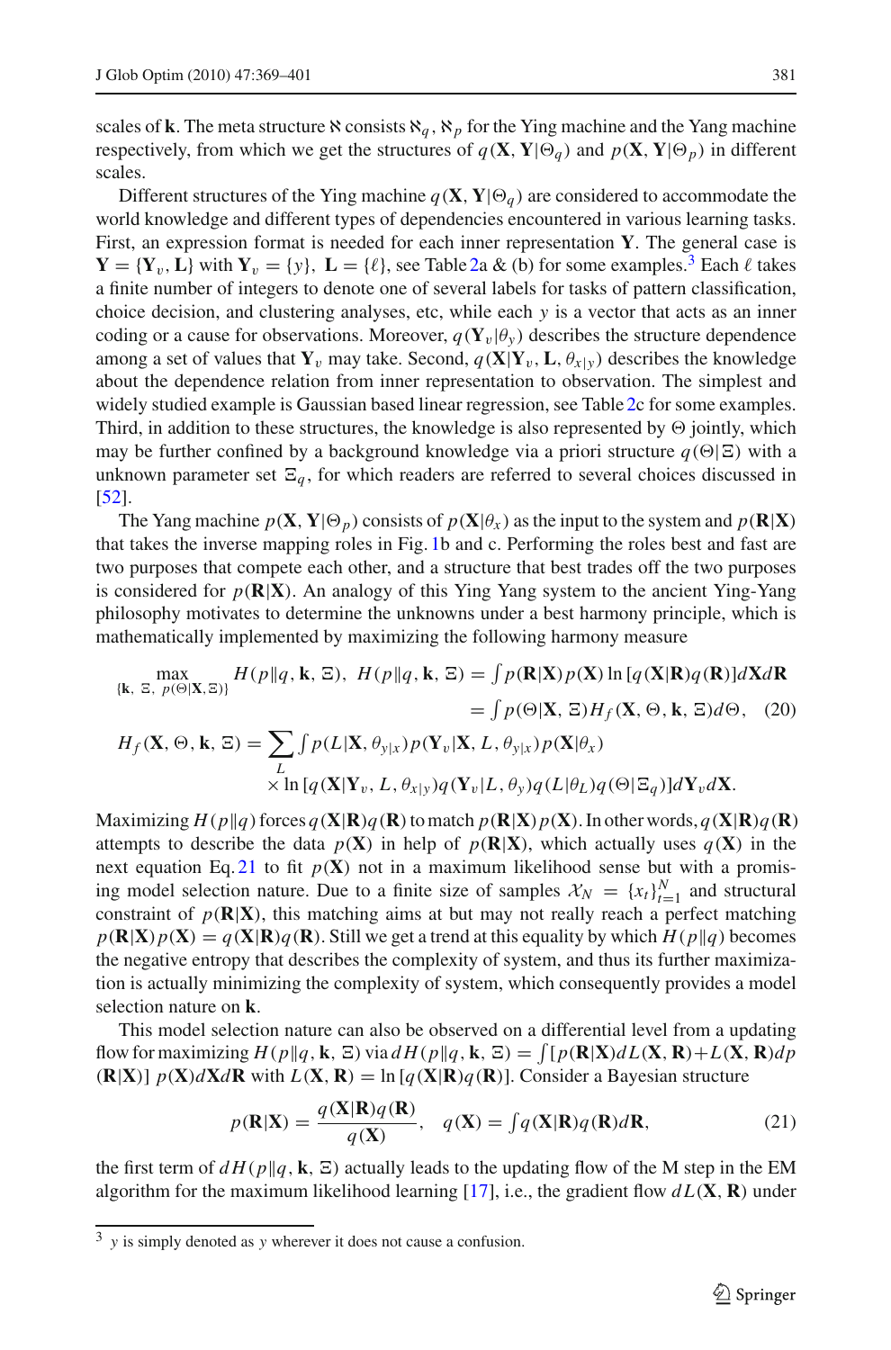scales of $\mathbf{k}$. The meta structure $\aleph$ consists $\aleph_q$, $\aleph_p$ for the Ying machine and the Yang machine respectively, from which we get the structures of $q(\mathbf{X}, \mathbf{Y}|\Theta_q)$ and $p(\mathbf{X}, \mathbf{Y}|\Theta_p)$ in different scales.

Different structures of the Ying machine $q(\mathbf{X}, \mathbf{Y}|\Theta_q)$ are considered to accommodate the world knowledge and different types of dependencies encountered in various learning tasks. First, an expression format is needed for each inner representation $\mathbf{Y}$. The general case is $\mathbf{Y} = \{\mathbf{Y}_v, \mathbf{L}\}$ with $\mathbf{Y}_v = \{y\}$, $\mathbf{L} = \{\ell\}$, see Table 2a & (b) for some examples.[3] Each $\ell$ takes a finite number of integers to denote one of several labels for tasks of pattern classification, choice decision, and clustering analyses, etc, while each $y$ is a vector that acts as an inner coding or a cause for observations. Moreover, $q(\mathbf{Y}_v|\theta_y)$ describes the structure dependence among a set of values that $\mathbf{Y}_v$ may take. Second, $q(\mathbf{X}|\mathbf{Y}_v, \mathbf{L}, \theta_{x|y})$ describes the knowledge about the dependence relation from inner representation to observation. The simplest and widely studied example is Gaussian based linear regression, see Table 2c for some examples. Third, in addition to these structures, the knowledge is also represented by $\Theta$ jointly, which may be further confined by a background knowledge via a priori structure $q(\Theta|\Xi)$ with a unknown parameter set $\Xi_q$, for which readers are referred to several choices discussed in [52].

The Yang machine $p(\mathbf{X}, \mathbf{Y}|\Theta_p)$ consists of $p(\mathbf{X}|\theta_x)$ as the input to the system and $p(\mathbf{R}|\mathbf{X})$ that takes the inverse mapping roles in Fig. 1b and c. Performing the roles best and fast are two purposes that compete each other, and a structure that best trades off the two purposes is considered for $p(\mathbf{R}|\mathbf{X})$. An analogy of this Ying Yang system to the ancient Ying-Yang philosophy motivates to determine the unknowns under a best harmony principle, which is mathematically implemented by maximizing the following harmony measure

$$
\begin{aligned}
\max_{\{\mathbf{k},\ \Xi,\ p(\Theta|\mathbf{X},\Xi)\}} H(p\|q, \mathbf{k}, \Xi),\ \ H(p\|q, \mathbf{k}, \Xi) &= \int p(\mathbf{R}|\mathbf{X})p(\mathbf{X}) \ln [q(\mathbf{X}|\mathbf{R})q(\mathbf{R})]d\mathbf{X}d\mathbf{R} \\
&= \int p(\Theta|\mathbf{X}, \Xi) H_f(\mathbf{X}, \Theta, \mathbf{k}, \Xi) d\Theta, \quad (20) \\
H_f(\mathbf{X}, \Theta, \mathbf{k}, \Xi) = \sum_L \int p(L|\mathbf{X}, \theta_{y|x}) & p(\mathbf{Y}_v|\mathbf{X}, L, \theta_{y|x}) p(\mathbf{X}|\theta_x) \\
&\times \ln [q(\mathbf{X}|\mathbf{Y}_v, L, \theta_{x|y}) q(\mathbf{Y}_v|L, \theta_y) q(L|\theta_L) q(\Theta|\Xi_q)] d\mathbf{Y}_v d\mathbf{X}.
\end{aligned}
$$

Maximizing $H(p\|q)$ forces $q(\mathbf{X}|\mathbf{R})q(\mathbf{R})$ to match $p(\mathbf{R}|\mathbf{X})p(\mathbf{X})$. In other words, $q(\mathbf{X}|\mathbf{R})q(\mathbf{R})$ attempts to describe the data $p(\mathbf{X})$ in help of $p(\mathbf{R}|\mathbf{X})$, which actually uses $q(\mathbf{X})$ in the next equation Eq. 21 to fit $p(\mathbf{X})$ not in a maximum likelihood sense but with a promising model selection nature. Due to a finite size of samples $\mathcal{X}_N = \{x_t\}_{t=1}^N$ and structural constraint of $p(\mathbf{R}|\mathbf{X})$, this matching aims at but may not really reach a perfect matching $p(\mathbf{R}|\mathbf{X})p(\mathbf{X}) = q(\mathbf{X}|\mathbf{R})q(\mathbf{R})$. Still we get a trend at this equality by which $H(p\|q)$ becomes the negative entropy that describes the complexity of system, and thus its further maximization is actually minimizing the complexity of system, which consequently provides a model selection nature on $\mathbf{k}$.

This model selection nature can also be observed on a differential level from a updating flow for maximizing $H(p\|q, \mathbf{k}, \Xi)$ via $dH(p\|q, \mathbf{k}, \Xi) = \int [p(\mathbf{R}|\mathbf{X})dL(\mathbf{X}, \mathbf{R}) + L(\mathbf{X}, \mathbf{R})dp(\mathbf{R}|\mathbf{X})]\, p(\mathbf{X})d\mathbf{X}d\mathbf{R}$ with $L(\mathbf{X}, \mathbf{R}) = \ln [q(\mathbf{X}|\mathbf{R})q(\mathbf{R})]$. Consider a Bayesian structure

$$
p(\mathbf{R}|\mathbf{X}) = \frac{q(\mathbf{X}|\mathbf{R})q(\mathbf{R})}{q(\mathbf{X})}, \quad q(\mathbf{X}) = \int q(\mathbf{X}|\mathbf{R})q(\mathbf{R})d\mathbf{R}, \tag{21}
$$

the first term of $dH(p\|q, \mathbf{k}, \Xi)$ actually leads to the updating flow of the M step in the EM algorithm for the maximum likelihood learning [17], i.e., the gradient flow $dL(\mathbf{X}, \mathbf{R})$ under

[3] $y$ is simply denoted as $y$ wherever it does not cause a confusion.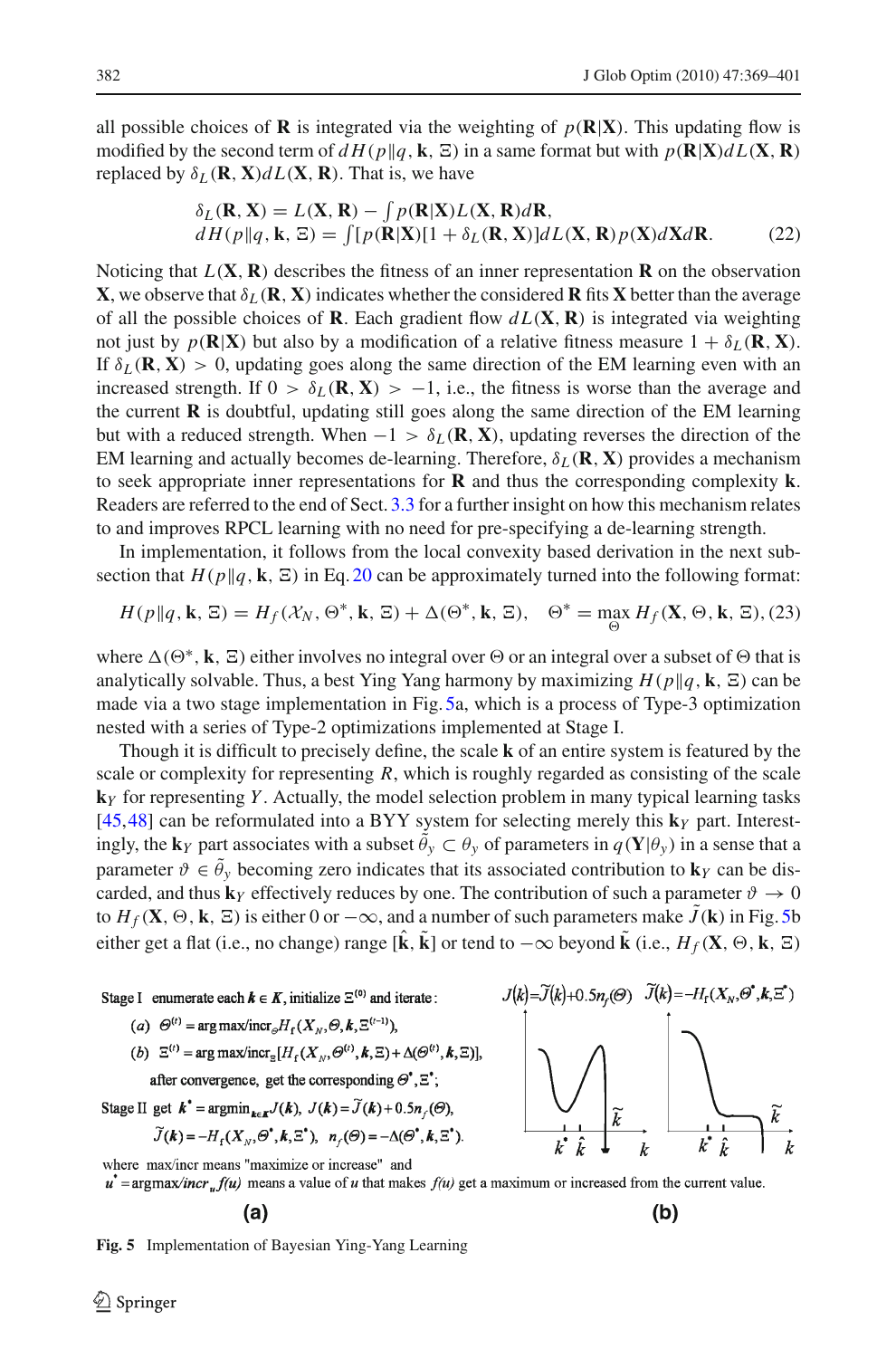all possible choices of $\mathbf{R}$ is integrated via the weighting of $p(\mathbf{R}|\mathbf{X})$. This updating flow is modified by the second term of $dH(p\|q, \mathbf{k}, \Xi)$ in a same format but with $p(\mathbf{R}|\mathbf{X})dL(\mathbf{X}, \mathbf{R})$ replaced by $\delta_L(\mathbf{R}, \mathbf{X})dL(\mathbf{X}, \mathbf{R})$. That is, we have

$$
\begin{aligned}
&\delta_L(\mathbf{R}, \mathbf{X}) = L(\mathbf{X}, \mathbf{R}) - \int p(\mathbf{R}|\mathbf{X})L(\mathbf{X}, \mathbf{R})d\mathbf{R}, \\
&dH(p\|q, \mathbf{k}, \Xi) = \int [p(\mathbf{R}|\mathbf{X})[1 + \delta_L(\mathbf{R}, \mathbf{X})]dL(\mathbf{X}, \mathbf{R})p(\mathbf{X})d\mathbf{X}d\mathbf{R}.
\end{aligned} \tag{22}
$$

Noticing that $L(\mathbf{X}, \mathbf{R})$ describes the fitness of an inner representation $\mathbf{R}$ on the observation $\mathbf{X}$, we observe that $\delta_L(\mathbf{R}, \mathbf{X})$ indicates whether the considered $\mathbf{R}$ fits $\mathbf{X}$ better than the average of all the possible choices of $\mathbf{R}$. Each gradient flow $dL(\mathbf{X}, \mathbf{R})$ is integrated via weighting not just by $p(\mathbf{R}|\mathbf{X})$ but also by a modification of a relative fitness measure $1 + \delta_L(\mathbf{R}, \mathbf{X})$. If $\delta_L(\mathbf{R}, \mathbf{X}) > 0$, updating goes along the same direction of the EM learning even with an increased strength. If $0 > \delta_L(\mathbf{R}, \mathbf{X}) > -1$, i.e., the fitness is worse than the average and the current $\mathbf{R}$ is doubtful, updating still goes along the same direction of the EM learning but with a reduced strength. When $-1 > \delta_L(\mathbf{R}, \mathbf{X})$, updating reverses the direction of the EM learning and actually becomes de-learning. Therefore, $\delta_L(\mathbf{R}, \mathbf{X})$ provides a mechanism to seek appropriate inner representations for $\mathbf{R}$ and thus the corresponding complexity $\mathbf{k}$. Readers are referred to the end of Sect. 3.3 for a further insight on how this mechanism relates to and improves RPCL learning with no need for pre-specifying a de-learning strength.

In implementation, it follows from the local convexity based derivation in the next subsection that $H(p\|q, \mathbf{k}, \Xi)$ in Eq. 20 can be approximately turned into the following format:

$$
H(p\|q, \mathbf{k}, \Xi) = H_f(\mathcal{X}_N, \Theta^*, \mathbf{k}, \Xi) + \Delta(\Theta^*, \mathbf{k}, \Xi), \quad \Theta^* = \max_{\Theta} H_f(\mathbf{X}, \Theta, \mathbf{k}, \Xi), \tag{23}
$$

where $\Delta(\Theta^*, \mathbf{k}, \Xi)$ either involves no integral over $\Theta$ or an integral over a subset of $\Theta$ that is analytically solvable. Thus, a best Ying Yang harmony by maximizing $H(p\|q, \mathbf{k}, \Xi)$ can be made via a two stage implementation in Fig. 5a, which is a process of Type-3 optimization nested with a series of Type-2 optimizations implemented at Stage I.

Though it is difficult to precisely define, the scale $\mathbf{k}$ of an entire system is featured by the scale or complexity for representing $R$, which is roughly regarded as consisting of the scale $\mathbf{k}_Y$ for representing $Y$. Actually, the model selection problem in many typical learning tasks [45,48] can be reformulated into a BYY system for selecting merely this $\mathbf{k}_Y$ part. Interestingly, the $\mathbf{k}_Y$ part associates with a subset $\tilde{\theta}_y \subset \theta_y$ of parameters in $q(\mathbf{Y}|\theta_y)$ in a sense that a parameter $\vartheta \in \tilde{\theta}_y$ becoming zero indicates that its associated contribution to $\mathbf{k}_Y$ can be discarded, and thus $\mathbf{k}_Y$ effectively reduces by one. The contribution of such a parameter $\vartheta \to 0$ to $H_f(\mathbf{X}, \Theta, \mathbf{k}, \Xi)$ is either 0 or $-\infty$, and a number of such parameters make $\tilde{J}(\mathbf{k})$ in Fig. 5b either get a flat (i.e., no change) range $[\hat{\mathbf{k}}, \tilde{\mathbf{k}}]$ or tend to $-\infty$ beyond $\tilde{\mathbf{k}}$ (i.e., $H_f(\mathbf{X}, \Theta, \mathbf{k}, \Xi)$

Stage I enumerate each $\boldsymbol{k} \in \boldsymbol{K}$, initialize $\Xi^{(0)}$ and iterate:

(a) $\Theta^{(t)} = \arg\max/\mathrm{incr}_{\Theta} H_f(X_N, \Theta, \boldsymbol{k}, \Xi^{(t-1)})$,

(b) $\Xi^{(t)} = \arg\max/\mathrm{incr}_{\Xi}[H_f(X_N, \Theta^{(t)}, \boldsymbol{k}, \Xi) + \Delta(\Theta^{(t)}, \boldsymbol{k}, \Xi)]$,

after convergence, get the corresponding $\Theta^*, \Xi^*$;

Stage II get $\boldsymbol{k}^* = \arg\min_{\boldsymbol{k} \in \boldsymbol{K}} J(\boldsymbol{k})$, $J(\boldsymbol{k}) = \tilde{J}(\boldsymbol{k}) + 0.5 n_f(\Theta)$,

$\tilde{J}(\boldsymbol{k}) = -H_f(X_N, \Theta^*, \boldsymbol{k}, \Xi^*)$, $n_f(\Theta) = -\Delta(\Theta^*, \boldsymbol{k}, \Xi^*)$.

where max/incr means "maximize or increase" and $u^* = \arg\max/incr_u f(u)$ means a value of $u$ that makes $f(u)$ get a maximum or increased from the current value.

**(a)**

$J(\boldsymbol{k}) = \tilde{J}(\boldsymbol{k}) + 0.5 n_f(\Theta)$ $\quad \tilde{J}(\boldsymbol{k}) = -H_f(X_N, \Theta^*, \boldsymbol{k}, \Xi^*)$

**(b)**

**Fig. 5** Implementation of Bayesian Ying-Yang Learning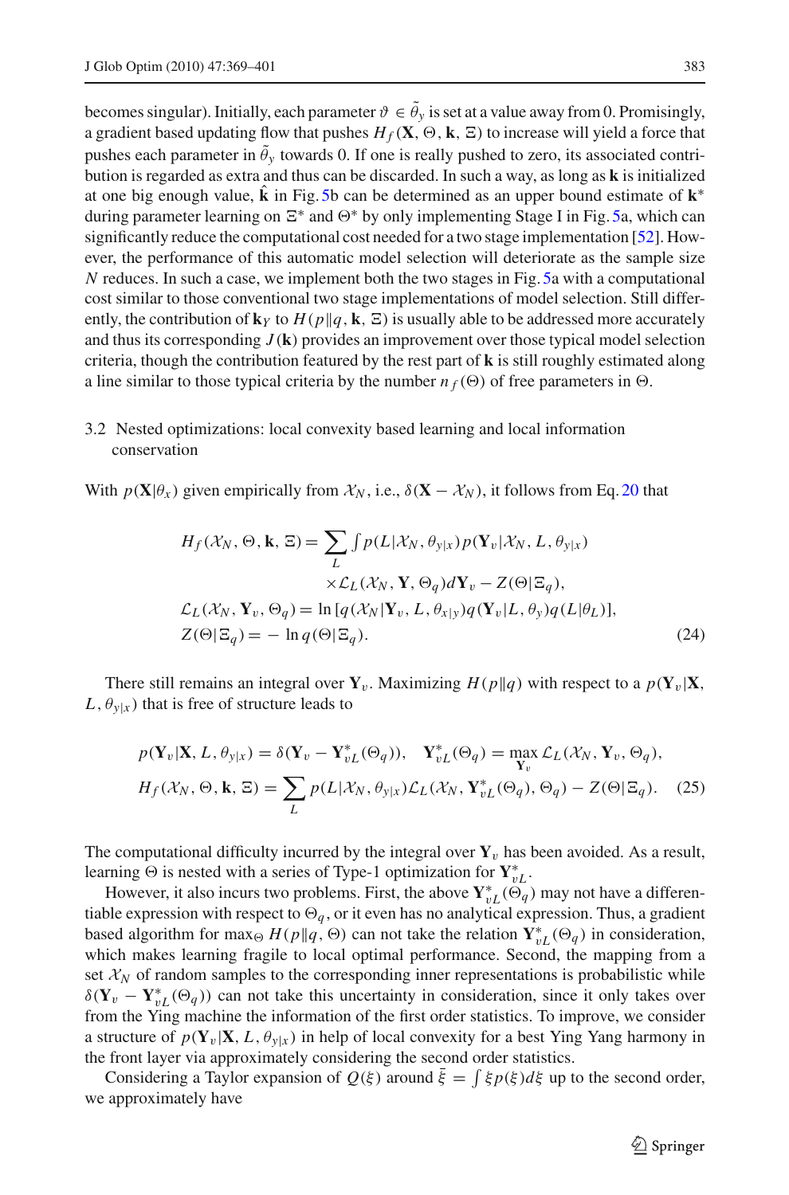becomes singular). Initially, each parameter $\vartheta \in \tilde{\theta}_y$ is set at a value away from 0. Promisingly, a gradient based updating flow that pushes $H_f(\mathbf{X}, \Theta, \mathbf{k}, \Xi)$ to increase will yield a force that pushes each parameter in $\tilde{\theta}_y$ towards 0. If one is really pushed to zero, its associated contribution is regarded as extra and thus can be discarded. In such a way, as long as $\mathbf{k}$ is initialized at one big enough value, $\hat{\mathbf{k}}$ in Fig. 5b can be determined as an upper bound estimate of $\mathbf{k}^*$ during parameter learning on $\Xi^*$ and $\Theta^*$ by only implementing Stage I in Fig. 5a, which can significantly reduce the computational cost needed for a two stage implementation [52]. However, the performance of this automatic model selection will deteriorate as the sample size $N$ reduces. In such a case, we implement both the two stages in Fig. 5a with a computational cost similar to those conventional two stage implementations of model selection. Still differently, the contribution of $\mathbf{k}_Y$ to $H(p\|q, \mathbf{k}, \Xi)$ is usually able to be addressed more accurately and thus its corresponding $J(\mathbf{k})$ provides an improvement over those typical model selection criteria, though the contribution featured by the rest part of $\mathbf{k}$ is still roughly estimated along a line similar to those typical criteria by the number $n_f(\Theta)$ of free parameters in $\Theta$.

## 3.2 Nested optimizations: local convexity based learning and local information conservation

With $p(\mathbf{X}|\theta_x)$ given empirically from $\mathcal{X}_N$, i.e., $\delta(\mathbf{X} - \mathcal{X}_N)$, it follows from Eq. 20 that

$$
\begin{aligned}
H_f(\mathcal{X}_N, \Theta, \mathbf{k}, \Xi) &= \sum_L \int p(L|\mathcal{X}_N, \theta_{y|x}) p(\mathbf{Y}_v|\mathcal{X}_N, L, \theta_{y|x}) \\
&\quad \times \mathcal{L}_L(\mathcal{X}_N, \mathbf{Y}, \Theta_q) d\mathbf{Y}_v - Z(\Theta|\Xi_q), \\
\mathcal{L}_L(\mathcal{X}_N, \mathbf{Y}_v, \Theta_q) &= \ln\left[q(\mathcal{X}_N|\mathbf{Y}_v, L, \theta_{x|y}) q(\mathbf{Y}_v|L, \theta_y) q(L|\theta_L)\right], \\
Z(\Theta|\Xi_q) &= -\ln q(\Theta|\Xi_q).
\end{aligned} \tag{24}
$$

There still remains an integral over $\mathbf{Y}_v$. Maximizing $H(p\|q)$ with respect to a $p(\mathbf{Y}_v|\mathbf{X}, L, \theta_{y|x})$ that is free of structure leads to

$$
\begin{aligned}
&p(\mathbf{Y}_v|\mathbf{X}, L, \theta_{y|x}) = \delta(\mathbf{Y}_v - \mathbf{Y}^*_{vL}(\Theta_q)), \quad \mathbf{Y}^*_{vL}(\Theta_q) = \max_{\mathbf{Y}_v} \mathcal{L}_L(\mathcal{X}_N, \mathbf{Y}_v, \Theta_q), \\
&H_f(\mathcal{X}_N, \Theta, \mathbf{k}, \Xi) = \sum_L p(L|\mathcal{X}_N, \theta_{y|x}) \mathcal{L}_L(\mathcal{X}_N, \mathbf{Y}^*_{vL}(\Theta_q), \Theta_q) - Z(\Theta|\Xi_q).
\end{aligned} \tag{25}
$$

The computational difficulty incurred by the integral over $\mathbf{Y}_v$ has been avoided. As a result, learning $\Theta$ is nested with a series of Type-1 optimization for $\mathbf{Y}^*_{vL}$.

However, it also incurs two problems. First, the above $\mathbf{Y}^*_{vL}(\Theta_q)$ may not have a differentiable expression with respect to $\Theta_q$, or it even has no analytical expression. Thus, a gradient based algorithm for $\max_\Theta H(p\|q, \Theta)$ can not take the relation $\mathbf{Y}^*_{vL}(\Theta_q)$ in consideration, which makes learning fragile to local optimal performance. Second, the mapping from a set $\mathcal{X}_N$ of random samples to the corresponding inner representations is probabilistic while $\delta(\mathbf{Y}_v - \mathbf{Y}^*_{vL}(\Theta_q))$ can not take this uncertainty in consideration, since it only takes over from the Ying machine the information of the first order statistics. To improve, we consider a structure of $p(\mathbf{Y}_v|\mathbf{X}, L, \theta_{y|x})$ in help of local convexity for a best Ying Yang harmony in the front layer via approximately considering the second order statistics.

Considering a Taylor expansion of $Q(\xi)$ around $\bar{\xi} = \int \xi p(\xi) d\xi$ up to the second order, we approximately have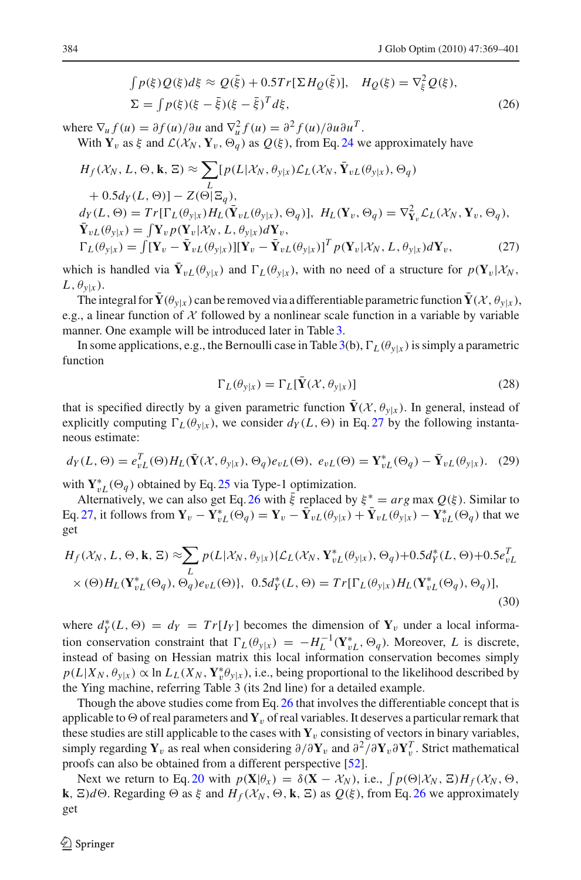$$\int p(\xi)Q(\xi)d\xi \approx Q(\bar{\xi}) + 0.5Tr[\Sigma H_Q(\bar{\xi})], \quad H_Q(\xi) = \nabla^2_{\xi} Q(\xi),$$
$$\Sigma = \int p(\xi)(\xi - \bar{\xi})(\xi - \bar{\xi})^T d\xi, \tag{26}$$

where $\nabla_u f(u) = \partial f(u)/\partial u$ and $\nabla^2_u f(u) = \partial^2 f(u)/\partial u \partial u^T$.

With $\mathbf{Y}_v$ as $\xi$ and $\mathcal{L}(\mathcal{X}_N, \mathbf{Y}_v, \Theta_q)$ as $Q(\xi)$, from Eq. 24 we approximately have

$$H_f(\mathcal{X}_N, L, \Theta, \mathbf{k}, \Xi) \approx \sum_L [p(L|\mathcal{X}_N, \theta_{y|x})\mathcal{L}_L(\mathcal{X}_N, \bar{\mathbf{Y}}_{vL}(\theta_{y|x}), \Theta_q)$$
$$+ 0.5 d_Y(L, \Theta)] - Z(\Theta|\Xi_q),$$
$$d_Y(L, \Theta) = Tr[\Gamma_L(\theta_{y|x}) H_L(\bar{\mathbf{Y}}_{vL}(\theta_{y|x}), \Theta_q)], \ \ H_L(\mathbf{Y}_v, \Theta_q) = \nabla^2_{\mathbf{Y}_v} \mathcal{L}_L(\mathcal{X}_N, \mathbf{Y}_v, \Theta_q),$$
$$\bar{\mathbf{Y}}_{vL}(\theta_{y|x}) = \int \mathbf{Y}_v p(\mathbf{Y}_v|\mathcal{X}_N, L, \theta_{y|x}) d\mathbf{Y}_v,$$
$$\Gamma_L(\theta_{y|x}) = \int [\mathbf{Y}_v - \bar{\mathbf{Y}}_{vL}(\theta_{y|x})][\mathbf{Y}_v - \bar{\mathbf{Y}}_{vL}(\theta_{y|x})]^T p(\mathbf{Y}_v|\mathcal{X}_N, L, \theta_{y|x}) d\mathbf{Y}_v, \tag{27}$$

which is handled via $\bar{\mathbf{Y}}_{vL}(\theta_{y|x})$ and $\Gamma_L(\theta_{y|x})$, with no need of a structure for $p(\mathbf{Y}_v|\mathcal{X}_N, L, \theta_{y|x})$.

The integral for $\bar{\mathbf{Y}}(\theta_{y|x})$ can be removed via a differentiable parametric function $\bar{\mathbf{Y}}(\mathcal{X}, \theta_{y|x})$, e.g., a linear function of $\mathcal{X}$ followed by a nonlinear scale function in a variable by variable manner. One example will be introduced later in Table 3.

In some applications, e.g., the Bernoulli case in Table 3(b), $\Gamma_L(\theta_{y|x})$ is simply a parametric function

$$\Gamma_L(\theta_{y|x}) = \Gamma_L[\bar{\mathbf{Y}}(\mathcal{X}, \theta_{y|x})] \tag{28}$$

that is specified directly by a given parametric function $\bar{\mathbf{Y}}(\mathcal{X}, \theta_{y|x})$. In general, instead of explicitly computing $\Gamma_L(\theta_{y|x})$, we consider $d_Y(L, \Theta)$ in Eq. 27 by the following instantaneous estimate:

$$d_Y(L, \Theta) = e^T_{vL}(\Theta) H_L(\bar{\mathbf{Y}}(\mathcal{X}, \theta_{y|x}), \Theta_q) e_{vL}(\Theta), \ \ e_{vL}(\Theta) = \mathbf{Y}^*_{vL}(\Theta_q) - \bar{\mathbf{Y}}_{vL}(\theta_{y|x}). \tag{29}$$

with $\mathbf{Y}^*_{vL}(\Theta_q)$ obtained by Eq. 25 via Type-1 optimization.

Alternatively, we can also get Eq. 26 with $\bar{\xi}$ replaced by $\xi^* = arg \max Q(\xi)$. Similar to Eq. 27, it follows from $\mathbf{Y}_v - \mathbf{Y}^*_{vL}(\Theta_q) = \mathbf{Y}_v - \bar{\mathbf{Y}}_{vL}(\theta_{y|x}) + \bar{\mathbf{Y}}_{vL}(\theta_{y|x}) - \mathbf{Y}^*_{vL}(\Theta_q)$ that we get

$$H_f(\mathcal{X}_N, L, \Theta, \mathbf{k}, \Xi) \approx \sum_L p(L|\mathcal{X}_N, \theta_{y|x})\{\mathcal{L}_L(\mathcal{X}_N, \mathbf{Y}^*_{vL}(\theta_{y|x}), \Theta_q) + 0.5 d^*_Y(L, \Theta) + 0.5 e^T_{vL}$$
$$\times (\Theta) H_L(\mathbf{Y}^*_{vL}(\Theta_q), \Theta_q) e_{vL}(\Theta)\}, \ \ 0.5 d^*_Y(L, \Theta) = Tr[\Gamma_L(\theta_{y|x}) H_L(\mathbf{Y}^*_{vL}(\Theta_q), \Theta_q)], \tag{30}$$

where $d^*_Y(L, \Theta) = d_Y = Tr[I_Y]$ becomes the dimension of $\mathbf{Y}_v$ under a local information conservation constraint that $\Gamma_L(\theta_{y|x}) = -H^{-1}_L(\mathbf{Y}^*_{vL}, \Theta_q)$. Moreover, $L$ is discrete, instead of basing on Hessian matrix this local information conservation becomes simply $p(L|X_N, \theta_{y|x}) \propto \ln L_L(X_N, \mathbf{Y}^*_v \theta_{y|x})$, i.e., being proportional to the likelihood described by the Ying machine, referring Table 3 (its 2nd line) for a detailed example.

Though the above studies come from Eq. 26 that involves the differentiable concept that is applicable to $\Theta$ of real parameters and $\mathbf{Y}_v$ of real variables. It deserves a particular remark that these studies are still applicable to the cases with $\mathbf{Y}_v$ consisting of vectors in binary variables, simply regarding $\mathbf{Y}_v$ as real when considering $\partial/\partial \mathbf{Y}_v$ and $\partial^2/\partial \mathbf{Y}_v \partial \mathbf{Y}^T_v$. Strict mathematical proofs can also be obtained from a different perspective [52].

Next we return to Eq. 20 with $p(\mathbf{X}|\theta_x) = \delta(\mathbf{X} - \mathcal{X}_N)$, i.e., $\int p(\Theta|\mathcal{X}_N, \Xi) H_f(\mathcal{X}_N, \Theta, \mathbf{k}, \Xi) d\Theta$. Regarding $\Theta$ as $\xi$ and $H_f(\mathcal{X}_N, \Theta, \mathbf{k}, \Xi)$ as $Q(\xi)$, from Eq. 26 we approximately get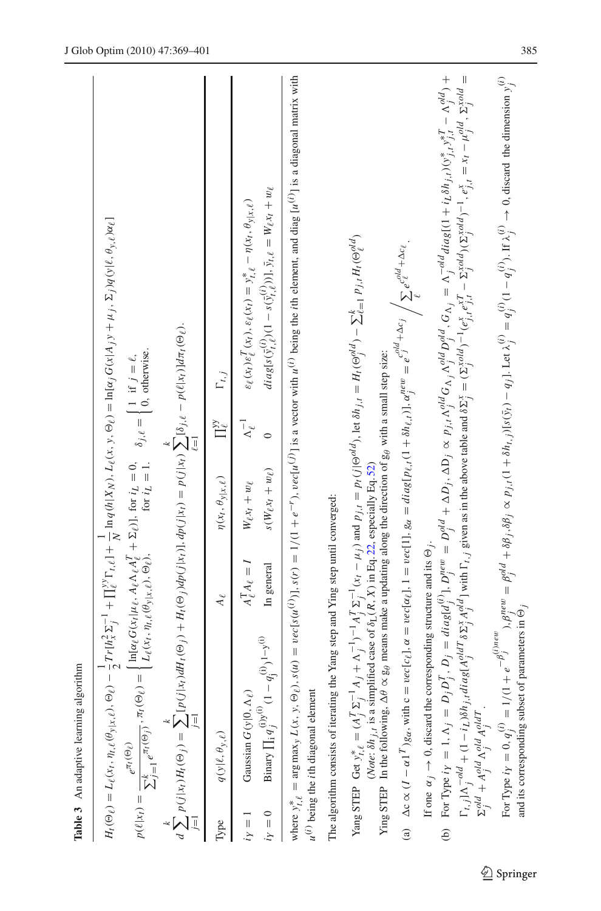**Table 3** An adaptive learning algorithm

$$H_t(\Theta_\ell) = L_\ell(x_t, \eta_{t,\ell}(\theta_{y|x,\ell}), \Theta_\ell) - \frac{1}{2}Tr[h_x^2 \Sigma_j^{-1} + \Pi_\ell^{yy}\Gamma_{t,\ell}] + \frac{1}{N}\ln q(h|X_N), L_\ell(x, y, \Theta_\ell) = \ln[\alpha_j G(x|A_j y + \mu_j, \Sigma_j) q(y|\ell, \theta_{y,\ell})\alpha_\ell]$$

$$p(\ell|x_t) = \frac{e^{\pi_t(\Theta_\ell)}}{\sum_{j=1}^k e^{\pi_t(\Theta_j)}}, \pi_t(\Theta_\ell) = \begin{cases} \ln[\alpha_\ell G(x_t|\mu_\ell, A_\ell \Lambda_\ell A_\ell^T + \Sigma_\ell)], & \text{for } i_L = 0, \\ L_\ell(x_t, \eta_{t,\ell}(\theta_{y|x,\ell}), \Theta_\ell), & \text{for } i_L = 1. \end{cases} \quad \delta_{j,\ell} = \begin{cases} 1 & \text{if } j = \ell, \\ 0, & \text{otherwise.} \end{cases}$$

$$d\sum_{j=1}^k p(j|x_t)H_t(\Theta_j) = \sum_{j=1}^k [p(j|x_t)dH_t(\Theta_j) + H_t(\Theta_j)dp(j|x_t)], dp(j|x_t) = p(j|x_t)\sum_{\ell=1}^k [\delta_{j,\ell} - p(\ell|x_t)]d\pi_t(\Theta_\ell).$$

| Type | $q(y\|\ell, \theta_{y,\ell})$ | $A_\ell$ | $\eta(x_t, \theta_{y\|x,\ell})$ | $\Pi_\ell^{yy}$ | $\Gamma_{t,j}$ |
|---|---|---|---|---|---|
| $i_Y = 1$ | Gaussian $G(y\|0, \Lambda_\ell)$ | $A_\ell^T A_\ell = I$ | $W_\ell x_t + w_\ell$ | $\Lambda_\ell^{-1}$ | $\varepsilon_\ell(x_t)\varepsilon_\ell^T(x_t), \varepsilon_\ell(x_t) = y_{t,\ell}^* - \eta(x_t, \theta_{y\|x,\ell})$ |
| $i_Y = 0$ | Binary $\prod_i q_j^{(i)y^{(i)}}(1 - q_j^{(i)})^{1-y^{(i)}}$ | In general | $s(W_\ell x_t + w_\ell)$ | 0 | $diag[s(\bar{y}_{t,\ell}^{(i)})(1 - s(\bar{y}_{t,\ell}^{(i)}))], \bar{y}_{t,\ell} = W_\ell x_t + w_\ell$ |

where $y_{t,\ell}^* = \arg\max_y L(x, y, \Theta_\ell)$, $s(u) = vec[s(u^{(i)})]$, $s(r) = 1/(1 + e^{-r})$, $vec[u^{(j)}]$ is a vector with $u^{(i)}$ being the $i$th element, and diag $[u^{(i)}]$ is a diagonal matrix with $u^{(i)}$ being the $i$th diagonal element

The algorithm consists of iterating the Yang step and Ying step until converged:

Yang STEP Get $y_{t,\ell}^* = (A_j^T \Sigma_j^{-1} A_j + \Lambda_j^{-1})^{-1} A_j^T \Sigma_j^{-1}(x_t - \mu_j)$ and $p_{j,t} = p_t(j|\Theta^{old})$, let $\delta h_{j,t} = H_t(\Theta_j^{old}) - \sum_{\ell=1}^k p_{j,t} H_t(\Theta_\ell^{old})$
(*Note*: $\delta h_{j,t}$ is a simplified case of $\delta_L(R, X)$ in Eq. 22, especially Eq. 52)

Ying STEP In the following, $\Delta\theta \propto g_\theta$ means make a updating along the direction of $g_\theta$ with a small step size:

(a) $\Delta c \propto (I - \alpha 1^T)g_\alpha$, with c = $vec[c_\ell]$, $\alpha = vec[\alpha_\ell]$, $1 = vec[1]$, $g_\alpha = diag[p_{\ell,t}(1 + \delta h_{\ell,t})]$, $\alpha_j^{new} = e^{c_j^{old} + \Delta c_j} \Big/ \sum_\ell e^{c_\ell^{old} + \Delta c_\ell}$.

If one $\alpha_j \to 0$, discard the corresponding structure and its $\Theta_j$.

(b) For Type $i_Y = 1$, $\Lambda_j = D_j D_j^T$, $D_j = diag[d_j^{(i)}]$, $D_j^{new} = D_j^{old} + \Delta D_j$, $\Delta D_j \propto p_{j,t}\Lambda_j^{old} G_{\Lambda_j}\Lambda_j^{old} D_j^{old}$, $G_{\Lambda_j} = \Lambda_j^{-old} diag[(1 + i_L \delta h_{j,t})(y_{j,t}^* y_{j,t}^{*T} - \Lambda_j^{old}) + \Gamma_{t,j}]\Lambda_j^{-old} + (1 - i_L)\delta h_{j,t} diag[A_j^{oldT}\delta\Sigma_j^x A_j^{old}]$ with $\Gamma_{t,j}$ given as in the above table and $\delta\Sigma_j^x = (\Sigma_j^{xold})^{-1}(e_{j,t}^x e_{j,t}^{xT} - \Sigma_j^{xold})(\Sigma_j^{xold})^{-1}$, $e_{j,t}^x = x_t - \mu_j^{old}$, $\Sigma_j^{xold} = \Sigma_j^{old} + A_j^{old}\Lambda_j^{old} A_j^{oldT}$.

For Type $i_Y = 0$, $q_j^{(i)} = 1/(1 + e^{-\beta_j^{(i)new}})$, $\beta_j^{new} = \beta_j^{old} + \delta\beta_j$, $\delta\beta_j \propto p_{j,t}(1 + \delta h_{t,j})[s(\bar{y}_t) - q_j]$. Let $\lambda_j^{(i)} = q_j^{(i)}(1 - q_j^{(i)})$. If $\lambda_j^{(i)} \to 0$, discard the dimension $y_j^{(i)}$ and its corresponding subset of parameters in $\Theta_j$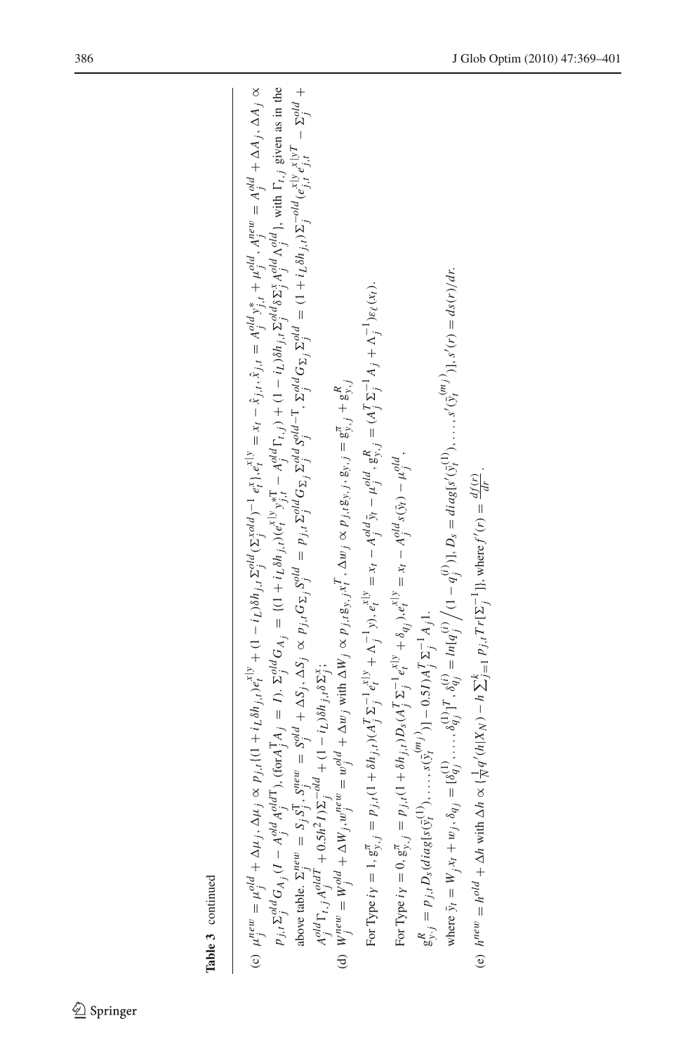**Table 3** continued

(c) $\mu_j^{new} = \mu_j^{old} + \Delta\mu_j, \Delta\mu_j \propto p_{j,t}\{(1 + i_L \delta h_{j,t})e_t^{x|y} + (1 - i_L)\delta h_{j,t}\Sigma_j^{old}(\Sigma_j^{xold})^{-1}e_t^x\}, e_t^{x|y} = x_t - \hat{x}_{j,t}, \hat{x}_{j,t} = A_j^{old}y_{j,t}^* + \mu_j^{old}, A_j^{new} = A_j^{old} + \Delta A_j, \Delta A_j \propto p_{j,t}\Sigma_j^{old}G_{A_j}(I - A_j^{old}A_j^{old T})$, (for $A_j^T A_j = I$). $\Sigma_j^{old}G_{A_j} = \{(1 + i_L\delta h_{j,t})(e_t^{x|y}y_{j,t}^{*T} - A_j^{old}\Gamma_{t,j}) + (1 - i_L)\delta h_{j,t}\Sigma_j^{old}\delta\Sigma_j^x A_j^{old}\Lambda_j^{old}\}$, with $\Gamma_{t,j}$ given as in the above table. $\Sigma_j^{new} = S_j S_j^T, S_j^{new} = S_j^{old} + \Delta S_j, \Delta S_j \propto p_{j,t}G_{\Sigma_j}S_j^{old} = p_{j,t}\Sigma_j^{old}G_{\Sigma_j}\Sigma_j^{old}S_j^{old-T}, \Sigma_j^{old}G_{\Sigma_j}\Sigma_j^{old} = (1 + i_L\delta h_{j,t})\Sigma_j^{-old}(e_{j,t}^{x|y}e_{j,t}^{x|yT} - \Sigma_j^{old} + A_j^{old}\Gamma_{t,j}A_j^{old T} + 0.5h^2 I)\Sigma_j^{-old} + (1 - i_L)\delta h_{j,t}\delta\Sigma_j^x$;

(d) $W_j^{new} = W_j^{old} + \Delta W_j, w_j^{new} = w_j^{old} + \Delta w_j$ with $\Delta W_j \propto p_{j,t}g_{y,j}x_t^T, \Delta w_j \propto p_{j,t}g_{y,j}, g_{y,j} = g_{y,j}^{\pi} + g_{y,j}^R$

For Type $i_Y = 1, g_{y,j}^{\pi} = p_{j,t}(1 + \delta h_{j,t})(A_j^T\Sigma_j^{-1}e_t^{x|y} + \Lambda_j^{-1}y), e_t^{x|y} = x_t - A_j^{old}\bar{y}_t - \mu_j^{old}, g_{y,j}^R = (A_j^T\Sigma_j^{-1}A_j + \Lambda_j^{-1})\varepsilon_\ell(x_t)$.

For Type $i_Y = 0, g_{y,j}^{\pi} = p_{j,t}(1 + \delta h_{j,t})D_s(A_j^T\Sigma_j^{-1}e_t^{x|y} + \delta_{q_j}), e_t^{x|y} = x_t - A_j^{old}s(\bar{y}_t) - \mu_j^{old}$,

$g_{y,j}^R = p_{j,t}D_s(diag[s(\bar{y}_t^{(1)}), \ldots, s(\bar{y}_t^{(m_j)})] - 0.5I)A_j^T\Sigma_j^{-1}A_j 1$.

where $\bar{y}_t = W_j x_t + w_j, \delta_{q_j} = [\delta_{q_j}^{(1)}, \ldots, \delta_{q_j}^{(1)}]^T, \delta_{q_j}^{(i)} = ln[q_j^{(i)}/(1 - q_j^{(i)})], D_s = diag[s'(\bar{y}_t^{(1)}), \ldots, s'(\bar{y}_t^{(m_j)})], s'(r) = ds(r)/dr$.

(e) $h^{new} = h^{old} + \Delta h$ with $\Delta h \propto \{\frac{1}{N}q'(h|X_N) - h\sum_{j=1}^k p_{j,t}Tr[\Sigma_j^{-1}]\}$, where $f'(r) = \frac{df(r)}{dr}$.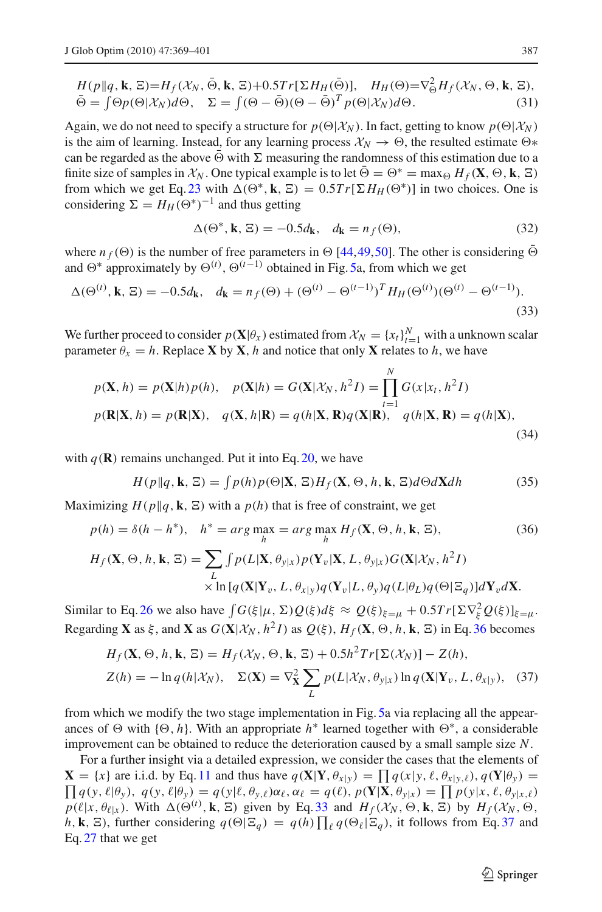$$
H(p\|q,\mathbf{k},\Xi)=H_f(\mathcal{X}_N,\bar{\Theta},\mathbf{k},\Xi)+0.5Tr[\Sigma H_H(\bar{\Theta})],\quad H_H(\Theta)=\nabla^2_{\Theta}H_f(\mathcal{X}_N,\Theta,\mathbf{k},\Xi),
$$
$$
\bar{\Theta}=\int\Theta p(\Theta|\mathcal{X}_N)d\Theta,\quad \Sigma=\int(\Theta-\bar{\Theta})(\Theta-\bar{\Theta})^T p(\Theta|\mathcal{X}_N)d\Theta. \tag{31}
$$

Again, we do not need to specify a structure for $p(\Theta|\mathcal{X}_N)$. In fact, getting to know $p(\Theta|\mathcal{X}_N)$ is the aim of learning. Instead, for any learning process $\mathcal{X}_N \to \Theta$, the resulted estimate $\Theta*$ can be regarded as the above $\bar{\Theta}$ with $\Sigma$ measuring the randomness of this estimation due to a finite size of samples in $\mathcal{X}_N$. One typical example is to let $\bar{\Theta}=\Theta^*=\max_{\Theta}H_f(\mathbf{X},\Theta,\mathbf{k},\Xi)$ from which we get Eq. 23 with $\Delta(\Theta^*,\mathbf{k},\Xi)=0.5Tr[\Sigma H_H(\Theta^*)]$ in two choices. One is considering $\Sigma=H_H(\Theta^*)^{-1}$ and thus getting

$$
\Delta(\Theta^*,\mathbf{k},\Xi)=-0.5d_{\mathbf{k}},\quad d_{\mathbf{k}}=n_f(\Theta), \tag{32}
$$

where $n_f(\Theta)$ is the number of free parameters in $\Theta$ [44,49,50]. The other is considering $\bar{\Theta}$ and $\Theta^*$ approximately by $\Theta^{(t)}$, $\Theta^{(t-1)}$ obtained in Fig. 5a, from which we get

$$
\Delta(\Theta^{(t)},\mathbf{k},\Xi)=-0.5d_{\mathbf{k}},\quad d_{\mathbf{k}}=n_f(\Theta)+(\Theta^{(t)}-\Theta^{(t-1)})^T H_H(\Theta^{(t)})(\Theta^{(t)}-\Theta^{(t-1)}). \tag{33}
$$

We further proceed to consider $p(\mathbf{X}|\theta_x)$ estimated from $\mathcal{X}_N=\{x_t\}_{t=1}^N$ with a unknown scalar parameter $\theta_x=h$. Replace $\mathbf{X}$ by $\mathbf{X}$, $h$ and notice that only $\mathbf{X}$ relates to $h$, we have

$$
p(\mathbf{X},h)=p(\mathbf{X}|h)p(h),\quad p(\mathbf{X}|h)=G(\mathbf{X}|\mathcal{X}_N,h^2I)=\prod_{t=1}^N G(x|x_t,h^2I)
$$
$$
p(\mathbf{R}|\mathbf{X},h)=p(\mathbf{R}|\mathbf{X}),\quad q(\mathbf{X},h|\mathbf{R})=q(h|\mathbf{X},\mathbf{R})q(\mathbf{X}|\mathbf{R}),\quad q(h|\mathbf{X},\mathbf{R})=q(h|\mathbf{X}), \tag{34}
$$

with $q(\mathbf{R})$ remains unchanged. Put it into Eq. 20, we have

$$
H(p\|q,\mathbf{k},\Xi)=\int p(h)p(\Theta|\mathbf{X},\Xi)H_f(\mathbf{X},\Theta,h,\mathbf{k},\Xi)d\Theta d\mathbf{X}dh \tag{35}
$$

Maximizing $H(p\|q,\mathbf{k},\Xi)$ with a $p(h)$ that is free of constraint, we get

$$
p(h)=\delta(h-h^*),\quad h^*=arg\max_h=arg\max_h H_f(\mathbf{X},\Theta,h,\mathbf{k},\Xi), \tag{36}
$$
$$
H_f(\mathbf{X},\Theta,h,\mathbf{k},\Xi)=\sum_L\int p(L|\mathbf{X},\theta_{y|x})p(\mathbf{Y}_v|\mathbf{X},L,\theta_{y|x})G(\mathbf{X}|\mathcal{X}_N,h^2I)
$$
$$
\times\ln[q(\mathbf{X}|\mathbf{Y}_v,L,\theta_{x|y})q(\mathbf{Y}_v|L,\theta_y)q(L|\theta_L)q(\Theta|\Xi_q)]d\mathbf{Y}_v d\mathbf{X}.
$$

Similar to Eq. 26 we also have $\int G(\xi|\mu,\Sigma)Q(\xi)d\xi\approx Q(\xi)_{\xi=\mu}+0.5Tr[\Sigma\nabla^2_{\xi}Q(\xi)]_{\xi=\mu}$. Regarding $\mathbf{X}$ as $\xi$, and $\mathbf{X}$ as $G(\mathbf{X}|\mathcal{X}_N,h^2I)$ as $Q(\xi)$, $H_f(\mathbf{X},\Theta,h,\mathbf{k},\Xi)$ in Eq. 36 becomes

$$
H_f(\mathbf{X},\Theta,h,\mathbf{k},\Xi)=H_f(\mathcal{X}_N,\Theta,\mathbf{k},\Xi)+0.5h^2Tr[\Sigma(\mathcal{X}_N)]-Z(h),
$$
$$
Z(h)=-\ln q(h|\mathcal{X}_N),\quad \Sigma(\mathbf{X})=\nabla^2_{\mathbf{X}}\sum_L p(L|\mathcal{X}_N,\theta_{y|x})\ln q(\mathbf{X}|\mathbf{Y}_v,L,\theta_{x|y}), \tag{37}
$$

from which we modify the two stage implementation in Fig. 5a via replacing all the appearances of $\Theta$ with $\{\Theta,h\}$. With an appropriate $h^*$ learned together with $\Theta^*$, a considerable improvement can be obtained to reduce the deterioration caused by a small sample size $N$.

For a further insight via a detailed expression, we consider the cases that the elements of $\mathbf{X}=\{x\}$ are i.i.d. by Eq. 11 and thus have $q(\mathbf{X}|\mathbf{Y},\theta_{x|y})=\prod q(x|y,\ell,\theta_{x|y,\ell})$, $q(\mathbf{Y}|\theta_y)=\prod q(y,\ell|\theta_y)$, $q(y,\ell|\theta_y)=q(y|\ell,\theta_{y,\ell})\alpha_\ell$, $\alpha_\ell=q(\ell)$, $p(\mathbf{Y}|\mathbf{X},\theta_{y|x})=\prod p(y|x,\ell,\theta_{y|x,\ell})$ $p(\ell|x,\theta_{\ell|x})$. With $\Delta(\Theta^{(t)},\mathbf{k},\Xi)$ given by Eq. 33 and $H_f(\mathcal{X}_N,\Theta,\mathbf{k},\Xi)$ by $H_f(\mathcal{X}_N,\Theta,h,\mathbf{k},\Xi)$, further considering $q(\Theta|\Xi_q)=q(h)\prod_\ell q(\Theta_\ell|\Xi_q)$, it follows from Eq. 37 and Eq. 27 that we get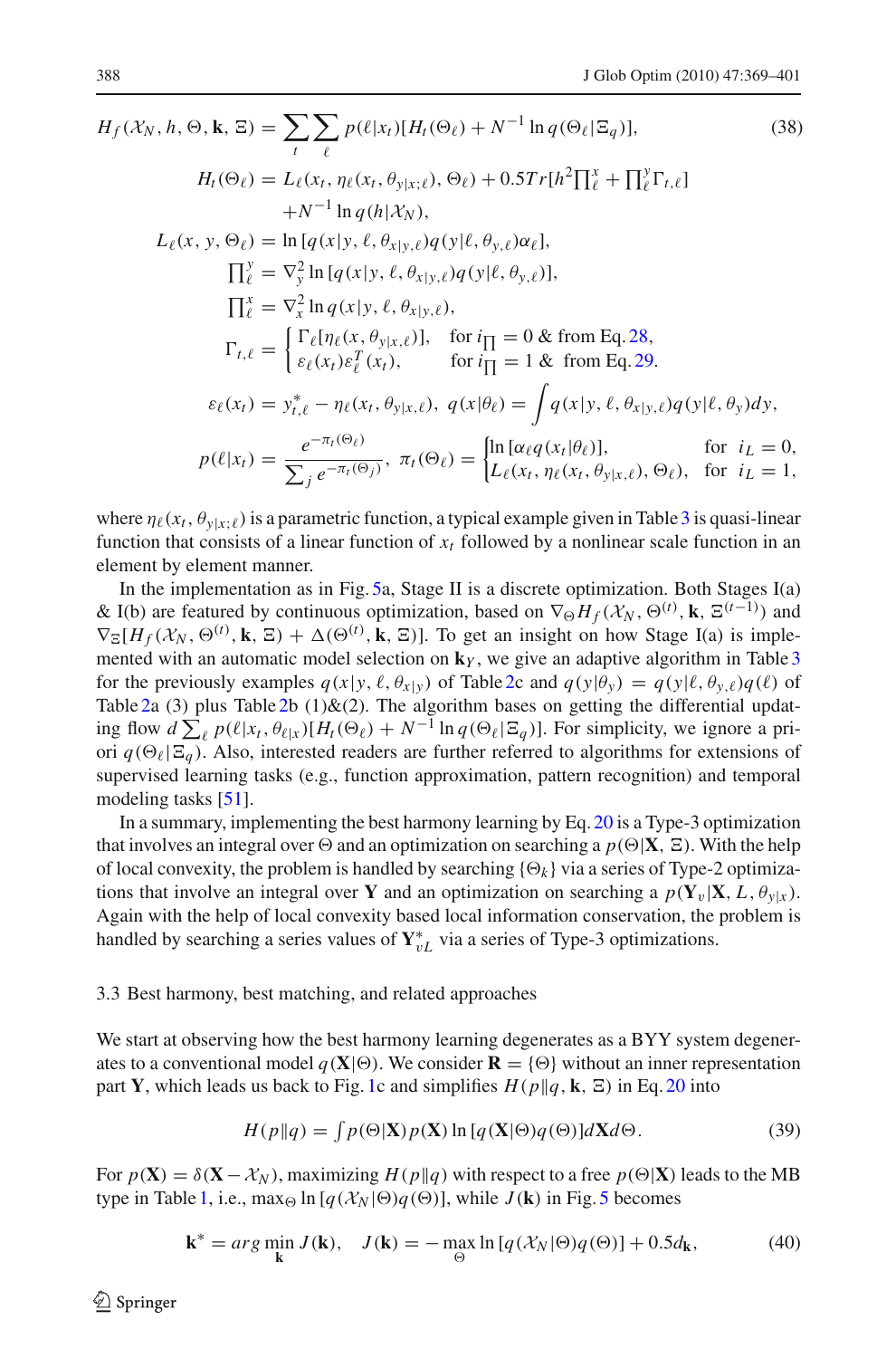$$H_f(\mathcal{X}_N, h, \Theta, \mathbf{k}, \Xi) = \sum_t \sum_\ell p(\ell|x_t)[H_t(\Theta_\ell) + N^{-1} \ln q(\Theta_\ell|\Xi_q)], \tag{38}$$

$$\begin{aligned}
H_t(\Theta_\ell) &= L_\ell(x_t, \eta_\ell(x_t, \theta_{y|x;\ell}), \Theta_\ell) + 0.5Tr[h^2 \textstyle\prod_\ell^x + \prod_\ell^y \Gamma_{t,\ell}] \\
&\quad + N^{-1} \ln q(h|\mathcal{X}_N), \\
L_\ell(x, y, \Theta_\ell) &= \ln [q(x|y, \ell, \theta_{x|y,\ell}) q(y|\ell, \theta_{y,\ell}) \alpha_\ell], \\
\textstyle\prod_\ell^y &= \nabla_y^2 \ln [q(x|y, \ell, \theta_{x|y,\ell}) q(y|\ell, \theta_{y,\ell})], \\
\textstyle\prod_\ell^x &= \nabla_x^2 \ln q(x|y, \ell, \theta_{x|y,\ell}), \\
\Gamma_{t,\ell} &= \begin{cases} \Gamma_\ell[\eta_\ell(x, \theta_{y|x,\ell})], & \text{for } i_\prod = 0 \text{ \& from Eq. 28}, \\ \varepsilon_\ell(x_t)\varepsilon_\ell^T(x_t), & \text{for } i_\prod = 1 \text{ \& from Eq. 29}. \end{cases} \\
\varepsilon_\ell(x_t) &= y^*_{t,\ell} - \eta_\ell(x_t, \theta_{y|x,\ell}), \ q(x|\theta_\ell) = \int q(x|y, \ell, \theta_{x|y,\ell}) q(y|\ell, \theta_y) dy, \\
p(\ell|x_t) &= \frac{e^{-\pi_t(\Theta_\ell)}}{\sum_j e^{-\pi_t(\Theta_j)}}, \ \pi_t(\Theta_\ell) = \begin{cases} \ln [\alpha_\ell q(x_t|\theta_\ell)], & \text{for } i_L = 0, \\ L_\ell(x_t, \eta_\ell(x_t, \theta_{y|x,\ell}), \Theta_\ell), & \text{for } i_L = 1, \end{cases}
\end{aligned}$$

where $\eta_\ell(x_t, \theta_{y|x;\ell})$ is a parametric function, a typical example given in Table 3 is quasi-linear function that consists of a linear function of $x_t$ followed by a nonlinear scale function in an element by element manner.

In the implementation as in Fig. 5a, Stage II is a discrete optimization. Both Stages I(a) & I(b) are featured by continuous optimization, based on $\nabla_\Theta H_f(\mathcal{X}_N, \Theta^{(t)}, \mathbf{k}, \Xi^{(t-1)})$ and $\nabla_\Xi[H_f(\mathcal{X}_N, \Theta^{(t)}, \mathbf{k}, \Xi) + \Delta(\Theta^{(t)}, \mathbf{k}, \Xi)]$. To get an insight on how Stage I(a) is implemented with an automatic model selection on $\mathbf{k}_Y$, we give an adaptive algorithm in Table 3 for the previously examples $q(x|y, \ell, \theta_{x|y})$ of Table 2c and $q(y|\theta_y) = q(y|\ell, \theta_{y,\ell})q(\ell)$ of Table 2a (3) plus Table 2b (1)&(2). The algorithm bases on getting the differential updating flow $d \sum_\ell p(\ell|x_t, \theta_{\ell|x})[H_t(\Theta_\ell) + N^{-1} \ln q(\Theta_\ell|\Xi_q)]$. For simplicity, we ignore a priori $q(\Theta_\ell|\Xi_q)$. Also, interested readers are further referred to algorithms for extensions of supervised learning tasks (e.g., function approximation, pattern recognition) and temporal modeling tasks [51].

In a summary, implementing the best harmony learning by Eq. 20 is a Type-3 optimization that involves an integral over $\Theta$ and an optimization on searching a $p(\Theta|\mathbf{X}, \Xi)$. With the help of local convexity, the problem is handled by searching $\{\Theta_k\}$ via a series of Type-2 optimizations that involve an integral over $\mathbf{Y}$ and an optimization on searching a $p(\mathbf{Y}_v|\mathbf{X}, L, \theta_{y|x})$. Again with the help of local convexity based local information conservation, the problem is handled by searching a series values of $\mathbf{Y}^*_{vL}$ via a series of Type-3 optimizations.

### 3.3 Best harmony, best matching, and related approaches

We start at observing how the best harmony learning degenerates as a BYY system degenerates to a conventional model $q(\mathbf{X}|\Theta)$. We consider $\mathbf{R} = \{\Theta\}$ without an inner representation part $\mathbf{Y}$, which leads us back to Fig. 1c and simplifies $H(p\|q, \mathbf{k}, \Xi)$ in Eq. 20 into

$$H(p\|q) = \int p(\Theta|\mathbf{X}) p(\mathbf{X}) \ln [q(\mathbf{X}|\Theta) q(\Theta)] d\mathbf{X} d\Theta. \tag{39}$$

For $p(\mathbf{X}) = \delta(\mathbf{X} - \mathcal{X}_N)$, maximizing $H(p\|q)$ with respect to a free $p(\Theta|\mathbf{X})$ leads to the MB type in Table 1, i.e., $\max_\Theta \ln [q(\mathcal{X}_N|\Theta)q(\Theta)]$, while $J(\mathbf{k})$ in Fig. 5 becomes

$$\mathbf{k}^* = arg \min_{\mathbf{k}} J(\mathbf{k}), \quad J(\mathbf{k}) = -\max_{\Theta} \ln [q(\mathcal{X}_N|\Theta) q(\Theta)] + 0.5 d_{\mathbf{k}}, \tag{40}$$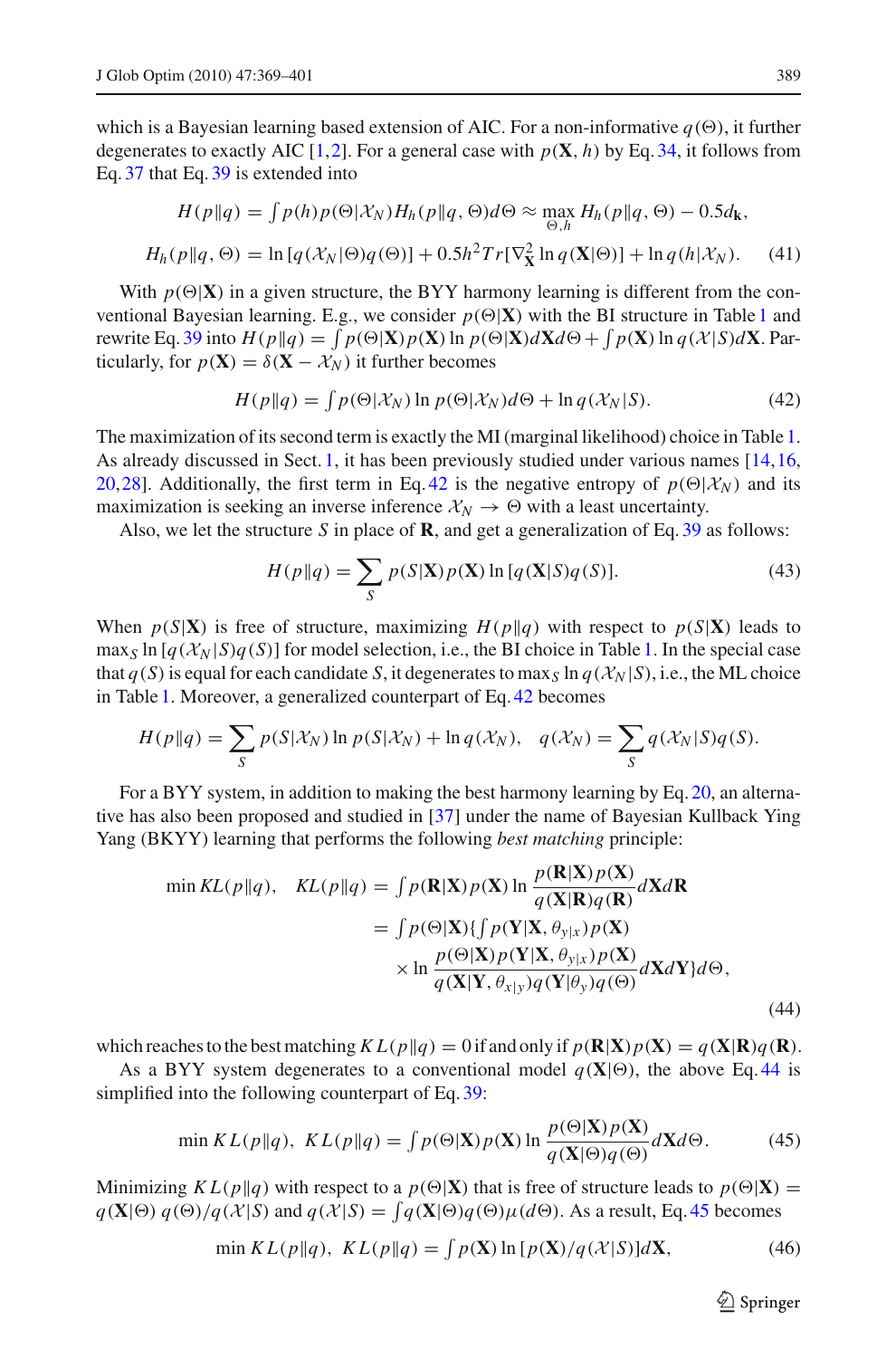which is a Bayesian learning based extension of AIC. For a non-informative $q(\Theta)$, it further degenerates to exactly AIC [1,2]. For a general case with $p(\mathbf{X}, h)$ by Eq. 34, it follows from Eq. 37 that Eq. 39 is extended into

$$
\begin{aligned}
H(p\|q) &= \int p(h)p(\Theta|\mathcal{X}_N)H_h(p\|q,\Theta)d\Theta \approx \max_{\Theta,h} H_h(p\|q,\Theta) - 0.5d_{\mathbf{k}}, \\
H_h(p\|q,\Theta) &= \ln\left[q(\mathcal{X}_N|\Theta)q(\Theta)\right] + 0.5h^2 Tr[\nabla^2_{\mathbf{X}} \ln q(\mathbf{X}|\Theta)] + \ln q(h|\mathcal{X}_N). \quad (41)
\end{aligned}
$$

With $p(\Theta|\mathbf{X})$ in a given structure, the BYY harmony learning is different from the conventional Bayesian learning. E.g., we consider $p(\Theta|\mathbf{X})$ with the BI structure in Table 1 and rewrite Eq. 39 into $H(p\|q) = \int p(\Theta|\mathbf{X})p(\mathbf{X}) \ln p(\Theta|\mathbf{X})d\mathbf{X}d\Theta + \int p(\mathbf{X}) \ln q(\mathcal{X}|S)d\mathbf{X}$. Particularly, for $p(\mathbf{X}) = \delta(\mathbf{X} - \mathcal{X}_N)$ it further becomes

$$
H(p\|q) = \int p(\Theta|\mathcal{X}_N) \ln p(\Theta|\mathcal{X}_N)d\Theta + \ln q(\mathcal{X}_N|S). \quad (42)
$$

The maximization of its second term is exactly the MI (marginal likelihood) choice in Table 1. As already discussed in Sect. 1, it has been previously studied under various names [14,16,20,28]. Additionally, the first term in Eq. 42 is the negative entropy of $p(\Theta|\mathcal{X}_N)$ and its maximization is seeking an inverse inference $\mathcal{X}_N \to \Theta$ with a least uncertainty.

Also, we let the structure $S$ in place of $\mathbf{R}$, and get a generalization of Eq. 39 as follows:

$$
H(p\|q) = \sum_S p(S|\mathbf{X})p(\mathbf{X}) \ln\left[q(\mathbf{X}|S)q(S)\right]. \quad (43)
$$

When $p(S|\mathbf{X})$ is free of structure, maximizing $H(p\|q)$ with respect to $p(S|\mathbf{X})$ leads to $\max_S \ln[q(\mathcal{X}_N|S)q(S)]$ for model selection, i.e., the BI choice in Table 1. In the special case that $q(S)$ is equal for each candidate $S$, it degenerates to $\max_S \ln q(\mathcal{X}_N|S)$, i.e., the ML choice in Table 1. Moreover, a generalized counterpart of Eq. 42 becomes

$$
H(p\|q) = \sum_S p(S|\mathcal{X}_N) \ln p(S|\mathcal{X}_N) + \ln q(\mathcal{X}_N), \quad q(\mathcal{X}_N) = \sum_S q(\mathcal{X}_N|S)q(S).
$$

For a BYY system, in addition to making the best harmony learning by Eq. 20, an alternative has also been proposed and studied in [37] under the name of Bayesian Kullback Ying Yang (BKYY) learning that performs the following *best matching* principle:

$$
\begin{aligned}
\min KL(p\|q), \quad KL(p\|q) &= \int p(\mathbf{R}|\mathbf{X})p(\mathbf{X}) \ln \frac{p(\mathbf{R}|\mathbf{X})p(\mathbf{X})}{q(\mathbf{X}|\mathbf{R})q(\mathbf{R})} d\mathbf{X}d\mathbf{R} \\
&= \int p(\Theta|\mathbf{X})\Big\{\int p(\mathbf{Y}|\mathbf{X},\theta_{y|x})p(\mathbf{X}) \\
&\quad \times \ln \frac{p(\Theta|\mathbf{X})p(\mathbf{Y}|\mathbf{X},\theta_{y|x})p(\mathbf{X})}{q(\mathbf{X}|\mathbf{Y},\theta_{x|y})q(\mathbf{Y}|\theta_y)q(\Theta)} d\mathbf{X}d\mathbf{Y}\Big\}d\Theta,
\end{aligned} \quad (44)
$$

which reaches to the best matching $KL(p\|q) = 0$ if and only if $p(\mathbf{R}|\mathbf{X})p(\mathbf{X}) = q(\mathbf{X}|\mathbf{R})q(\mathbf{R})$.

As a BYY system degenerates to a conventional model $q(\mathbf{X}|\Theta)$, the above Eq. 44 is simplified into the following counterpart of Eq. 39:

$$
\min KL(p\|q), \; KL(p\|q) = \int p(\Theta|\mathbf{X})p(\mathbf{X}) \ln \frac{p(\Theta|\mathbf{X})p(\mathbf{X})}{q(\mathbf{X}|\Theta)q(\Theta)} d\mathbf{X}d\Theta. \quad (45)
$$

Minimizing $KL(p\|q)$ with respect to a $p(\Theta|\mathbf{X})$ that is free of structure leads to $p(\Theta|\mathbf{X}) = q(\mathbf{X}|\Theta)\,q(\Theta)/q(\mathcal{X}|S)$ and $q(\mathcal{X}|S) = \int q(\mathbf{X}|\Theta)q(\Theta)\mu(d\Theta)$. As a result, Eq. 45 becomes

$$
\min KL(p\|q), \; KL(p\|q) = \int p(\mathbf{X}) \ln\left[p(\mathbf{X})/q(\mathcal{X}|S)\right]d\mathbf{X}, \quad (46)
$$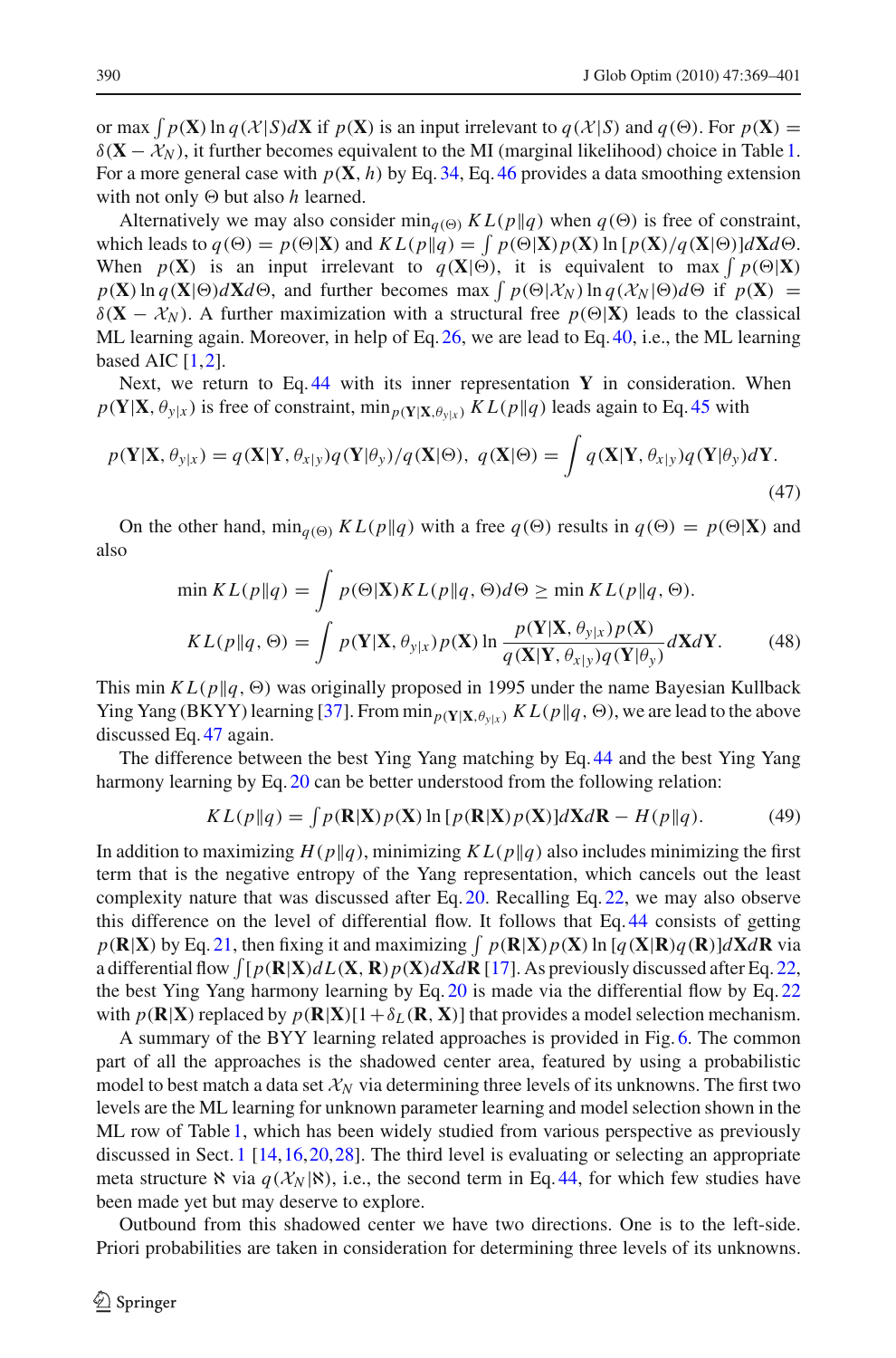or max $\int p(\mathbf{X}) \ln q(\mathcal{X}|S) d\mathbf{X}$ if $p(\mathbf{X})$ is an input irrelevant to $q(\mathcal{X}|S)$ and $q(\Theta)$. For $p(\mathbf{X}) = \delta(\mathbf{X} - \mathcal{X}_N)$, it further becomes equivalent to the MI (marginal likelihood) choice in Table 1. For a more general case with $p(\mathbf{X}, h)$ by Eq. 34, Eq. 46 provides a data smoothing extension with not only $\Theta$ but also $h$ learned.

Alternatively we may also consider $\min_{q(\Theta)} KL(p\|q)$ when $q(\Theta)$ is free of constraint, which leads to $q(\Theta) = p(\Theta|\mathbf{X})$ and $KL(p\|q) = \int p(\Theta|\mathbf{X}) p(\mathbf{X}) \ln [p(\mathbf{X})/q(\mathbf{X}|\Theta)] d\mathbf{X} d\Theta$. When $p(\mathbf{X})$ is an input irrelevant to $q(\mathbf{X}|\Theta)$, it is equivalent to $\max \int p(\Theta|\mathbf{X}) p(\mathbf{X}) \ln q(\mathbf{X}|\Theta) d\mathbf{X} d\Theta$, and further becomes $\max \int p(\Theta|\mathcal{X}_N) \ln q(\mathcal{X}_N|\Theta) d\Theta$ if $p(\mathbf{X}) = \delta(\mathbf{X} - \mathcal{X}_N)$. A further maximization with a structural free $p(\Theta|\mathbf{X})$ leads to the classical ML learning again. Moreover, in help of Eq. 26, we are lead to Eq. 40, i.e., the ML learning based AIC [1,2].

Next, we return to Eq. 44 with its inner representation $\mathbf{Y}$ in consideration. When $p(\mathbf{Y}|\mathbf{X}, \theta_{y|x})$ is free of constraint, $\min_{p(\mathbf{Y}|\mathbf{X},\theta_{y|x})} KL(p\|q)$ leads again to Eq. 45 with

$$p(\mathbf{Y}|\mathbf{X}, \theta_{y|x}) = q(\mathbf{X}|\mathbf{Y}, \theta_{x|y}) q(\mathbf{Y}|\theta_y)/q(\mathbf{X}|\Theta), \; q(\mathbf{X}|\Theta) = \int q(\mathbf{X}|\mathbf{Y}, \theta_{x|y}) q(\mathbf{Y}|\theta_y) d\mathbf{Y}. \tag{47}$$

On the other hand, $\min_{q(\Theta)} KL(p\|q)$ with a free $q(\Theta)$ results in $q(\Theta) = p(\Theta|\mathbf{X})$ and also

$$\min KL(p\|q) = \int p(\Theta|\mathbf{X}) KL(p\|q, \Theta) d\Theta \geq \min KL(p\|q, \Theta).$$

$$KL(p\|q, \Theta) = \int p(\mathbf{Y}|\mathbf{X}, \theta_{y|x}) p(\mathbf{X}) \ln \frac{p(\mathbf{Y}|\mathbf{X}, \theta_{y|x}) p(\mathbf{X})}{q(\mathbf{X}|\mathbf{Y}, \theta_{x|y}) q(\mathbf{Y}|\theta_y)} d\mathbf{X} d\mathbf{Y}. \tag{48}$$

This min $KL(p\|q, \Theta)$ was originally proposed in 1995 under the name Bayesian Kullback Ying Yang (BKYY) learning [37]. From $\min_{p(\mathbf{Y}|\mathbf{X},\theta_{y|x})} KL(p\|q, \Theta)$, we are lead to the above discussed Eq. 47 again.

The difference between the best Ying Yang matching by Eq. 44 and the best Ying Yang harmony learning by Eq. 20 can be better understood from the following relation:

$$KL(p\|q) = \int p(\mathbf{R}|\mathbf{X}) p(\mathbf{X}) \ln [p(\mathbf{R}|\mathbf{X}) p(\mathbf{X})] d\mathbf{X} d\mathbf{R} - H(p\|q). \tag{49}$$

In addition to maximizing $H(p\|q)$, minimizing $KL(p\|q)$ also includes minimizing the first term that is the negative entropy of the Yang representation, which cancels out the least complexity nature that was discussed after Eq. 20. Recalling Eq. 22, we may also observe this difference on the level of differential flow. It follows that Eq. 44 consists of getting $p(\mathbf{R}|\mathbf{X})$ by Eq. 21, then fixing it and maximizing $\int p(\mathbf{R}|\mathbf{X}) p(\mathbf{X}) \ln [q(\mathbf{X}|\mathbf{R}) q(\mathbf{R})] d\mathbf{X} d\mathbf{R}$ via a differential flow $\int [p(\mathbf{R}|\mathbf{X}) dL(\mathbf{X}, \mathbf{R}) p(\mathbf{X}) d\mathbf{X} d\mathbf{R}$ [17]. As previously discussed after Eq. 22, the best Ying Yang harmony learning by Eq. 20 is made via the differential flow by Eq. 22 with $p(\mathbf{R}|\mathbf{X})$ replaced by $p(\mathbf{R}|\mathbf{X})[1 + \delta_L(\mathbf{R}, \mathbf{X})]$ that provides a model selection mechanism.

A summary of the BYY learning related approaches is provided in Fig. 6. The common part of all the approaches is the shadowed center area, featured by using a probabilistic model to best match a data set $\mathcal{X}_N$ via determining three levels of its unknowns. The first two levels are the ML learning for unknown parameter learning and model selection shown in the ML row of Table 1, which has been widely studied from various perspective as previously discussed in Sect. 1 [14,16,20,28]. The third level is evaluating or selecting an appropriate meta structure $\aleph$ via $q(\mathcal{X}_N|\aleph)$, i.e., the second term in Eq. 44, for which few studies have been made yet but may deserve to explore.

Outbound from this shadowed center we have two directions. One is to the left-side. Priori probabilities are taken in consideration for determining three levels of its unknowns.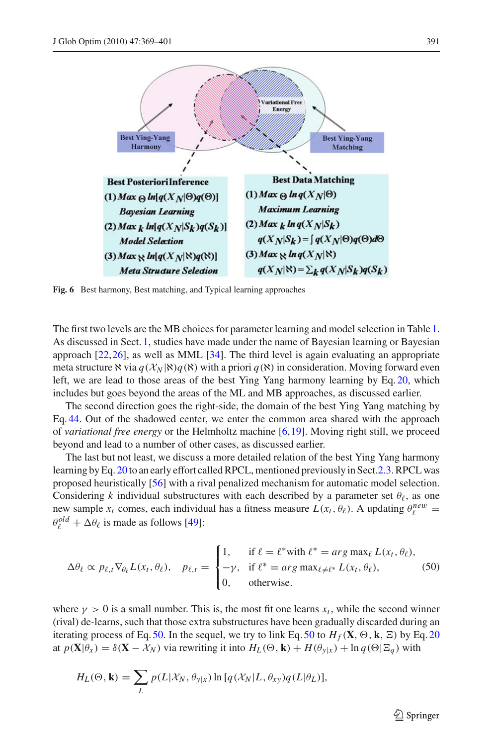Best Ying-Yang Harmony

Variational Free Energy

Best Ying-Yang Matching

| Best Posteriori Inference | Best Data Matching |
|---|---|
| (1) $Max_{\Theta}\, ln[q(X_N\|\Theta)q(\Theta)]$ | (1) $Max_{\Theta}\, ln\, q(X_N\|\Theta)$ |
| *Bayesian Learning* | *Maximum Learning* |
| (2) $Max_{k}\, ln[q(X_N\|S_k)q(S_k)]$ | (2) $Max_{k}\, ln\, q(X_N\|S_k)$ |
| *Model Selection* | $q(X_N\|S_k)=\int q(X_N\|\Theta)q(\Theta)d\Theta$ |
| (3) $Max_{\aleph}\, ln[q(X_N\|\aleph)q(\aleph)]$ | (3) $Max_{\aleph}\, ln\, q(X_N\|\aleph)$ |
| *Meta Structure Selection* | $q(X_N\|\aleph)=\sum_k q(X_N\|S_k)q(S_k)$ |

**Fig. 6** Best harmony, Best matching, and Typical learning approaches

The first two levels are the MB choices for parameter learning and model selection in Table 1. As discussed in Sect. 1, studies have made under the name of Bayesian learning or Bayesian approach [22,26], as well as MML [34]. The third level is again evaluating an appropriate meta structure $\aleph$ via $q(\mathcal{X}_N|\aleph)q(\aleph)$ with a priori $q(\aleph)$ in consideration. Moving forward even left, we are lead to those areas of the best Ying Yang harmony learning by Eq. 20, which includes but goes beyond the areas of the ML and MB approaches, as discussed earlier.

The second direction goes the right-side, the domain of the best Ying Yang matching by Eq. 44. Out of the shadowed center, we enter the common area shared with the approach of *variational free energy* or the Helmholtz machine [6,19]. Moving right still, we proceed beyond and lead to a number of other cases, as discussed earlier.

The last but not least, we discuss a more detailed relation of the best Ying Yang harmony learning by Eq. 20 to an early effort called RPCL, mentioned previously in Sect. 2.3. RPCL was proposed heuristically [56] with a rival penalized mechanism for automatic model selection. Considering $k$ individual substructures with each described by a parameter set $\theta_\ell$, as one new sample $x_t$ comes, each individual has a fitness measure $L(x_t, \theta_\ell)$. A updating $\theta_\ell^{new} = \theta_\ell^{old} + \Delta\theta_\ell$ is made as follows [49]:

$$\Delta\theta_\ell \propto p_{\ell,t}\nabla_{\theta_\ell}L(x_t,\theta_\ell), \quad p_{\ell,t} = \begin{cases} 1, & \text{if } \ell = \ell^* \text{with } \ell^* = arg\max_\ell L(x_t,\theta_\ell), \\ -\gamma, & \text{if } \ell^* = arg\max_{\ell\neq\ell^*} L(x_t,\theta_\ell), \\ 0, & \text{otherwise.} \end{cases} \tag{50}$$

where $\gamma > 0$ is a small number. This is, the most fit one learns $x_t$, while the second winner (rival) de-learns, such that those extra substructures have been gradually discarded during an iterating process of Eq. 50. In the sequel, we try to link Eq. 50 to $H_f(\mathbf{X}, \Theta, \mathbf{k}, \Xi)$ by Eq. 20 at $p(\mathbf{X}|\theta_x) = \delta(\mathbf{X} - \mathcal{X}_N)$ via rewriting it into $H_L(\Theta, \mathbf{k}) + H(\theta_{y|x}) + \ln q(\Theta|\Xi_q)$ with

$$H_L(\Theta, \mathbf{k}) = \sum_L p(L|\mathcal{X}_N, \theta_{y|x}) \ln [q(\mathcal{X}_N|L, \theta_{xy})q(L|\theta_L)],$$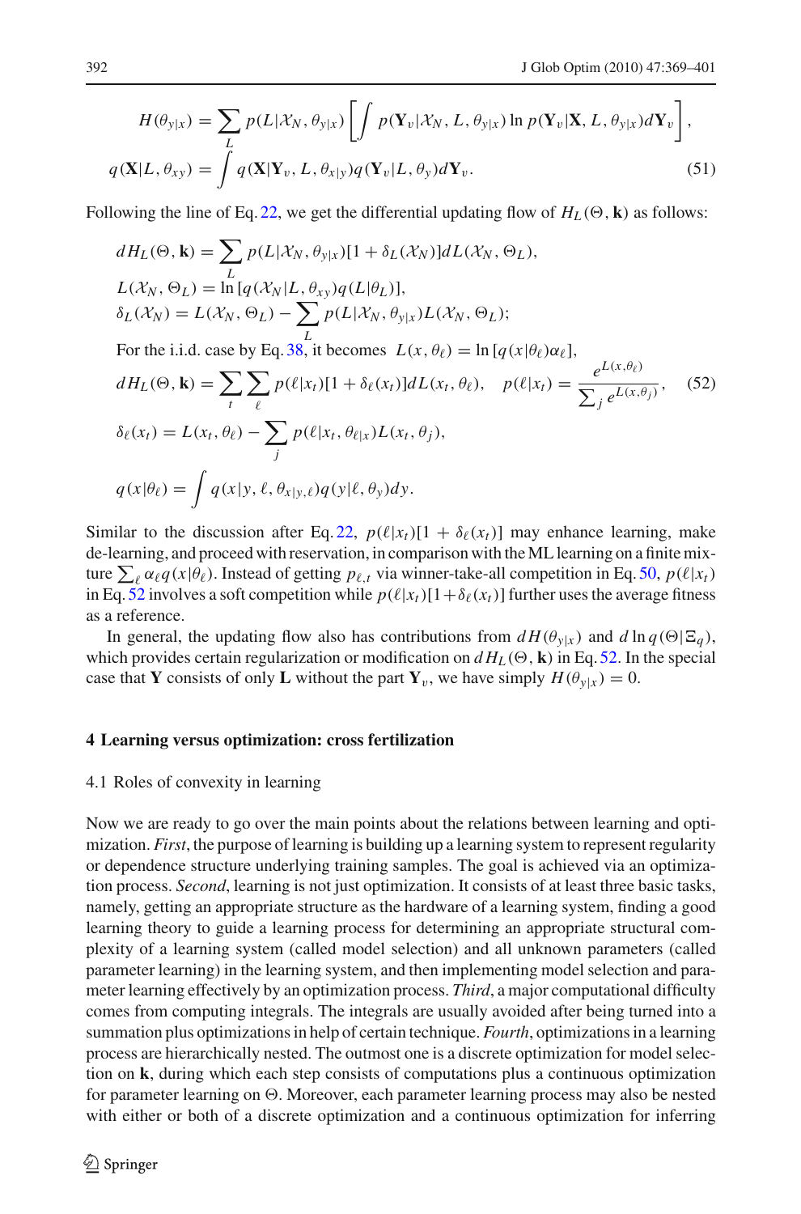$$H(\theta_{y|x}) = \sum_L p(L|\mathcal{X}_N, \theta_{y|x}) \left[ \int p(\mathbf{Y}_v|\mathcal{X}_N, L, \theta_{y|x}) \ln p(\mathbf{Y}_v|\mathbf{X}, L, \theta_{y|x}) d\mathbf{Y}_v \right],$$

$$q(\mathbf{X}|L, \theta_{xy}) = \int q(\mathbf{X}|\mathbf{Y}_v, L, \theta_{x|y}) q(\mathbf{Y}_v|L, \theta_y) d\mathbf{Y}_v. \tag{51}$$

Following the line of Eq. 22, we get the differential updating flow of $H_L(\Theta, \mathbf{k})$ as follows:

$$dH_L(\Theta, \mathbf{k}) = \sum_L p(L|\mathcal{X}_N, \theta_{y|x})[1 + \delta_L(\mathcal{X}_N)] dL(\mathcal{X}_N, \Theta_L),$$

$$L(\mathcal{X}_N, \Theta_L) = \ln [q(\mathcal{X}_N|L, \theta_{xy}) q(L|\theta_L)],$$

$$\delta_L(\mathcal{X}_N) = L(\mathcal{X}_N, \Theta_L) - \sum_L p(L|\mathcal{X}_N, \theta_{y|x}) L(\mathcal{X}_N, \Theta_L);$$

For the i.i.d. case by Eq. 38, it becomes $L(x, \theta_\ell) = \ln [q(x|\theta_\ell)\alpha_\ell]$,

$$dH_L(\Theta, \mathbf{k}) = \sum_t \sum_\ell p(\ell|x_t)[1 + \delta_\ell(x_t)] dL(x_t, \theta_\ell), \quad p(\ell|x_t) = \frac{e^{L(x,\theta_\ell)}}{\sum_j e^{L(x,\theta_j)}}, \tag{52}$$

$$\delta_\ell(x_t) = L(x_t, \theta_\ell) - \sum_j p(\ell|x_t, \theta_{\ell|x}) L(x_t, \theta_j),$$

$$q(x|\theta_\ell) = \int q(x|y, \ell, \theta_{x|y,\ell}) q(y|\ell, \theta_y) dy.$$

Similar to the discussion after Eq. 22, $p(\ell|x_t)[1 + \delta_\ell(x_t)]$ may enhance learning, make de-learning, and proceed with reservation, in comparison with the ML learning on a finite mixture $\sum_\ell \alpha_\ell q(x|\theta_\ell)$. Instead of getting $p_{\ell,t}$ via winner-take-all competition in Eq. 50, $p(\ell|x_t)$ in Eq. 52 involves a soft competition while $p(\ell|x_t)[1+\delta_\ell(x_t)]$ further uses the average fitness as a reference.

In general, the updating flow also has contributions from $dH(\theta_{y|x})$ and $d \ln q(\Theta|\Xi_q)$, which provides certain regularization or modification on $dH_L(\Theta, \mathbf{k})$ in Eq. 52. In the special case that $\mathbf{Y}$ consists of only $\mathbf{L}$ without the part $\mathbf{Y}_v$, we have simply $H(\theta_{y|x}) = 0$.

## 4 Learning versus optimization: cross fertilization

### 4.1 Roles of convexity in learning

Now we are ready to go over the main points about the relations between learning and optimization. *First*, the purpose of learning is building up a learning system to represent regularity or dependence structure underlying training samples. The goal is achieved via an optimization process. *Second*, learning is not just optimization. It consists of at least three basic tasks, namely, getting an appropriate structure as the hardware of a learning system, finding a good learning theory to guide a learning process for determining an appropriate structural complexity of a learning system (called model selection) and all unknown parameters (called parameter learning) in the learning system, and then implementing model selection and parameter learning effectively by an optimization process. *Third*, a major computational difficulty comes from computing integrals. The integrals are usually avoided after being turned into a summation plus optimizations in help of certain technique. *Fourth*, optimizations in a learning process are hierarchically nested. The outmost one is a discrete optimization for model selection on $\mathbf{k}$, during which each step consists of computations plus a continuous optimization for parameter learning on $\Theta$. Moreover, each parameter learning process may also be nested with either or both of a discrete optimization and a continuous optimization for inferring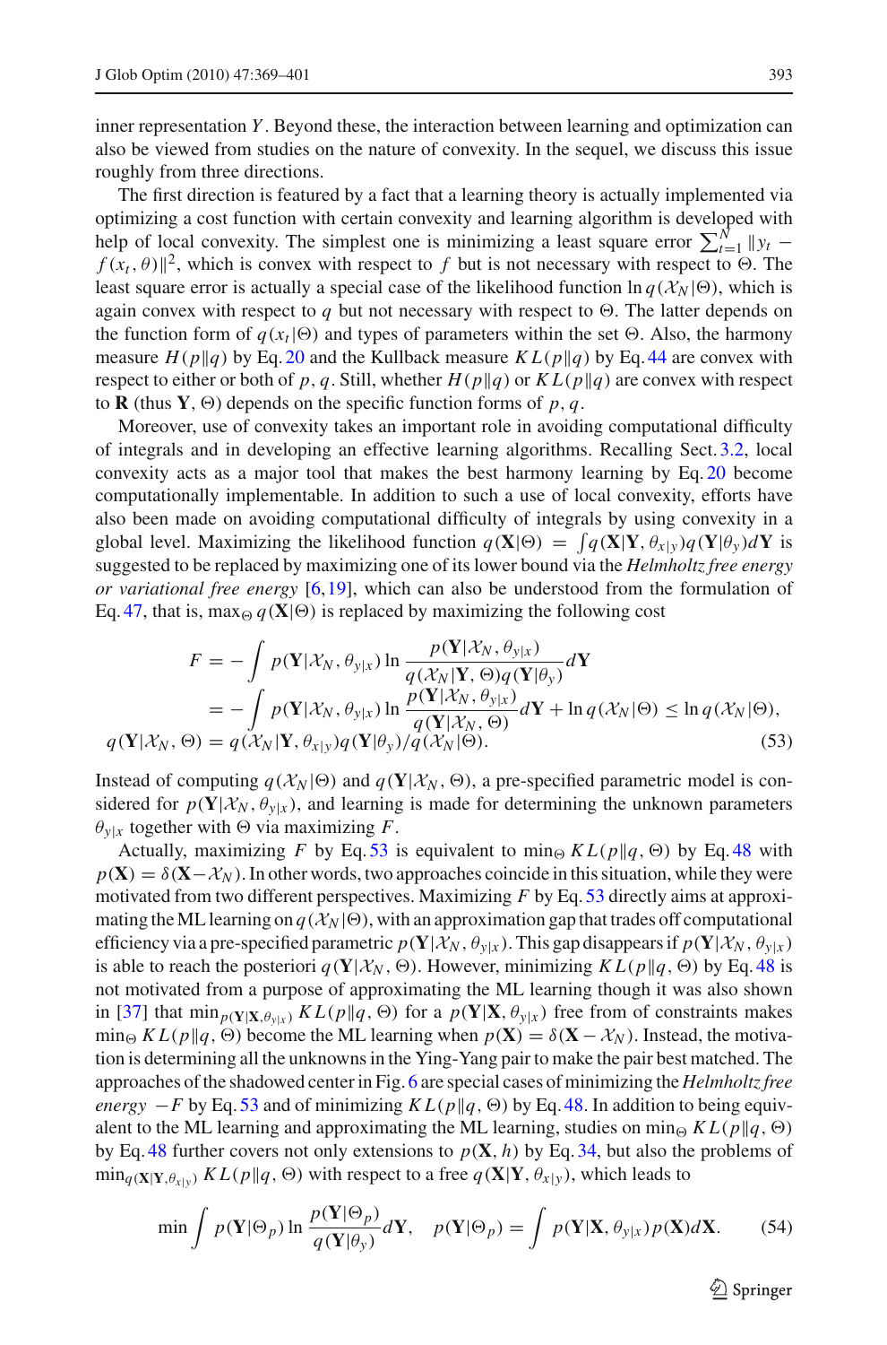inner representation $Y$. Beyond these, the interaction between learning and optimization can also be viewed from studies on the nature of convexity. In the sequel, we discuss this issue roughly from three directions.

The first direction is featured by a fact that a learning theory is actually implemented via optimizing a cost function with certain convexity and learning algorithm is developed with help of local convexity. The simplest one is minimizing a least square error $\sum_{t=1}^{N} \|y_t - f(x_t, \theta)\|^2$, which is convex with respect to $f$ but is not necessary with respect to $\Theta$. The least square error is actually a special case of the likelihood function $\ln q(\mathcal{X}_N|\Theta)$, which is again convex with respect to $q$ but not necessary with respect to $\Theta$. The latter depends on the function form of $q(x_t|\Theta)$ and types of parameters within the set $\Theta$. Also, the harmony measure $H(p\|q)$ by Eq. 20 and the Kullback measure $KL(p\|q)$ by Eq. 44 are convex with respect to either or both of $p, q$. Still, whether $H(p\|q)$ or $KL(p\|q)$ are convex with respect to $\mathbf{R}$ (thus $\mathbf{Y}, \Theta$) depends on the specific function forms of $p, q$.

Moreover, use of convexity takes an important role in avoiding computational difficulty of integrals and in developing an effective learning algorithms. Recalling Sect. 3.2, local convexity acts as a major tool that makes the best harmony learning by Eq. 20 become computationally implementable. In addition to such a use of local convexity, efforts have also been made on avoiding computational difficulty of integrals by using convexity in a global level. Maximizing the likelihood function $q(\mathbf{X}|\Theta) = \int q(\mathbf{X}|\mathbf{Y}, \theta_{x|y}) q(\mathbf{Y}|\theta_y) d\mathbf{Y}$ is suggested to be replaced by maximizing one of its lower bound via the *Helmholtz free energy or variational free energy* [6,19], which can also be understood from the formulation of Eq. 47, that is, $\max_\Theta q(\mathbf{X}|\Theta)$ is replaced by maximizing the following cost

$$
\begin{aligned}
F &= -\int p(\mathbf{Y}|\mathcal{X}_N, \theta_{y|x}) \ln \frac{p(\mathbf{Y}|\mathcal{X}_N, \theta_{y|x})}{q(\mathcal{X}_N|\mathbf{Y}, \Theta) q(\mathbf{Y}|\theta_y)} d\mathbf{Y} \\
&= -\int p(\mathbf{Y}|\mathcal{X}_N, \theta_{y|x}) \ln \frac{p(\mathbf{Y}|\mathcal{X}_N, \theta_{y|x})}{q(\mathbf{Y}|\mathcal{X}_N, \Theta)} d\mathbf{Y} + \ln q(\mathcal{X}_N|\Theta) \le \ln q(\mathcal{X}_N|\Theta), \\
q(\mathbf{Y}|\mathcal{X}_N, \Theta) &= q(\mathcal{X}_N|\mathbf{Y}, \theta_{x|y}) q(\mathbf{Y}|\theta_y) / q(\mathcal{X}_N|\Theta).
\end{aligned} \tag{53}
$$

Instead of computing $q(\mathcal{X}_N|\Theta)$ and $q(\mathbf{Y}|\mathcal{X}_N, \Theta)$, a pre-specified parametric model is considered for $p(\mathbf{Y}|\mathcal{X}_N, \theta_{y|x})$, and learning is made for determining the unknown parameters $\theta_{y|x}$ together with $\Theta$ via maximizing $F$.

Actually, maximizing $F$ by Eq. 53 is equivalent to $\min_\Theta KL(p\|q, \Theta)$ by Eq. 48 with $p(\mathbf{X}) = \delta(\mathbf{X} - \mathcal{X}_N)$. In other words, two approaches coincide in this situation, while they were motivated from two different perspectives. Maximizing $F$ by Eq. 53 directly aims at approximating the ML learning on $q(\mathcal{X}_N|\Theta)$, with an approximation gap that trades off computational efficiency via a pre-specified parametric $p(\mathbf{Y}|\mathcal{X}_N, \theta_{y|x})$. This gap disappears if $p(\mathbf{Y}|\mathcal{X}_N, \theta_{y|x})$ is able to reach the posteriori $q(\mathbf{Y}|\mathcal{X}_N, \Theta)$. However, minimizing $KL(p\|q, \Theta)$ by Eq. 48 is not motivated from a purpose of approximating the ML learning though it was also shown in [37] that $\min_{p(\mathbf{Y}|\mathbf{X}, \theta_{y|x})} KL(p\|q, \Theta)$ for a $p(\mathbf{Y}|\mathbf{X}, \theta_{y|x})$ free from of constraints makes $\min_\Theta KL(p\|q, \Theta)$ become the ML learning when $p(\mathbf{X}) = \delta(\mathbf{X} - \mathcal{X}_N)$. Instead, the motivation is determining all the unknowns in the Ying-Yang pair to make the pair best matched. The approaches of the shadowed center in Fig. 6 are special cases of minimizing the *Helmholtz free energy* $-F$ by Eq. 53 and of minimizing $KL(p\|q, \Theta)$ by Eq. 48. In addition to being equivalent to the ML learning and approximating the ML learning, studies on $\min_\Theta KL(p\|q, \Theta)$ by Eq. 48 further covers not only extensions to $p(\mathbf{X}, h)$ by Eq. 34, but also the problems of $\min_{q(\mathbf{X}|\mathbf{Y}, \theta_{x|y})} KL(p\|q, \Theta)$ with respect to a free $q(\mathbf{X}|\mathbf{Y}, \theta_{x|y})$, which leads to

$$
\min \int p(\mathbf{Y}|\Theta_p) \ln \frac{p(\mathbf{Y}|\Theta_p)}{q(\mathbf{Y}|\theta_y)} d\mathbf{Y}, \quad p(\mathbf{Y}|\Theta_p) = \int p(\mathbf{Y}|\mathbf{X}, \theta_{y|x}) p(\mathbf{X}) d\mathbf{X}. \tag{54}
$$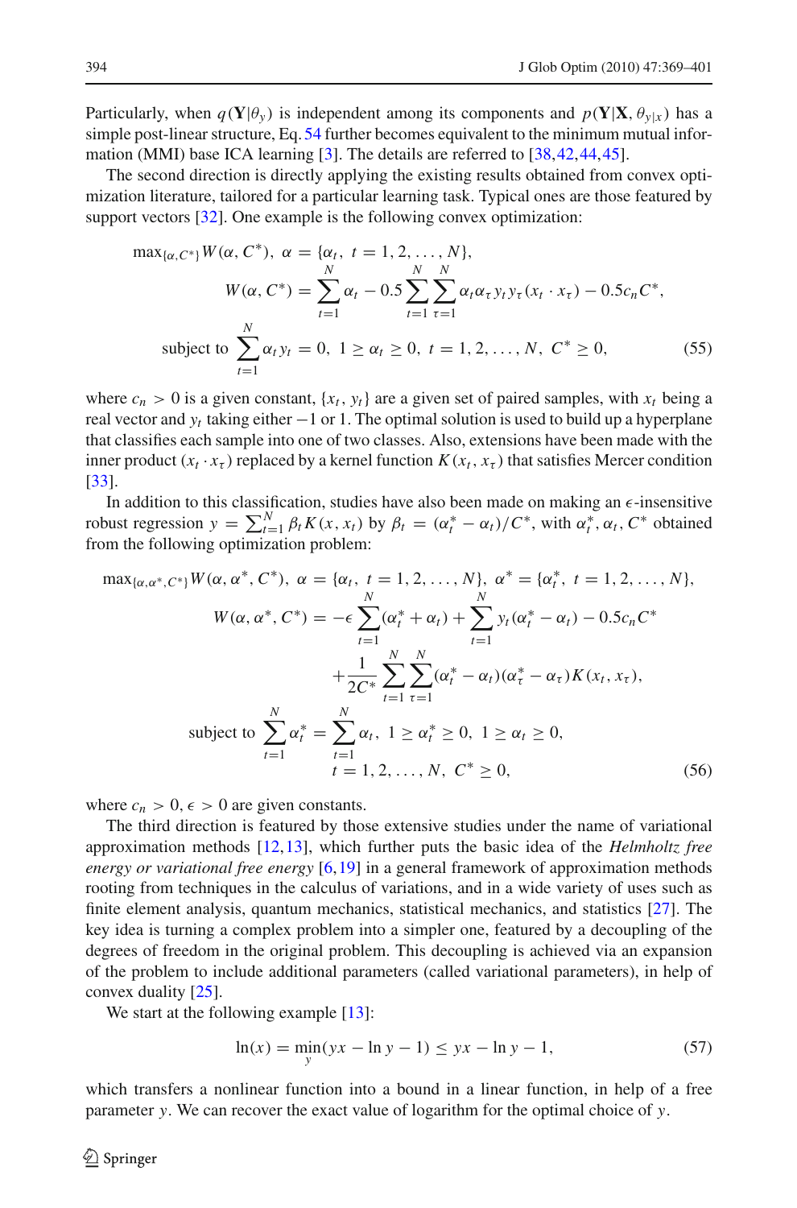Particularly, when $q(\mathbf{Y}|\theta_y)$ is independent among its components and $p(\mathbf{Y}|\mathbf{X}, \theta_{y|x})$ has a simple post-linear structure, Eq. 54 further becomes equivalent to the minimum mutual information (MMI) base ICA learning [3]. The details are referred to [38,42,44,45].

The second direction is directly applying the existing results obtained from convex optimization literature, tailored for a particular learning task. Typical ones are those featured by support vectors [32]. One example is the following convex optimization:

$$
\begin{aligned}
&\max_{\{\alpha, C^*\}} W(\alpha, C^*),\ \alpha = \{\alpha_t,\ t = 1, 2, \ldots, N\},\\
&\qquad W(\alpha, C^*) = \sum_{t=1}^{N} \alpha_t - 0.5 \sum_{t=1}^{N} \sum_{\tau=1}^{N} \alpha_t \alpha_\tau y_t y_\tau (x_t \cdot x_\tau) - 0.5 c_n C^*,\\
&\text{subject to } \sum_{t=1}^{N} \alpha_t y_t = 0,\ 1 \geq \alpha_t \geq 0,\ t = 1, 2, \ldots, N,\ C^* \geq 0,
\end{aligned}
\tag{55}
$$

where $c_n > 0$ is a given constant, $\{x_t, y_t\}$ are a given set of paired samples, with $x_t$ being a real vector and $y_t$ taking either $-1$ or 1. The optimal solution is used to build up a hyperplane that classifies each sample into one of two classes. Also, extensions have been made with the inner product $(x_t \cdot x_\tau)$ replaced by a kernel function $K(x_t, x_\tau)$ that satisfies Mercer condition [33].

In addition to this classification, studies have also been made on making an $\epsilon$-insensitive robust regression $y = \sum_{t=1}^{N} \beta_t K(x, x_t)$ by $\beta_t = (\alpha_t^* - \alpha_t)/C^*$, with $\alpha_t^*, \alpha_t, C^*$ obtained from the following optimization problem:

$$
\begin{aligned}
&\max_{\{\alpha, \alpha^*, C^*\}} W(\alpha, \alpha^*, C^*),\ \alpha = \{\alpha_t,\ t = 1, 2, \ldots, N\},\ \alpha^* = \{\alpha_t^*,\ t = 1, 2, \ldots, N\},\\
&\qquad W(\alpha, \alpha^*, C^*) = -\epsilon \sum_{t=1}^{N} (\alpha_t^* + \alpha_t) + \sum_{t=1}^{N} y_t (\alpha_t^* - \alpha_t) - 0.5 c_n C^*\\
&\qquad\qquad + \frac{1}{2C^*} \sum_{t=1}^{N} \sum_{\tau=1}^{N} (\alpha_t^* - \alpha_t)(\alpha_\tau^* - \alpha_\tau) K(x_t, x_\tau),\\
&\text{subject to } \sum_{t=1}^{N} \alpha_t^* = \sum_{t=1}^{N} \alpha_t,\ 1 \geq \alpha_t^* \geq 0,\ 1 \geq \alpha_t \geq 0,\\
&\qquad t = 1, 2, \ldots, N,\ C^* \geq 0,
\end{aligned}
\tag{56}
$$

where $c_n > 0, \epsilon > 0$ are given constants.

The third direction is featured by those extensive studies under the name of variational approximation methods [12,13], which further puts the basic idea of the *Helmholtz free energy or variational free energy* [6,19] in a general framework of approximation methods rooting from techniques in the calculus of variations, and in a wide variety of uses such as finite element analysis, quantum mechanics, statistical mechanics, and statistics [27]. The key idea is turning a complex problem into a simpler one, featured by a decoupling of the degrees of freedom in the original problem. This decoupling is achieved via an expansion of the problem to include additional parameters (called variational parameters), in help of convex duality [25].

We start at the following example [13]:

$$
\ln(x) = \min_{y} (yx - \ln y - 1) \leq yx - \ln y - 1,
\tag{57}
$$

which transfers a nonlinear function into a bound in a linear function, in help of a free parameter $y$. We can recover the exact value of logarithm for the optimal choice of $y$.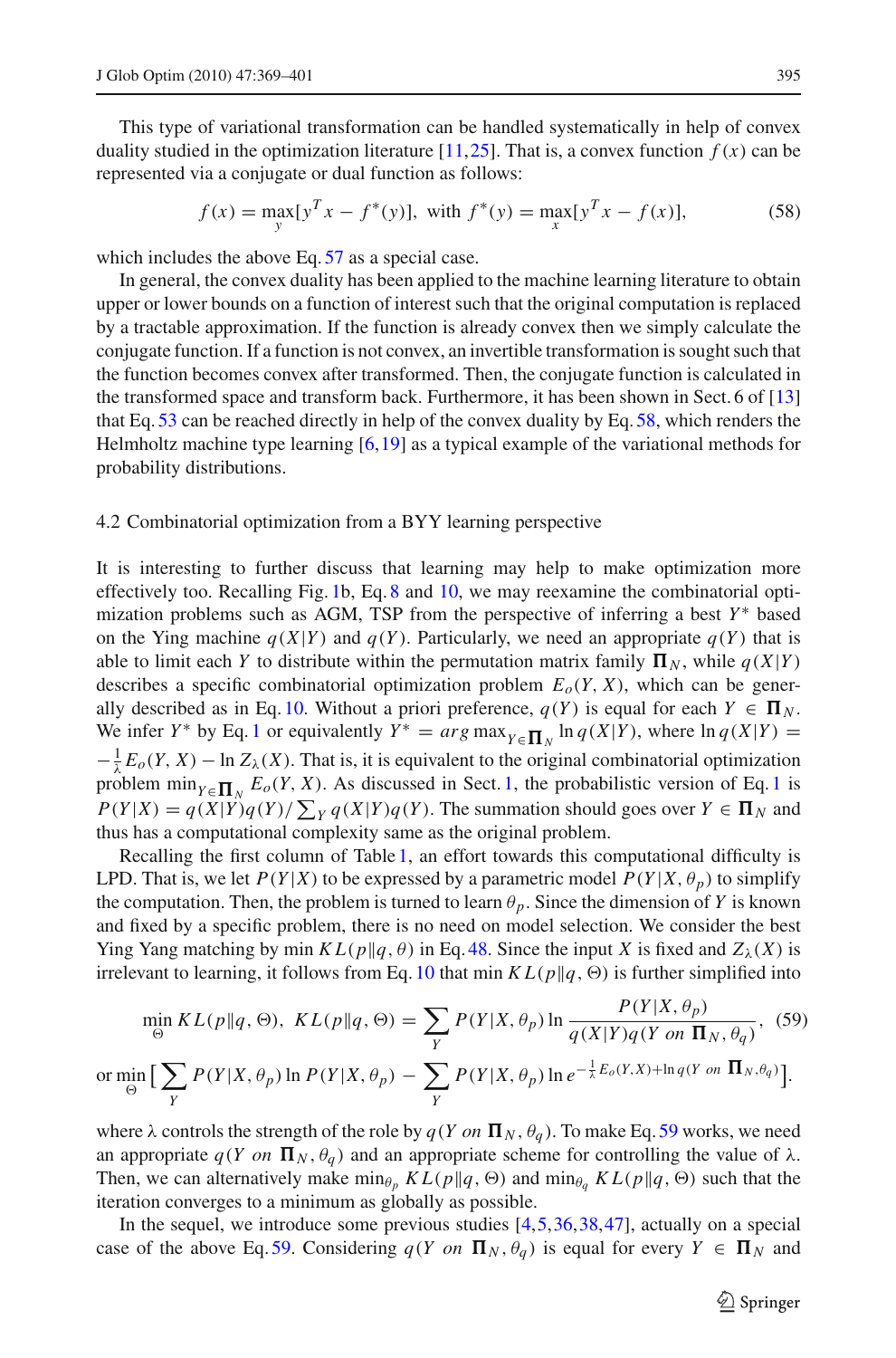This type of variational transformation can be handled systematically in help of convex duality studied in the optimization literature [11,25]. That is, a convex function $f(x)$ can be represented via a conjugate or dual function as follows:

$$f(x) = \max_{y}[y^T x - f^*(y)], \text{ with } f^*(y) = \max_{x}[y^T x - f(x)], \tag{58}$$

which includes the above Eq. 57 as a special case.

In general, the convex duality has been applied to the machine learning literature to obtain upper or lower bounds on a function of interest such that the original computation is replaced by a tractable approximation. If the function is already convex then we simply calculate the conjugate function. If a function is not convex, an invertible transformation is sought such that the function becomes convex after transformed. Then, the conjugate function is calculated in the transformed space and transform back. Furthermore, it has been shown in Sect. 6 of [13] that Eq. 53 can be reached directly in help of the convex duality by Eq. 58, which renders the Helmholtz machine type learning [6,19] as a typical example of the variational methods for probability distributions.

### 4.2 Combinatorial optimization from a BYY learning perspective

It is interesting to further discuss that learning may help to make optimization more effectively too. Recalling Fig. 1b, Eq. 8 and 10, we may reexamine the combinatorial optimization problems such as AGM, TSP from the perspective of inferring a best $Y^*$ based on the Ying machine $q(X|Y)$ and $q(Y)$. Particularly, we need an appropriate $q(Y)$ that is able to limit each $Y$ to distribute within the permutation matrix family $\boldsymbol{\Pi}_N$, while $q(X|Y)$ describes a specific combinatorial optimization problem $E_o(Y, X)$, which can be generally described as in Eq. 10. Without a priori preference, $q(Y)$ is equal for each $Y \in \boldsymbol{\Pi}_N$. We infer $Y^*$ by Eq. 1 or equivalently $Y^* = arg \max_{Y\in\boldsymbol{\Pi}_N} \ln q(X|Y)$, where $\ln q(X|Y) = -\frac{1}{\lambda}E_o(Y, X) - \ln Z_\lambda(X)$. That is, it is equivalent to the original combinatorial optimization problem $\min_{Y\in\boldsymbol{\Pi}_N} E_o(Y, X)$. As discussed in Sect. 1, the probabilistic version of Eq. 1 is $P(Y|X) = q(X|Y)q(Y)/\sum_Y q(X|Y)q(Y)$. The summation should goes over $Y \in \boldsymbol{\Pi}_N$ and thus has a computational complexity same as the original problem.

Recalling the first column of Table 1, an effort towards this computational difficulty is LPD. That is, we let $P(Y|X)$ to be expressed by a parametric model $P(Y|X, \theta_p)$ to simplify the computation. Then, the problem is turned to learn $\theta_p$. Since the dimension of $Y$ is known and fixed by a specific problem, there is no need on model selection. We consider the best Ying Yang matching by $\min KL(p\|q, \theta)$ in Eq. 48. Since the input $X$ is fixed and $Z_\lambda(X)$ is irrelevant to learning, it follows from Eq. 10 that $\min KL(p\|q, \Theta)$ is further simplified into

$$\min_{\Theta} KL(p\|q, \Theta),\ KL(p\|q, \Theta) = \sum_{Y} P(Y|X, \theta_p) \ln \frac{P(Y|X, \theta_p)}{q(X|Y)q(Y \ on\ \boldsymbol{\Pi}_N, \theta_q)}, \tag{59}$$

$$\text{or} \min_{\Theta} \Big[\sum_{Y} P(Y|X, \theta_p) \ln P(Y|X, \theta_p) - \sum_{Y} P(Y|X, \theta_p) \ln e^{-\frac{1}{\lambda}E_o(Y,X)+\ln q(Y \ on\ \boldsymbol{\Pi}_N,\theta_q)}\Big].$$

where $\lambda$ controls the strength of the role by $q(Y \ on\ \boldsymbol{\Pi}_N, \theta_q)$. To make Eq. 59 works, we need an appropriate $q(Y \ on\ \boldsymbol{\Pi}_N, \theta_q)$ and an appropriate scheme for controlling the value of $\lambda$. Then, we can alternatively make $\min_{\theta_p} KL(p\|q, \Theta)$ and $\min_{\theta_q} KL(p\|q, \Theta)$ such that the iteration converges to a minimum as globally as possible.

In the sequel, we introduce some previous studies [4,5,36,38,47], actually on a special case of the above Eq. 59. Considering $q(Y \ on\ \boldsymbol{\Pi}_N, \theta_q)$ is equal for every $Y \in \boldsymbol{\Pi}_N$ and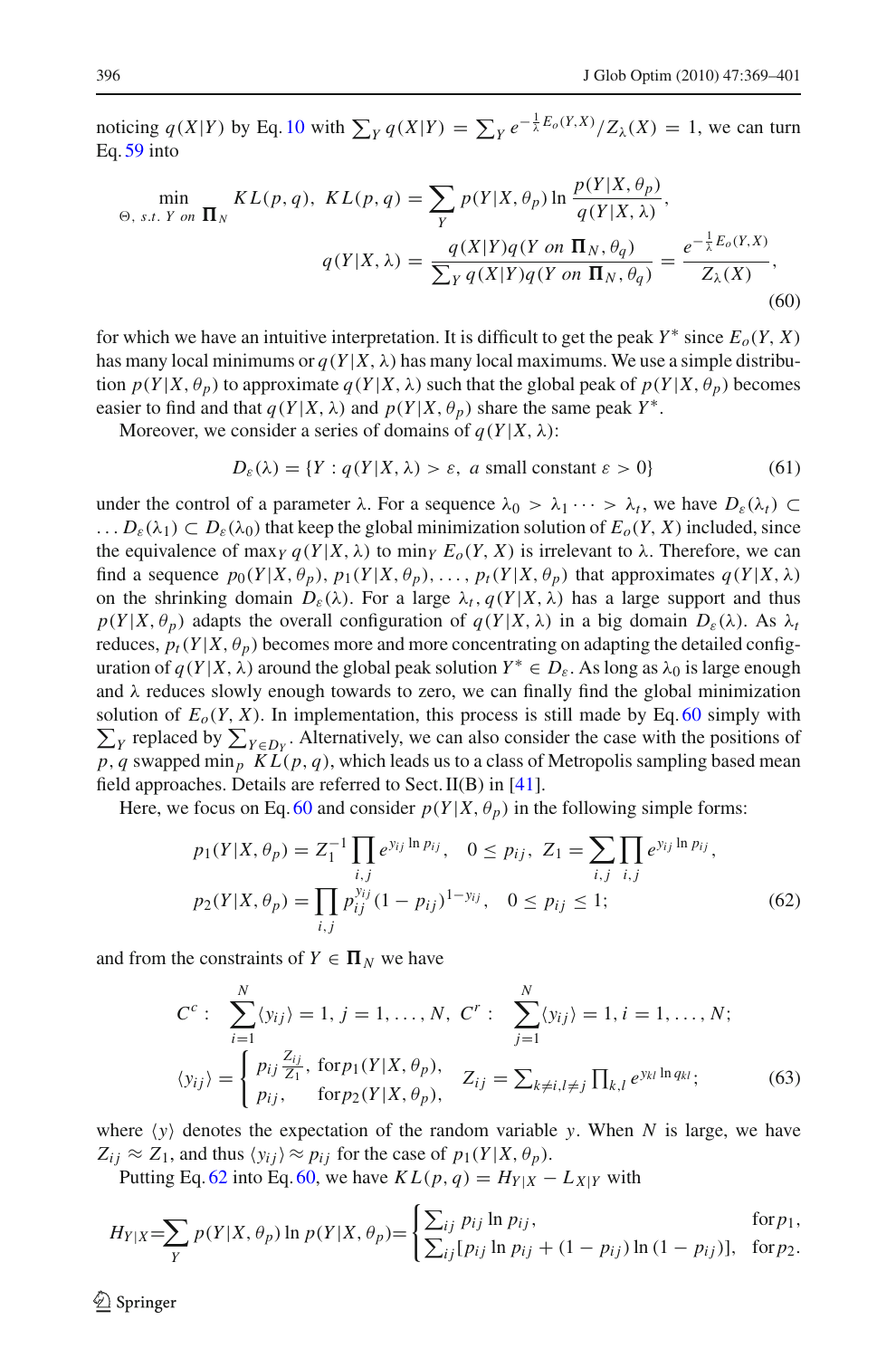noticing $q(X|Y)$ by Eq. 10 with $\sum_Y q(X|Y) = \sum_Y e^{-\frac{1}{\lambda}E_o(Y,X)}/Z_\lambda(X) = 1$, we can turn Eq. 59 into

$$\min_{\Theta,\ s.t.\ Y\ on\ \mathbf{\Pi}_N} KL(p,q),\ KL(p,q) = \sum_Y p(Y|X,\theta_p) \ln \frac{p(Y|X,\theta_p)}{q(Y|X,\lambda)},$$
$$q(Y|X,\lambda) = \frac{q(X|Y)q(Y\ on\ \mathbf{\Pi}_N,\theta_q)}{\sum_Y q(X|Y)q(Y\ on\ \mathbf{\Pi}_N,\theta_q)} = \frac{e^{-\frac{1}{\lambda}E_o(Y,X)}}{Z_\lambda(X)}, \tag{60}$$

for which we have an intuitive interpretation. It is difficult to get the peak $Y^*$ since $E_o(Y,X)$ has many local minimums or $q(Y|X,\lambda)$ has many local maximums. We use a simple distribution $p(Y|X,\theta_p)$ to approximate $q(Y|X,\lambda)$ such that the global peak of $p(Y|X,\theta_p)$ becomes easier to find and that $q(Y|X,\lambda)$ and $p(Y|X,\theta_p)$ share the same peak $Y^*$.

Moreover, we consider a series of domains of $q(Y|X,\lambda)$:

$$D_\varepsilon(\lambda) = \{Y : q(Y|X,\lambda) > \varepsilon,\ a\ \text{small constant}\ \varepsilon > 0\} \tag{61}$$

under the control of a parameter $\lambda$. For a sequence $\lambda_0 > \lambda_1 \cdots > \lambda_t$, we have $D_\varepsilon(\lambda_t) \subset \ldots D_\varepsilon(\lambda_1) \subset D_\varepsilon(\lambda_0)$ that keep the global minimization solution of $E_o(Y,X)$ included, since the equivalence of $\max_Y q(Y|X,\lambda)$ to $\min_Y E_o(Y,X)$ is irrelevant to $\lambda$. Therefore, we can find a sequence $p_0(Y|X,\theta_p), p_1(Y|X,\theta_p), \ldots, p_t(Y|X,\theta_p)$ that approximates $q(Y|X,\lambda)$ on the shrinking domain $D_\varepsilon(\lambda)$. For a large $\lambda_t$, $q(Y|X,\lambda)$ has a large support and thus $p(Y|X,\theta_p)$ adapts the overall configuration of $q(Y|X,\lambda)$ in a big domain $D_\varepsilon(\lambda)$. As $\lambda_t$ reduces, $p_t(Y|X,\theta_p)$ becomes more and more concentrating on adapting the detailed configuration of $q(Y|X,\lambda)$ around the global peak solution $Y^* \in D_\varepsilon$. As long as $\lambda_0$ is large enough and $\lambda$ reduces slowly enough towards to zero, we can finally find the global minimization solution of $E_o(Y,X)$. In implementation, this process is still made by Eq. 60 simply with $\sum_Y$ replaced by $\sum_{Y\in D_Y}$. Alternatively, we can also consider the case with the positions of $p, q$ swapped $\min_p KL(p,q)$, which leads us to a class of Metropolis sampling based mean field approaches. Details are referred to Sect. II(B) in [41].

Here, we focus on Eq. 60 and consider $p(Y|X,\theta_p)$ in the following simple forms:

$$p_1(Y|X,\theta_p) = Z_1^{-1}\prod_{i,j} e^{y_{ij}\ln p_{ij}},\quad 0 \le p_{ij},\ Z_1 = \sum_{i,j}\prod_{i,j} e^{y_{ij}\ln p_{ij}},$$
$$p_2(Y|X,\theta_p) = \prod_{i,j} p_{ij}^{y_{ij}}(1-p_{ij})^{1-y_{ij}},\quad 0 \le p_{ij} \le 1; \tag{62}$$

and from the constraints of $Y \in \mathbf{\Pi}_N$ we have

$$C^c:\ \sum_{i=1}^N \langle y_{ij}\rangle = 1,\ j = 1,\ldots,N,\ C^r:\ \sum_{j=1}^N \langle y_{ij}\rangle = 1,\ i = 1,\ldots,N;$$
$$\langle y_{ij}\rangle = \begin{cases} p_{ij}\frac{Z_{ij}}{Z_1}, & \text{for}\, p_1(Y|X,\theta_p), \\ p_{ij}, & \text{for}\, p_2(Y|X,\theta_p), \end{cases} \quad Z_{ij} = \textstyle\sum_{k\ne i,l\ne j}\prod_{k,l} e^{y_{kl}\ln q_{kl}}; \tag{63}$$

where $\langle y\rangle$ denotes the expectation of the random variable $y$. When $N$ is large, we have $Z_{ij} \approx Z_1$, and thus $\langle y_{ij}\rangle \approx p_{ij}$ for the case of $p_1(Y|X,\theta_p)$.

Putting Eq. 62 into Eq. 60, we have $KL(p,q) = H_{Y|X} - L_{X|Y}$ with

$$H_{Y|X} = \sum_Y p(Y|X,\theta_p)\ln p(Y|X,\theta_p) = \begin{cases} \sum_{ij} p_{ij}\ln p_{ij}, & \text{for}\, p_1, \\ \sum_{ij}[p_{ij}\ln p_{ij} + (1-p_{ij})\ln(1-p_{ij})], & \text{for}\, p_2. \end{cases}$$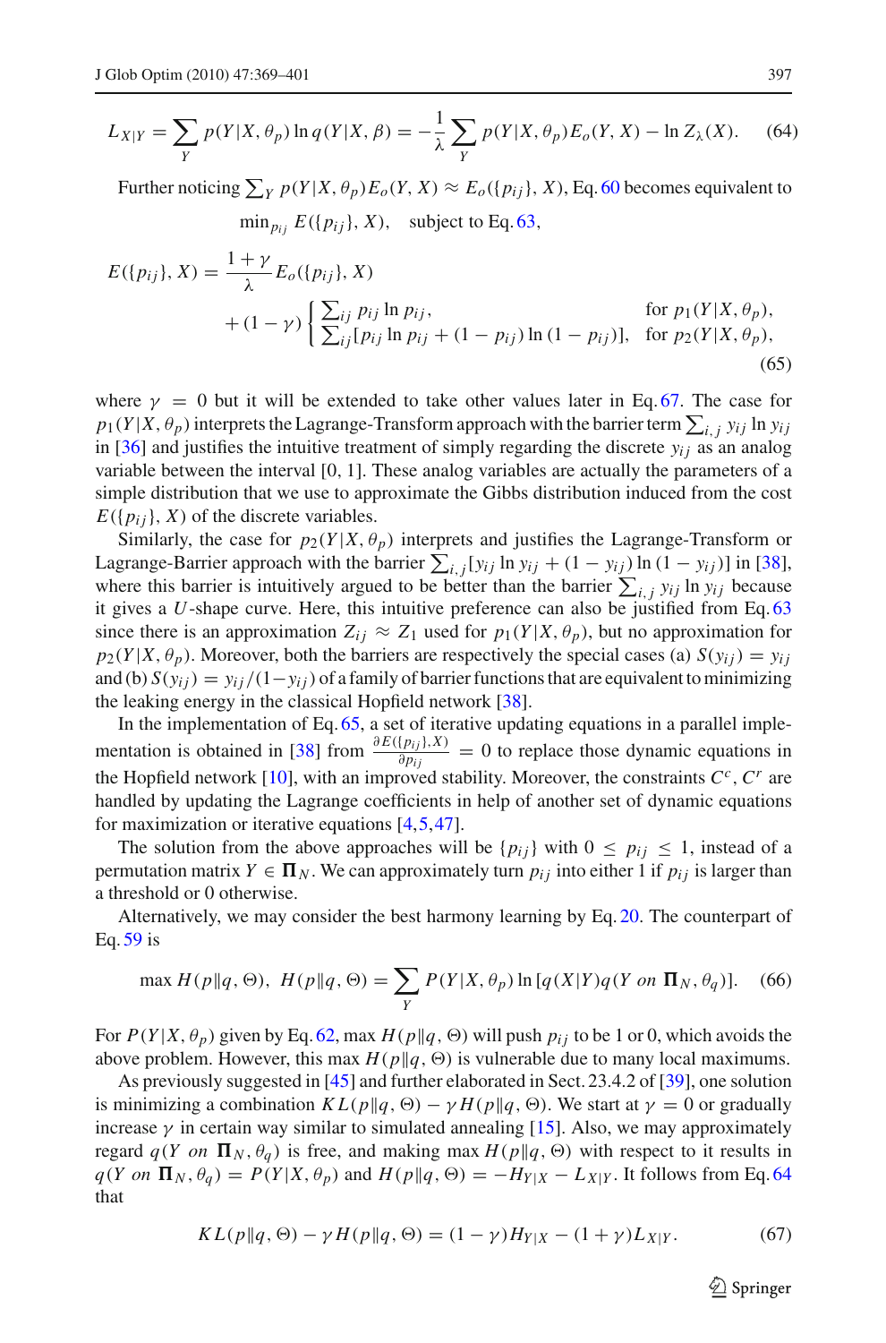$$L_{X|Y} = \sum_Y p(Y|X, \theta_p) \ln q(Y|X, \beta) = -\frac{1}{\lambda} \sum_Y p(Y|X, \theta_p) E_o(Y, X) - \ln Z_\lambda(X). \quad (64)$$

Further noticing $\sum_Y p(Y|X, \theta_p) E_o(Y, X) \approx E_o(\{p_{ij}\}, X)$, Eq. 60 becomes equivalent to

$$\min_{p_{ij}} E(\{p_{ij}\}, X), \quad \text{subject to Eq. 63},$$

$$E(\{p_{ij}\}, X) = \frac{1+\gamma}{\lambda} E_o(\{p_{ij}\}, X)$$
$$+ (1-\gamma) \begin{cases} \sum_{ij} p_{ij} \ln p_{ij}, & \text{for } p_1(Y|X, \theta_p), \\ \sum_{ij} [p_{ij} \ln p_{ij} + (1-p_{ij}) \ln (1-p_{ij})], & \text{for } p_2(Y|X, \theta_p), \end{cases} \quad (65)$$

where $\gamma = 0$ but it will be extended to take other values later in Eq. 67. The case for $p_1(Y|X, \theta_p)$ interprets the Lagrange-Transform approach with the barrier term $\sum_{i,j} y_{ij} \ln y_{ij}$ in [36] and justifies the intuitive treatment of simply regarding the discrete $y_{ij}$ as an analog variable between the interval [0, 1]. These analog variables are actually the parameters of a simple distribution that we use to approximate the Gibbs distribution induced from the cost $E(\{p_{ij}\}, X)$ of the discrete variables.

Similarly, the case for $p_2(Y|X, \theta_p)$ interprets and justifies the Lagrange-Transform or Lagrange-Barrier approach with the barrier $\sum_{i,j}[y_{ij} \ln y_{ij} + (1 - y_{ij}) \ln (1 - y_{ij})]$ in [38], where this barrier is intuitively argued to be better than the barrier $\sum_{i,j} y_{ij} \ln y_{ij}$ because it gives a $U$-shape curve. Here, this intuitive preference can also be justified from Eq. 63 since there is an approximation $Z_{ij} \approx Z_1$ used for $p_1(Y|X, \theta_p)$, but no approximation for $p_2(Y|X, \theta_p)$. Moreover, both the barriers are respectively the special cases (a) $S(y_{ij}) = y_{ij}$ and (b) $S(y_{ij}) = y_{ij}/(1-y_{ij})$ of a family of barrier functions that are equivalent to minimizing the leaking energy in the classical Hopfield network [38].

In the implementation of Eq. 65, a set of iterative updating equations in a parallel implementation is obtained in [38] from $\frac{\partial E(\{p_{ij}\}, X)}{\partial p_{ij}} = 0$ to replace those dynamic equations in the Hopfield network [10], with an improved stability. Moreover, the constraints $C^c$, $C^r$ are handled by updating the Lagrange coefficients in help of another set of dynamic equations for maximization or iterative equations [4,5,47].

The solution from the above approaches will be $\{p_{ij}\}$ with $0 \le p_{ij} \le 1$, instead of a permutation matrix $Y \in \mathbf{\Pi}_N$. We can approximately turn $p_{ij}$ into either 1 if $p_{ij}$ is larger than a threshold or 0 otherwise.

Alternatively, we may consider the best harmony learning by Eq. 20. The counterpart of Eq. 59 is

$$\max H(p\|q, \Theta), \;\; H(p\|q, \Theta) = \sum_Y P(Y|X, \theta_p) \ln [q(X|Y) q(Y \; on \; \mathbf{\Pi}_N, \theta_q)]. \quad (66)$$

For $P(Y|X, \theta_p)$ given by Eq. 62, max $H(p\|q, \Theta)$ will push $p_{ij}$ to be 1 or 0, which avoids the above problem. However, this max $H(p\|q, \Theta)$ is vulnerable due to many local maximums.

As previously suggested in [45] and further elaborated in Sect. 23.4.2 of [39], one solution is minimizing a combination $KL(p\|q, \Theta) - \gamma H(p\|q, \Theta)$. We start at $\gamma = 0$ or gradually increase $\gamma$ in certain way similar to simulated annealing [15]. Also, we may approximately regard $q(Y \; on \; \mathbf{\Pi}_N, \theta_q)$ is free, and making max $H(p\|q, \Theta)$ with respect to it results in $q(Y \; on \; \mathbf{\Pi}_N, \theta_q) = P(Y|X, \theta_p)$ and $H(p\|q, \Theta) = -H_{Y|X} - L_{X|Y}$. It follows from Eq. 64 that

$$KL(p\|q, \Theta) - \gamma H(p\|q, \Theta) = (1-\gamma) H_{Y|X} - (1+\gamma) L_{X|Y}. \quad (67)$$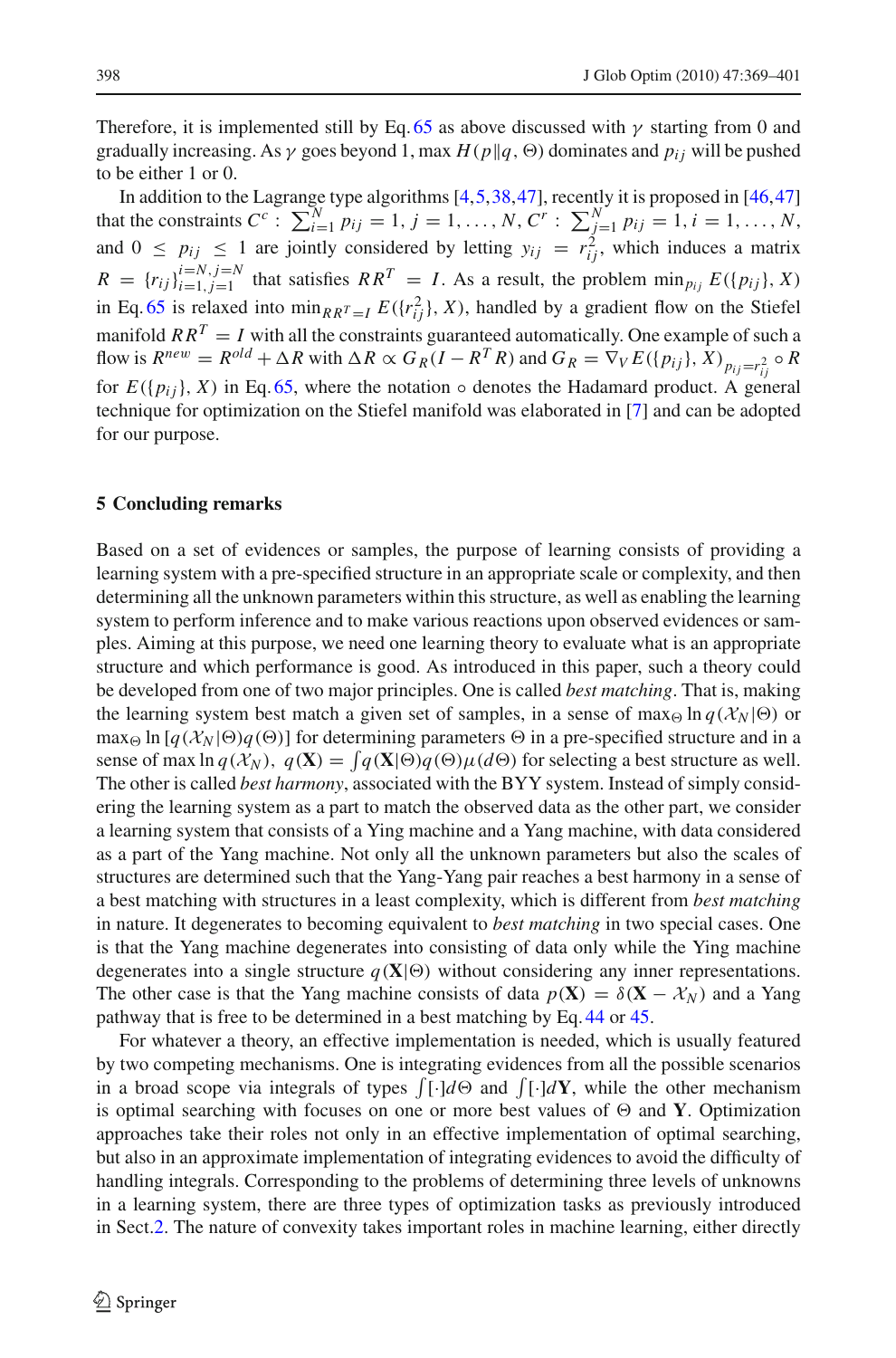Therefore, it is implemented still by Eq. 65 as above discussed with $\gamma$ starting from 0 and gradually increasing. As $\gamma$ goes beyond 1, $\max H(p\|q, \Theta)$ dominates and $p_{ij}$ will be pushed to be either 1 or 0.

In addition to the Lagrange type algorithms [4,5,38,47], recently it is proposed in [46,47] that the constraints $C^c: \sum_{i=1}^{N} p_{ij} = 1, j = 1, \ldots, N, C^r: \sum_{j=1}^{N} p_{ij} = 1, i = 1, \ldots, N$, and $0 \le p_{ij} \le 1$ are jointly considered by letting $y_{ij} = r_{ij}^2$, which induces a matrix $R = \{r_{ij}\}_{i=1,j=1}^{i=N,j=N}$ that satisfies $RR^T = I$. As a result, the problem $\min_{p_{ij}} E(\{p_{ij}\}, X)$ in Eq. 65 is relaxed into $\min_{RR^T=I} E(\{r_{ij}^2\}, X)$, handled by a gradient flow on the Stiefel manifold $RR^T = I$ with all the constraints guaranteed automatically. One example of such a flow is $R^{new} = R^{old} + \Delta R$ with $\Delta R \propto G_R(I - R^T R)$ and $G_R = \nabla_V E(\{p_{ij}\}, X)_{p_{ij}=r_{ij}^2} \circ R$ for $E(\{p_{ij}\}, X)$ in Eq. 65, where the notation $\circ$ denotes the Hadamard product. A general technique for optimization on the Stiefel manifold was elaborated in [7] and can be adopted for our purpose.

## 5 Concluding remarks

Based on a set of evidences or samples, the purpose of learning consists of providing a learning system with a pre-specified structure in an appropriate scale or complexity, and then determining all the unknown parameters within this structure, as well as enabling the learning system to perform inference and to make various reactions upon observed evidences or samples. Aiming at this purpose, we need one learning theory to evaluate what is an appropriate structure and which performance is good. As introduced in this paper, such a theory could be developed from one of two major principles. One is called *best matching*. That is, making the learning system best match a given set of samples, in a sense of $\max_\Theta \ln q(\mathcal{X}_N|\Theta)$ or $\max_\Theta \ln [q(\mathcal{X}_N|\Theta)q(\Theta)]$ for determining parameters $\Theta$ in a pre-specified structure and in a sense of $\max \ln q(\mathcal{X}_N)$, $q(\mathbf{X}) = \int q(\mathbf{X}|\Theta)q(\Theta)\mu(d\Theta)$ for selecting a best structure as well. The other is called *best harmony*, associated with the BYY system. Instead of simply considering the learning system as a part to match the observed data as the other part, we consider a learning system that consists of a Ying machine and a Yang machine, with data considered as a part of the Yang machine. Not only all the unknown parameters but also the scales of structures are determined such that the Yang-Yang pair reaches a best harmony in a sense of a best matching with structures in a least complexity, which is different from *best matching* in nature. It degenerates to becoming equivalent to *best matching* in two special cases. One is that the Yang machine degenerates into consisting of data only while the Ying machine degenerates into a single structure $q(\mathbf{X}|\Theta)$ without considering any inner representations. The other case is that the Yang machine consists of data $p(\mathbf{X}) = \delta(\mathbf{X} - \mathcal{X}_N)$ and a Yang pathway that is free to be determined in a best matching by Eq. 44 or 45.

For whatever a theory, an effective implementation is needed, which is usually featured by two competing mechanisms. One is integrating evidences from all the possible scenarios in a broad scope via integrals of types $\int[\cdot]d\Theta$ and $\int[\cdot]d\mathbf{Y}$, while the other mechanism is optimal searching with focuses on one or more best values of $\Theta$ and $\mathbf{Y}$. Optimization approaches take their roles not only in an effective implementation of optimal searching, but also in an approximate implementation of integrating evidences to avoid the difficulty of handling integrals. Corresponding to the problems of determining three levels of unknowns in a learning system, there are three types of optimization tasks as previously introduced in Sect. 2. The nature of convexity takes important roles in machine learning, either directly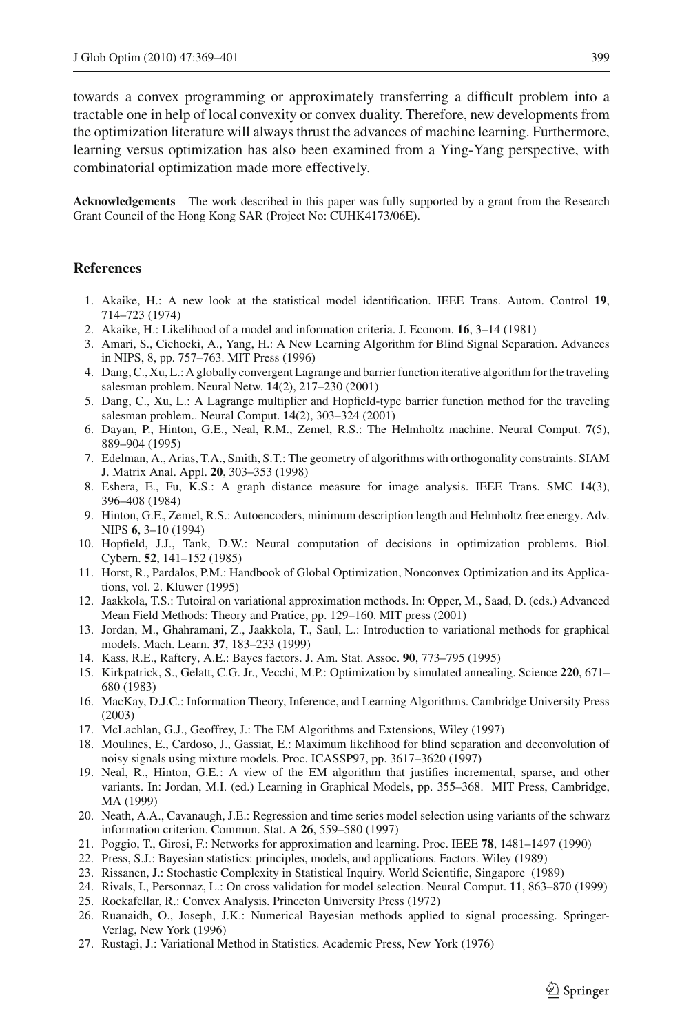towards a convex programming or approximately transferring a difficult problem into a tractable one in help of local convexity or convex duality. Therefore, new developments from the optimization literature will always thrust the advances of machine learning. Furthermore, learning versus optimization has also been examined from a Ying-Yang perspective, with combinatorial optimization made more effectively.

**Acknowledgements** The work described in this paper was fully supported by a grant from the Research Grant Council of the Hong Kong SAR (Project No: CUHK4173/06E).

## References

1. Akaike, H.: A new look at the statistical model identification. IEEE Trans. Autom. Control **19**, 714–723 (1974)
2. Akaike, H.: Likelihood of a model and information criteria. J. Econom. **16**, 3–14 (1981)
3. Amari, S., Cichocki, A., Yang, H.: A New Learning Algorithm for Blind Signal Separation. Advances in NIPS, 8, pp. 757–763. MIT Press (1996)
4. Dang, C., Xu, L.: A globally convergent Lagrange and barrier function iterative algorithm for the traveling salesman problem. Neural Netw. **14**(2), 217–230 (2001)
5. Dang, C., Xu, L.: A Lagrange multiplier and Hopfield-type barrier function method for the traveling salesman problem.. Neural Comput. **14**(2), 303–324 (2001)
6. Dayan, P., Hinton, G.E., Neal, R.M., Zemel, R.S.: The Helmholtz machine. Neural Comput. **7**(5), 889–904 (1995)
7. Edelman, A., Arias, T.A., Smith, S.T.: The geometry of algorithms with orthogonality constraints. SIAM J. Matrix Anal. Appl. **20**, 303–353 (1998)
8. Eshera, E., Fu, K.S.: A graph distance measure for image analysis. IEEE Trans. SMC **14**(3), 396–408 (1984)
9. Hinton, G.E, Zemel, R.S.: Autoencoders, minimum description length and Helmholtz free energy. Adv. NIPS **6**, 3–10 (1994)
10. Hopfield, J.J., Tank, D.W.: Neural computation of decisions in optimization problems. Biol. Cybern. **52**, 141–152 (1985)
11. Horst, R., Pardalos, P.M.: Handbook of Global Optimization, Nonconvex Optimization and its Applications, vol. 2. Kluwer (1995)
12. Jaakkola, T.S.: Tutoiral on variational approximation methods. In: Opper, M., Saad, D. (eds.) Advanced Mean Field Methods: Theory and Pratice, pp. 129–160. MIT press (2001)
13. Jordan, M., Ghahramani, Z., Jaakkola, T., Saul, L.: Introduction to variational methods for graphical models. Mach. Learn. **37**, 183–233 (1999)
14. Kass, R.E., Raftery, A.E.: Bayes factors. J. Am. Stat. Assoc. **90**, 773–795 (1995)
15. Kirkpatrick, S., Gelatt, C.G. Jr., Vecchi, M.P.: Optimization by simulated annealing. Science **220**, 671–680 (1983)
16. MacKay, D.J.C.: Information Theory, Inference, and Learning Algorithms. Cambridge University Press (2003)
17. McLachlan, G.J., Geoffrey, J.: The EM Algorithms and Extensions, Wiley (1997)
18. Moulines, E., Cardoso, J., Gassiat, E.: Maximum likelihood for blind separation and deconvolution of noisy signals using mixture models. Proc. ICASSP97, pp. 3617–3620 (1997)
19. Neal, R., Hinton, G.E.: A view of the EM algorithm that justifies incremental, sparse, and other variants. In: Jordan, M.I. (ed.) Learning in Graphical Models, pp. 355–368. MIT Press, Cambridge, MA (1999)
20. Neath, A.A., Cavanaugh, J.E.: Regression and time series model selection using variants of the schwarz information criterion. Commun. Stat. A **26**, 559–580 (1997)
21. Poggio, T., Girosi, F.: Networks for approximation and learning. Proc. IEEE **78**, 1481–1497 (1990)
22. Press, S.J.: Bayesian statistics: principles, models, and applications. Factors. Wiley (1989)
23. Rissanen, J.: Stochastic Complexity in Statistical Inquiry. World Scientific, Singapore (1989)
24. Rivals, I., Personnaz, L.: On cross validation for model selection. Neural Comput. **11**, 863–870 (1999)
25. Rockafellar, R.: Convex Analysis. Princeton University Press (1972)
26. Ruanaidh, O., Joseph, J.K.: Numerical Bayesian methods applied to signal processing. Springer-Verlag, New York (1996)
27. Rustagi, J.: Variational Method in Statistics. Academic Press, New York (1976)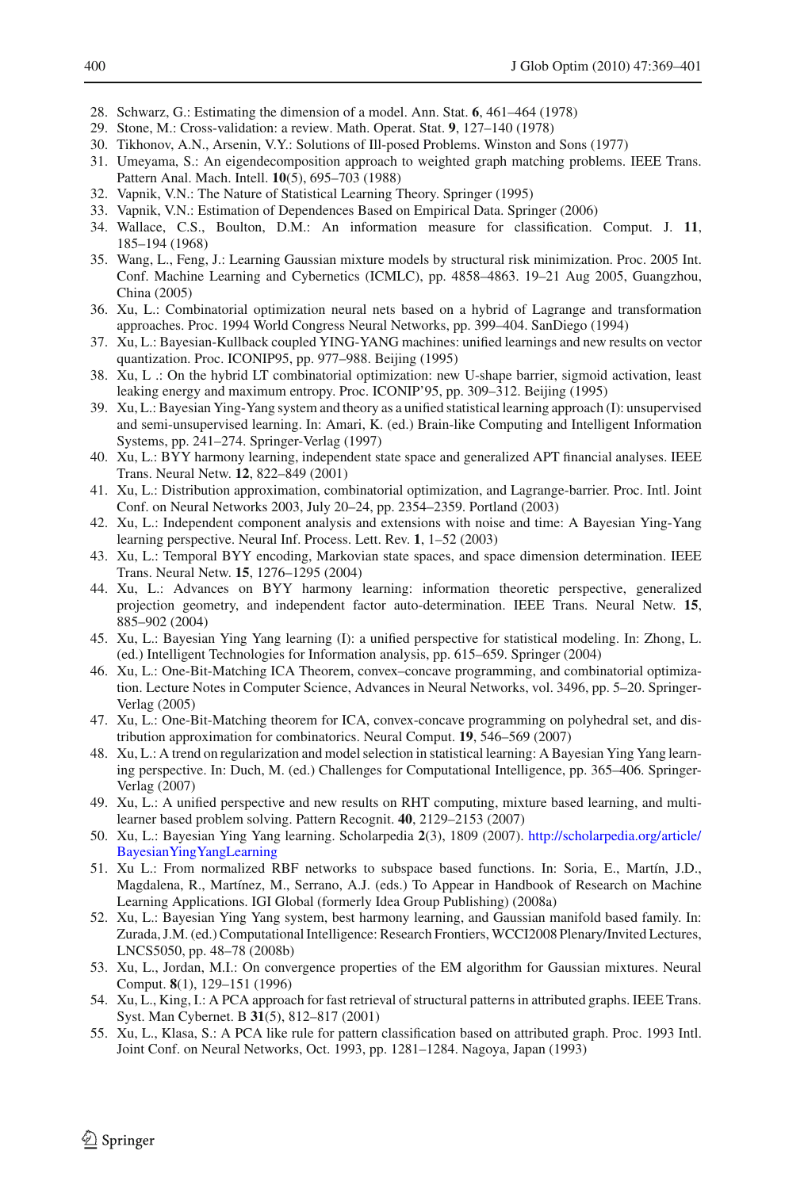28. Schwarz, G.: Estimating the dimension of a model. Ann. Stat. **6**, 461–464 (1978)
29. Stone, M.: Cross-validation: a review. Math. Operat. Stat. **9**, 127–140 (1978)
30. Tikhonov, A.N., Arsenin, V.Y.: Solutions of Ill-posed Problems. Winston and Sons (1977)
31. Umeyama, S.: An eigendecomposition approach to weighted graph matching problems. IEEE Trans. Pattern Anal. Mach. Intell. **10**(5), 695–703 (1988)
32. Vapnik, V.N.: The Nature of Statistical Learning Theory. Springer (1995)
33. Vapnik, V.N.: Estimation of Dependences Based on Empirical Data. Springer (2006)
34. Wallace, C.S., Boulton, D.M.: An information measure for classification. Comput. J. **11**, 185–194 (1968)
35. Wang, L., Feng, J.: Learning Gaussian mixture models by structural risk minimization. Proc. 2005 Int. Conf. Machine Learning and Cybernetics (ICMLC), pp. 4858–4863. 19–21 Aug 2005, Guangzhou, China (2005)
36. Xu, L.: Combinatorial optimization neural nets based on a hybrid of Lagrange and transformation approaches. Proc. 1994 World Congress Neural Networks, pp. 399–404. SanDiego (1994)
37. Xu, L.: Bayesian-Kullback coupled YING-YANG machines: unified learnings and new results on vector quantization. Proc. ICONIP95, pp. 977–988. Beijing (1995)
38. Xu, L .: On the hybrid LT combinatorial optimization: new U-shape barrier, sigmoid activation, least leaking energy and maximum entropy. Proc. ICONIP'95, pp. 309–312. Beijing (1995)
39. Xu, L.: Bayesian Ying-Yang system and theory as a unified statistical learning approach (I): unsupervised and semi-unsupervised learning. In: Amari, K. (ed.) Brain-like Computing and Intelligent Information Systems, pp. 241–274. Springer-Verlag (1997)
40. Xu, L.: BYY harmony learning, independent state space and generalized APT financial analyses. IEEE Trans. Neural Netw. **12**, 822–849 (2001)
41. Xu, L.: Distribution approximation, combinatorial optimization, and Lagrange-barrier. Proc. Intl. Joint Conf. on Neural Networks 2003, July 20–24, pp. 2354–2359. Portland (2003)
42. Xu, L.: Independent component analysis and extensions with noise and time: A Bayesian Ying-Yang learning perspective. Neural Inf. Process. Lett. Rev. **1**, 1–52 (2003)
43. Xu, L.: Temporal BYY encoding, Markovian state spaces, and space dimension determination. IEEE Trans. Neural Netw. **15**, 1276–1295 (2004)
44. Xu, L.: Advances on BYY harmony learning: information theoretic perspective, generalized projection geometry, and independent factor auto-determination. IEEE Trans. Neural Netw. **15**, 885–902 (2004)
45. Xu, L.: Bayesian Ying Yang learning (I): a unified perspective for statistical modeling. In: Zhong, L. (ed.) Intelligent Technologies for Information analysis, pp. 615–659. Springer (2004)
46. Xu, L.: One-Bit-Matching ICA Theorem, convex–concave programming, and combinatorial optimization. Lecture Notes in Computer Science, Advances in Neural Networks, vol. 3496, pp. 5–20. Springer-Verlag (2005)
47. Xu, L.: One-Bit-Matching theorem for ICA, convex-concave programming on polyhedral set, and distribution approximation for combinatorics. Neural Comput. **19**, 546–569 (2007)
48. Xu, L.: A trend on regularization and model selection in statistical learning: A Bayesian Ying Yang learning perspective. In: Duch, M. (ed.) Challenges for Computational Intelligence, pp. 365–406. Springer-Verlag (2007)
49. Xu, L.: A unified perspective and new results on RHT computing, mixture based learning, and multi-learner based problem solving. Pattern Recognit. **40**, 2129–2153 (2007)
50. Xu, L.: Bayesian Ying Yang learning. Scholarpedia **2**(3), 1809 (2007). http://scholarpedia.org/article/BayesianYingYangLearning
51. Xu L.: From normalized RBF networks to subspace based functions. In: Soria, E., Martín, J.D., Magdalena, R., Martínez, M., Serrano, A.J. (eds.) To Appear in Handbook of Research on Machine Learning Applications. IGI Global (formerly Idea Group Publishing) (2008a)
52. Xu, L.: Bayesian Ying Yang system, best harmony learning, and Gaussian manifold based family. In: Zurada, J.M. (ed.) Computational Intelligence: Research Frontiers, WCCI2008 Plenary/Invited Lectures, LNCS5050, pp. 48–78 (2008b)
53. Xu, L., Jordan, M.I.: On convergence properties of the EM algorithm for Gaussian mixtures. Neural Comput. **8**(1), 129–151 (1996)
54. Xu, L., King, I.: A PCA approach for fast retrieval of structural patterns in attributed graphs. IEEE Trans. Syst. Man Cybernet. B **31**(5), 812–817 (2001)
55. Xu, L., Klasa, S.: A PCA like rule for pattern classification based on attributed graph. Proc. 1993 Intl. Joint Conf. on Neural Networks, Oct. 1993, pp. 1281–1284. Nagoya, Japan (1993)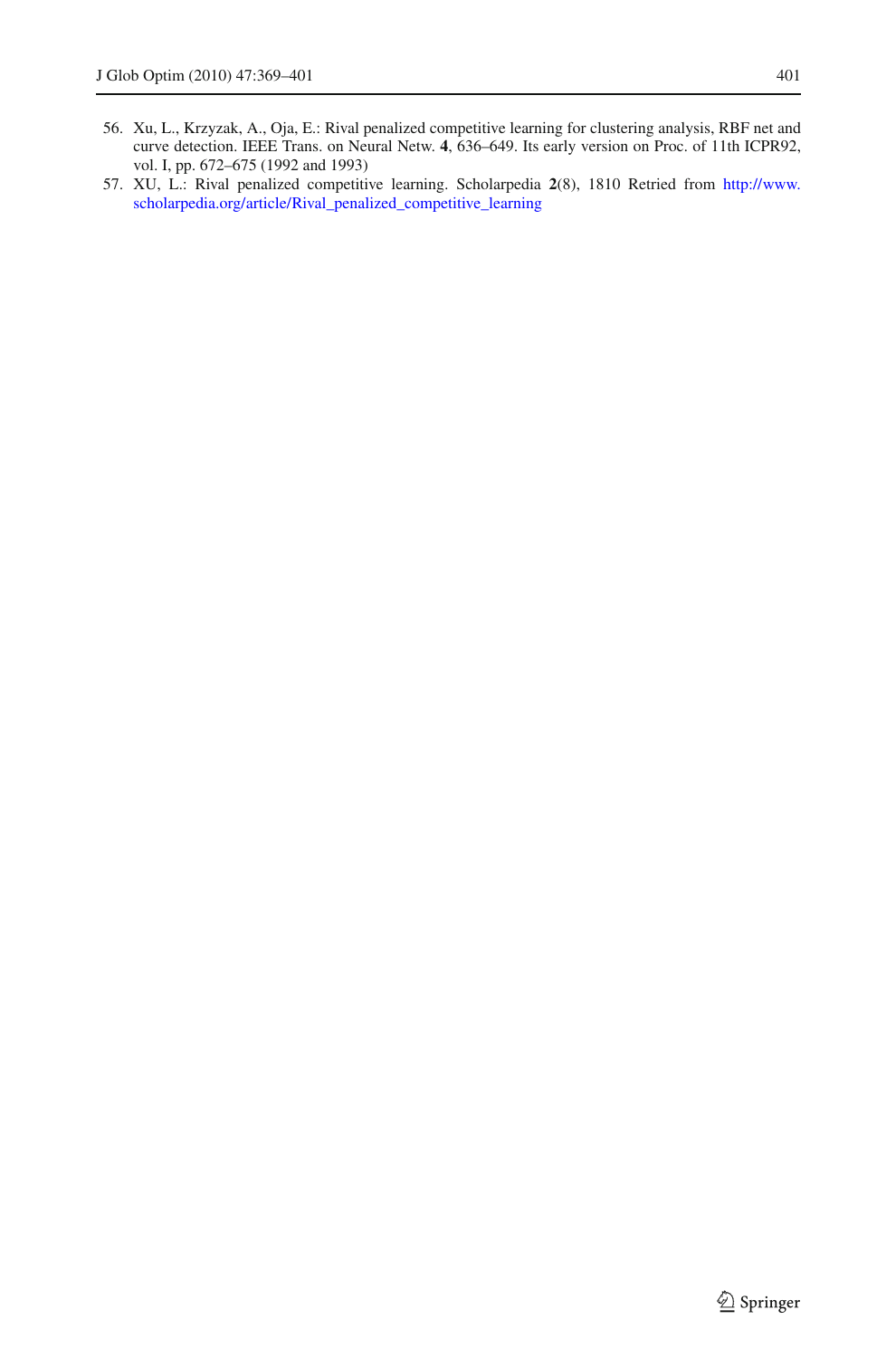56. Xu, L., Krzyzak, A., Oja, E.: Rival penalized competitive learning for clustering analysis, RBF net and curve detection. IEEE Trans. on Neural Netw. **4**, 636–649. Its early version on Proc. of 11th ICPR92, vol. I, pp. 672–675 (1992 and 1993)
57. XU, L.: Rival penalized competitive learning. Scholarpedia **2**(8), 1810 Retried from http://www.scholarpedia.org/article/Rival_penalized_competitive_learning